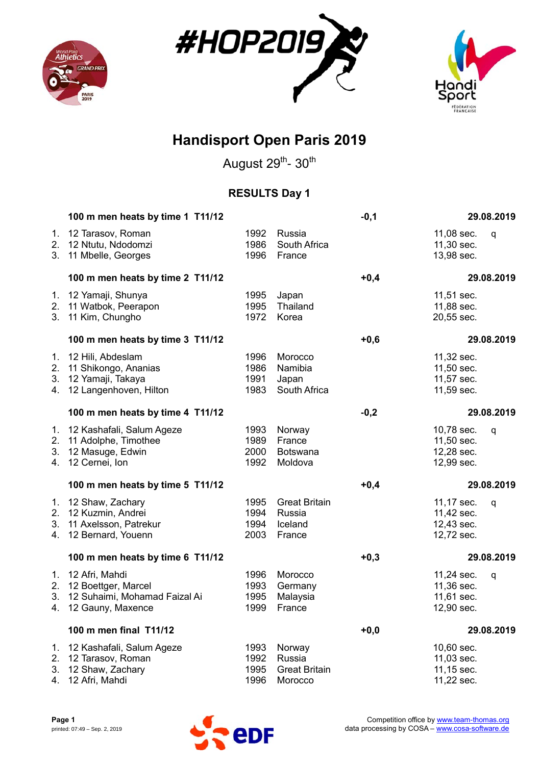# Handisport Open Paris 2019

August 29th- 30th

## RESULTS Day 1

### 100 m men heats by time 1 T11/12 — -0,1 — 29.08.2019

| | Class | Name | Year | Country | Result | |
|---|---|---|---|---|---|---|
| 1. | 12 | Tarasov, Roman | 1992 | Russia | 11,08 sec. | q |
| 2. | 12 | Ntutu, Ndodomzi | 1986 | South Africa | 11,30 sec. | |
| 3. | 11 | Mbelle, Georges | 1996 | France | 13,98 sec. | |

### 100 m men heats by time 2 T11/12 — +0,4 — 29.08.2019

| | Class | Name | Year | Country | Result | |
|---|---|---|---|---|---|---|
| 1. | 12 | Yamaji, Shunya | 1995 | Japan | 11,51 sec. | |
| 2. | 11 | Watbok, Peerapon | 1995 | Thailand | 11,88 sec. | |
| 3. | 11 | Kim, Chungho | 1972 | Korea | 20,55 sec. | |

### 100 m men heats by time 3 T11/12 — +0,6 — 29.08.2019

| | Class | Name | Year | Country | Result | |
|---|---|---|---|---|---|---|
| 1. | 12 | Hili, Abdeslam | 1996 | Morocco | 11,32 sec. | |
| 2. | 11 | Shikongo, Ananias | 1986 | Namibia | 11,50 sec. | |
| 3. | 12 | Yamaji, Takaya | 1991 | Japan | 11,57 sec. | |
| 4. | 12 | Langenhoven, Hilton | 1983 | South Africa | 11,59 sec. | |

### 100 m men heats by time 4 T11/12 — -0,2 — 29.08.2019

| | Class | Name | Year | Country | Result | |
|---|---|---|---|---|---|---|
| 1. | 12 | Kashafali, Salum Ageze | 1993 | Norway | 10,78 sec. | q |
| 2. | 11 | Adolphe, Timothee | 1989 | France | 11,50 sec. | |
| 3. | 12 | Masuge, Edwin | 2000 | Botswana | 12,28 sec. | |
| 4. | 12 | Cernei, Ion | 1992 | Moldova | 12,99 sec. | |

### 100 m men heats by time 5 T11/12 — +0,4 — 29.08.2019

| | Class | Name | Year | Country | Result | |
|---|---|---|---|---|---|---|
| 1. | 12 | Shaw, Zachary | 1995 | Great Britain | 11,17 sec. | q |
| 2. | 12 | Kuzmin, Andrei | 1994 | Russia | 11,42 sec. | |
| 3. | 11 | Axelsson, Patrekur | 1994 | Iceland | 12,43 sec. | |
| 4. | 12 | Bernard, Youenn | 2003 | France | 12,72 sec. | |

### 100 m men heats by time 6 T11/12 — +0,3 — 29.08.2019

| | Class | Name | Year | Country | Result | |
|---|---|---|---|---|---|---|
| 1. | 12 | Afri, Mahdi | 1996 | Morocco | 11,24 sec. | q |
| 2. | 12 | Boettger, Marcel | 1993 | Germany | 11,36 sec. | |
| 3. | 12 | Suhaimi, Mohamad Faizal Ai | 1995 | Malaysia | 11,61 sec. | |
| 4. | 12 | Gauny, Maxence | 1999 | France | 12,90 sec. | |

### 100 m men final T11/12 — +0,0 — 29.08.2019

| | Class | Name | Year | Country | Result |
|---|---|---|---|---|---|
| 1. | 12 | Kashafali, Salum Ageze | 1993 | Norway | 10,60 sec. |
| 2. | 12 | Tarasov, Roman | 1992 | Russia | 11,03 sec. |
| 3. | 12 | Shaw, Zachary | 1995 | Great Britain | 11,15 sec. |
| 4. | 12 | Afri, Mahdi | 1996 | Morocco | 11,22 sec. |

printed: 07:49 – Sep. 2, 2019

Competition office by www.team-thomas.org
data processing by COSA – www.cosa-software.de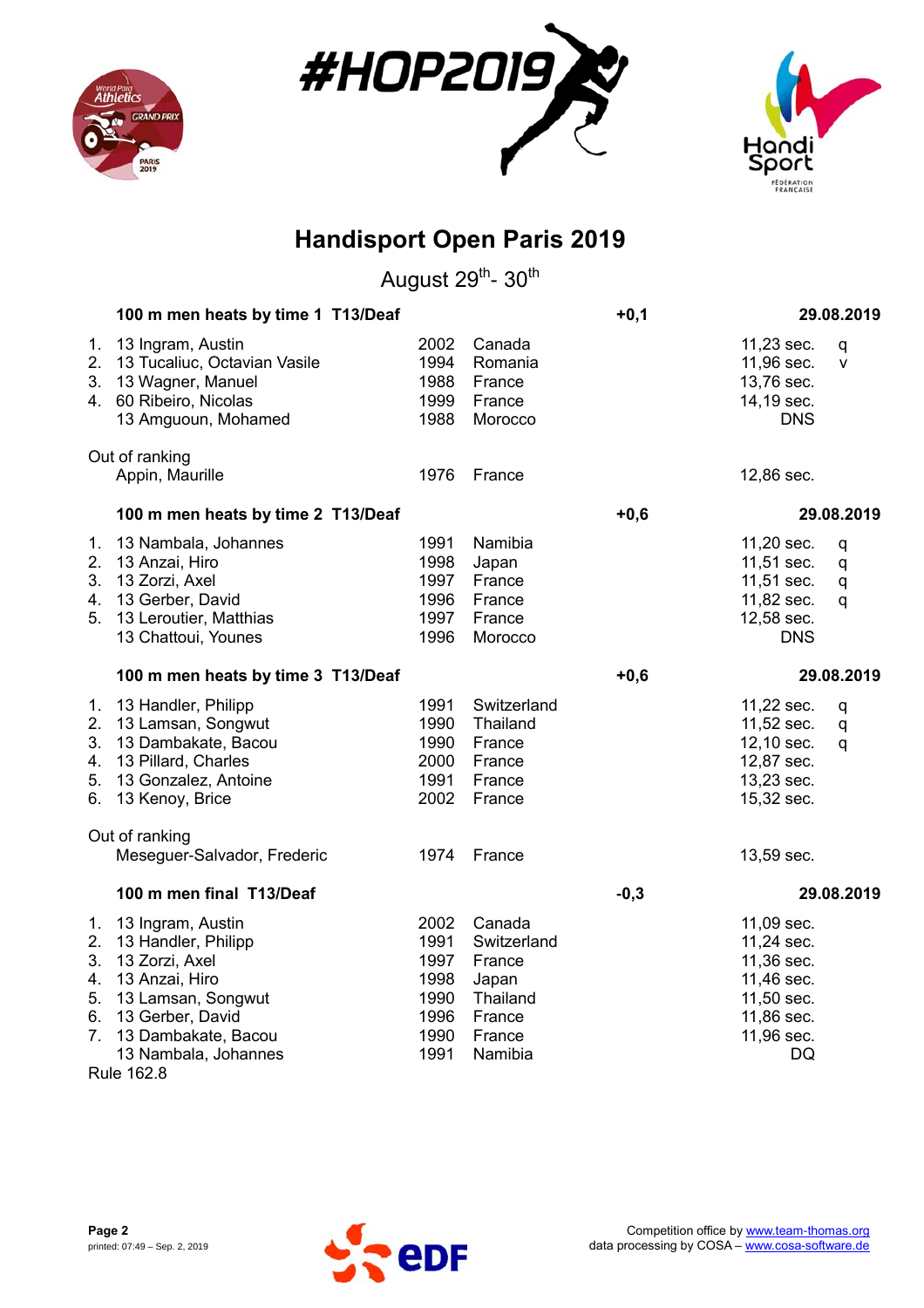# Handisport Open Paris 2019

August 29th- 30th

### 100 m men heats by time 1 T13/Deaf — +0,1 — 29.08.2019

| Rank | Class, Name | Year | Country | Result | |
|---|---|---|---|---|---|
| 1. | 13 Ingram, Austin | 2002 | Canada | 11,23 sec. | q |
| 2. | 13 Tucaliuc, Octavian Vasile | 1994 | Romania | 11,96 sec. | v |
| 3. | 13 Wagner, Manuel | 1988 | France | 13,76 sec. | |
| 4. | 60 Ribeiro, Nicolas | 1999 | France | 14,19 sec. | |
| | 13 Amguoun, Mohamed | 1988 | Morocco | DNS | |

Out of ranking

| Name | Year | Country | Result |
|---|---|---|---|
| Appin, Maurille | 1976 | France | 12,86 sec. |

### 100 m men heats by time 2 T13/Deaf — +0,6 — 29.08.2019

| Rank | Class, Name | Year | Country | Result | |
|---|---|---|---|---|---|
| 1. | 13 Nambala, Johannes | 1991 | Namibia | 11,20 sec. | q |
| 2. | 13 Anzai, Hiro | 1998 | Japan | 11,51 sec. | q |
| 3. | 13 Zorzi, Axel | 1997 | France | 11,51 sec. | q |
| 4. | 13 Gerber, David | 1996 | France | 11,82 sec. | q |
| 5. | 13 Leroutier, Matthias | 1997 | France | 12,58 sec. | |
| | 13 Chattoui, Younes | 1996 | Morocco | DNS | |

### 100 m men heats by time 3 T13/Deaf — +0,6 — 29.08.2019

| Rank | Class, Name | Year | Country | Result | |
|---|---|---|---|---|---|
| 1. | 13 Handler, Philipp | 1991 | Switzerland | 11,22 sec. | q |
| 2. | 13 Lamsan, Songwut | 1990 | Thailand | 11,52 sec. | q |
| 3. | 13 Dambakate, Bacou | 1990 | France | 12,10 sec. | q |
| 4. | 13 Pillard, Charles | 2000 | France | 12,87 sec. | |
| 5. | 13 Gonzalez, Antoine | 1991 | France | 13,23 sec. | |
| 6. | 13 Kenoy, Brice | 2002 | France | 15,32 sec. | |

Out of ranking

| Name | Year | Country | Result |
|---|---|---|---|
| Meseguer-Salvador, Frederic | 1974 | France | 13,59 sec. |

### 100 m men final T13/Deaf — -0,3 — 29.08.2019

| Rank | Class, Name | Year | Country | Result |
|---|---|---|---|---|
| 1. | 13 Ingram, Austin | 2002 | Canada | 11,09 sec. |
| 2. | 13 Handler, Philipp | 1991 | Switzerland | 11,24 sec. |
| 3. | 13 Zorzi, Axel | 1997 | France | 11,36 sec. |
| 4. | 13 Anzai, Hiro | 1998 | Japan | 11,46 sec. |
| 5. | 13 Lamsan, Songwut | 1990 | Thailand | 11,50 sec. |
| 6. | 13 Gerber, David | 1996 | France | 11,86 sec. |
| 7. | 13 Dambakate, Bacou | 1990 | France | 11,96 sec. |
| | 13 Nambala, Johannes | 1991 | Namibia | DQ |

Rule 162.8

Competition office by www.team-thomas.org
data processing by COSA – www.cosa-software.de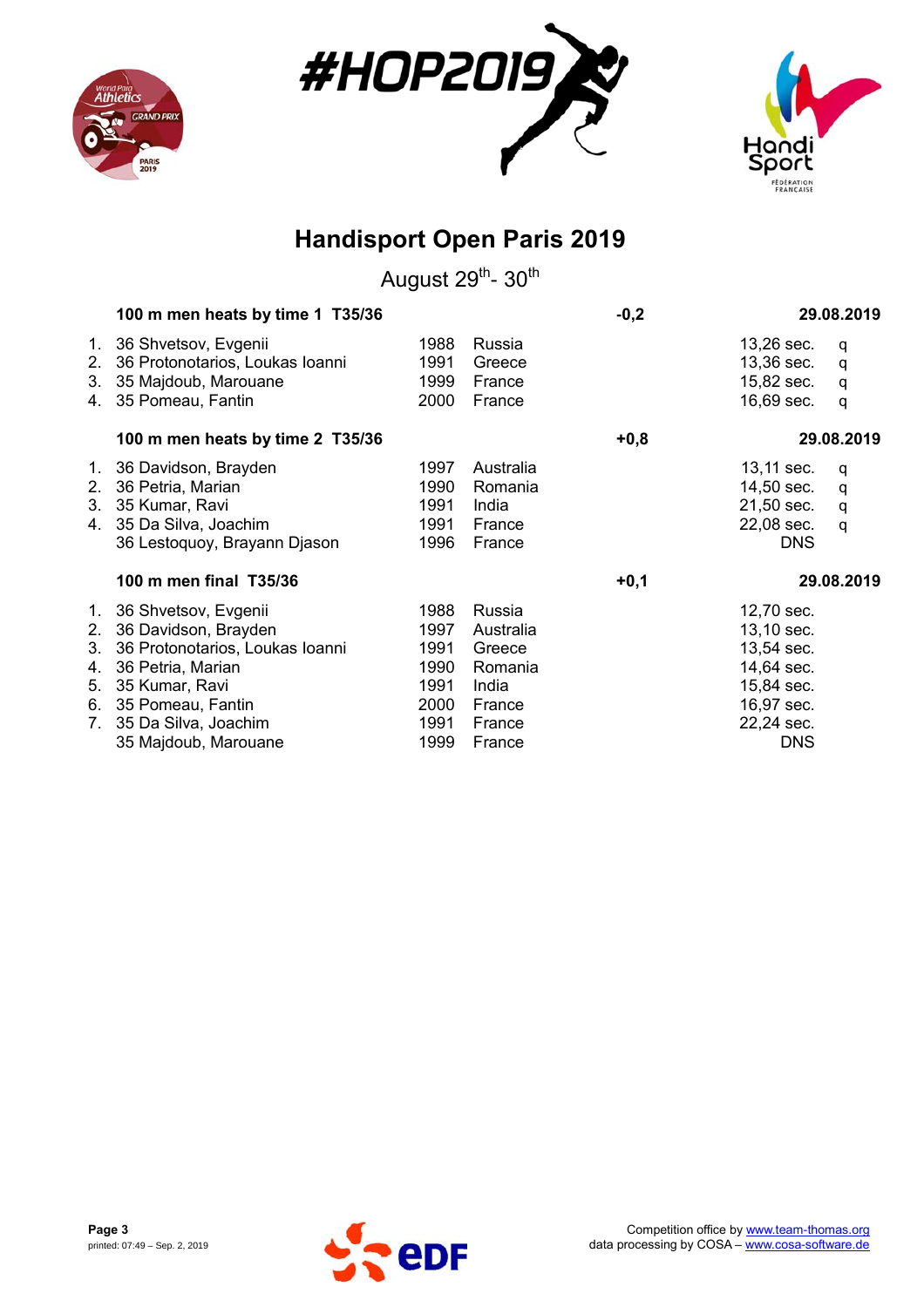# Handisport Open Paris 2019

August 29th- 30th

### 100 m men heats by time 1 T35/36 — -0,2 — 29.08.2019

| Pl. | Class | Name | Year | Country | Result | |
|---|---|---|---|---|---|---|
| 1. | 36 | Shvetsov, Evgenii | 1988 | Russia | 13,26 sec. | q |
| 2. | 36 | Protonotarios, Loukas Ioanni | 1991 | Greece | 13,36 sec. | q |
| 3. | 35 | Majdoub, Marouane | 1999 | France | 15,82 sec. | q |
| 4. | 35 | Pomeau, Fantin | 2000 | France | 16,69 sec. | q |

### 100 m men heats by time 2 T35/36 — +0,8 — 29.08.2019

| Pl. | Class | Name | Year | Country | Result | |
|---|---|---|---|---|---|---|
| 1. | 36 | Davidson, Brayden | 1997 | Australia | 13,11 sec. | q |
| 2. | 36 | Petria, Marian | 1990 | Romania | 14,50 sec. | q |
| 3. | 35 | Kumar, Ravi | 1991 | India | 21,50 sec. | q |
| 4. | 35 | Da Silva, Joachim | 1991 | France | 22,08 sec. | q |
| | 36 | Lestoquoy, Brayann Djason | 1996 | France | DNS | |

### 100 m men final T35/36 — +0,1 — 29.08.2019

| Pl. | Class | Name | Year | Country | Result |
|---|---|---|---|---|---|
| 1. | 36 | Shvetsov, Evgenii | 1988 | Russia | 12,70 sec. |
| 2. | 36 | Davidson, Brayden | 1997 | Australia | 13,10 sec. |
| 3. | 36 | Protonotarios, Loukas Ioanni | 1991 | Greece | 13,54 sec. |
| 4. | 36 | Petria, Marian | 1990 | Romania | 14,64 sec. |
| 5. | 35 | Kumar, Ravi | 1991 | India | 15,84 sec. |
| 6. | 35 | Pomeau, Fantin | 2000 | France | 16,97 sec. |
| 7. | 35 | Da Silva, Joachim | 1991 | France | 22,24 sec. |
| | 35 | Majdoub, Marouane | 1999 | France | DNS |

printed: 07:49 – Sep. 2, 2019

Competition office by www.team-thomas.org
data processing by COSA – www.cosa-software.de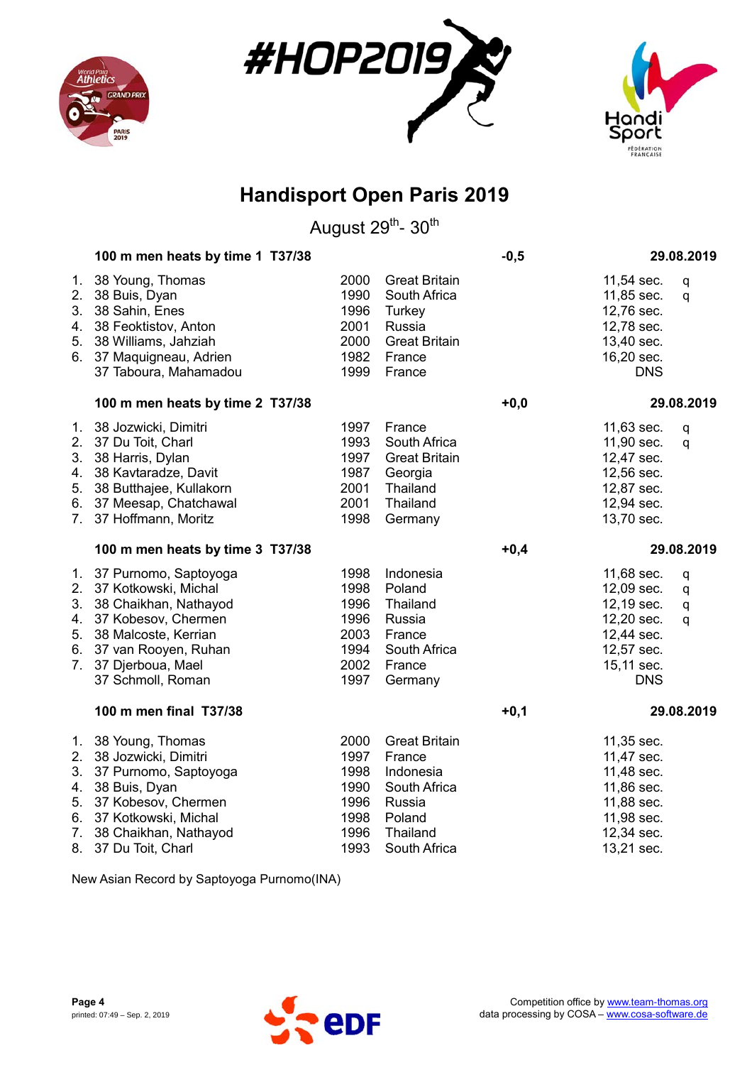# Handisport Open Paris 2019

August 29th- 30th

### 100 m men heats by time 1 T37/38

Wind: -0,5 — 29.08.2019

| Rank | Class | Name | Year | Country | Result | |
|---|---|---|---|---|---|---|
| 1. | 38 | Young, Thomas | 2000 | Great Britain | 11,54 sec. | q |
| 2. | 38 | Buis, Dyan | 1990 | South Africa | 11,85 sec. | q |
| 3. | 38 | Sahin, Enes | 1996 | Turkey | 12,76 sec. | |
| 4. | 38 | Feoktistov, Anton | 2001 | Russia | 12,78 sec. | |
| 5. | 38 | Williams, Jahziah | 2000 | Great Britain | 13,40 sec. | |
| 6. | 37 | Maquigneau, Adrien | 1982 | France | 16,20 sec. | |
| | 37 | Taboura, Mahamadou | 1999 | France | DNS | |

### 100 m men heats by time 2 T37/38

Wind: +0,0 — 29.08.2019

| Rank | Class | Name | Year | Country | Result | |
|---|---|---|---|---|---|---|
| 1. | 38 | Jozwicki, Dimitri | 1997 | France | 11,63 sec. | q |
| 2. | 37 | Du Toit, Charl | 1993 | South Africa | 11,90 sec. | q |
| 3. | 38 | Harris, Dylan | 1997 | Great Britain | 12,47 sec. | |
| 4. | 38 | Kavtaradze, Davit | 1987 | Georgia | 12,56 sec. | |
| 5. | 38 | Butthajee, Kullakorn | 2001 | Thailand | 12,87 sec. | |
| 6. | 37 | Meesap, Chatchawal | 2001 | Thailand | 12,94 sec. | |
| 7. | 37 | Hoffmann, Moritz | 1998 | Germany | 13,70 sec. | |

### 100 m men heats by time 3 T37/38

Wind: +0,4 — 29.08.2019

| Rank | Class | Name | Year | Country | Result | |
|---|---|---|---|---|---|---|
| 1. | 37 | Purnomo, Saptoyoga | 1998 | Indonesia | 11,68 sec. | q |
| 2. | 37 | Kotkowski, Michal | 1998 | Poland | 12,09 sec. | q |
| 3. | 38 | Chaikhan, Nathayod | 1996 | Thailand | 12,19 sec. | q |
| 4. | 37 | Kobesov, Chermen | 1996 | Russia | 12,20 sec. | q |
| 5. | 38 | Malcoste, Kerrian | 2003 | France | 12,44 sec. | |
| 6. | 37 | van Rooyen, Ruhan | 1994 | South Africa | 12,57 sec. | |
| 7. | 37 | Djerboua, Mael | 2002 | France | 15,11 sec. | |
| | 37 | Schmoll, Roman | 1997 | Germany | DNS | |

### 100 m men final T37/38

Wind: +0,1 — 29.08.2019

| Rank | Class | Name | Year | Country | Result |
|---|---|---|---|---|---|
| 1. | 38 | Young, Thomas | 2000 | Great Britain | 11,35 sec. |
| 2. | 38 | Jozwicki, Dimitri | 1997 | France | 11,47 sec. |
| 3. | 37 | Purnomo, Saptoyoga | 1998 | Indonesia | 11,48 sec. |
| 4. | 38 | Buis, Dyan | 1990 | South Africa | 11,86 sec. |
| 5. | 37 | Kobesov, Chermen | 1996 | Russia | 11,88 sec. |
| 6. | 37 | Kotkowski, Michal | 1998 | Poland | 11,98 sec. |
| 7. | 38 | Chaikhan, Nathayod | 1996 | Thailand | 12,34 sec. |
| 8. | 37 | Du Toit, Charl | 1993 | South Africa | 13,21 sec. |

New Asian Record by Saptoyoga Purnomo(INA)

printed: 07:49 – Sep. 2, 2019

Competition office by www.team-thomas.org
data processing by COSA – www.cosa-software.de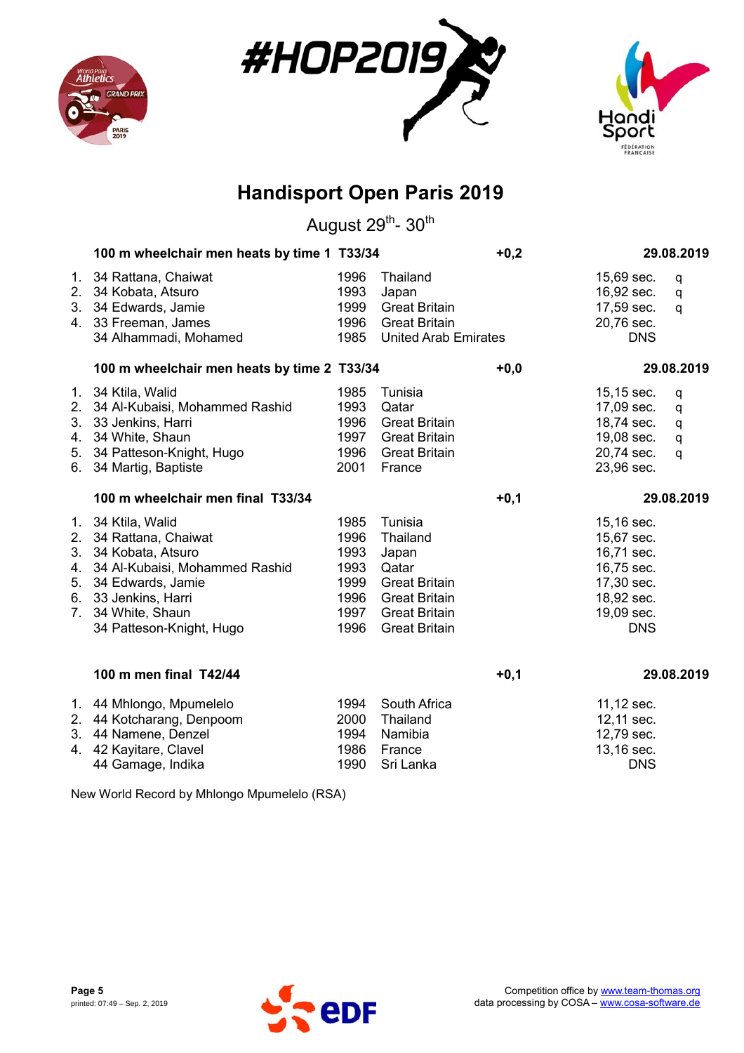# Handisport Open Paris 2019

August 29th- 30th

## 100 m wheelchair men heats by time 1 T33/34 — +0,2 — 29.08.2019

| Rank | Athlete | Year | Country | Result | |
|---|---|---|---|---|---|
| 1. | 34 Rattana, Chaiwat | 1996 | Thailand | 15,69 sec. | q |
| 2. | 34 Kobata, Atsuro | 1993 | Japan | 16,92 sec. | q |
| 3. | 34 Edwards, Jamie | 1999 | Great Britain | 17,59 sec. | q |
| 4. | 33 Freeman, James | 1996 | Great Britain | 20,76 sec. | |
| | 34 Alhammadi, Mohamed | 1985 | United Arab Emirates | DNS | |

## 100 m wheelchair men heats by time 2 T33/34 — +0,0 — 29.08.2019

| Rank | Athlete | Year | Country | Result | |
|---|---|---|---|---|---|
| 1. | 34 Ktila, Walid | 1985 | Tunisia | 15,15 sec. | q |
| 2. | 34 Al-Kubaisi, Mohammed Rashid | 1993 | Qatar | 17,09 sec. | q |
| 3. | 33 Jenkins, Harri | 1996 | Great Britain | 18,74 sec. | q |
| 4. | 34 White, Shaun | 1997 | Great Britain | 19,08 sec. | q |
| 5. | 34 Patteson-Knight, Hugo | 1996 | Great Britain | 20,74 sec. | q |
| 6. | 34 Martig, Baptiste | 2001 | France | 23,96 sec. | |

## 100 m wheelchair men final T33/34 — +0,1 — 29.08.2019

| Rank | Athlete | Year | Country | Result |
|---|---|---|---|---|
| 1. | 34 Ktila, Walid | 1985 | Tunisia | 15,16 sec. |
| 2. | 34 Rattana, Chaiwat | 1996 | Thailand | 15,67 sec. |
| 3. | 34 Kobata, Atsuro | 1993 | Japan | 16,71 sec. |
| 4. | 34 Al-Kubaisi, Mohammed Rashid | 1993 | Qatar | 16,75 sec. |
| 5. | 34 Edwards, Jamie | 1999 | Great Britain | 17,30 sec. |
| 6. | 33 Jenkins, Harri | 1996 | Great Britain | 18,92 sec. |
| 7. | 34 White, Shaun | 1997 | Great Britain | 19,09 sec. |
| | 34 Patteson-Knight, Hugo | 1996 | Great Britain | DNS |

## 100 m men final T42/44 — +0,1 — 29.08.2019

| Rank | Athlete | Year | Country | Result |
|---|---|---|---|---|
| 1. | 44 Mhlongo, Mpumelelo | 1994 | South Africa | 11,12 sec. |
| 2. | 44 Kotcharang, Denpoom | 2000 | Thailand | 12,11 sec. |
| 3. | 44 Namene, Denzel | 1994 | Namibia | 12,79 sec. |
| 4. | 42 Kayitare, Clavel | 1986 | France | 13,16 sec. |
| | 44 Gamage, Indika | 1990 | Sri Lanka | DNS |

New World Record by Mhlongo Mpumelelo (RSA)

printed: 07:49 – Sep. 2, 2019

Competition office by www.team-thomas.org
data processing by COSA – www.cosa-software.de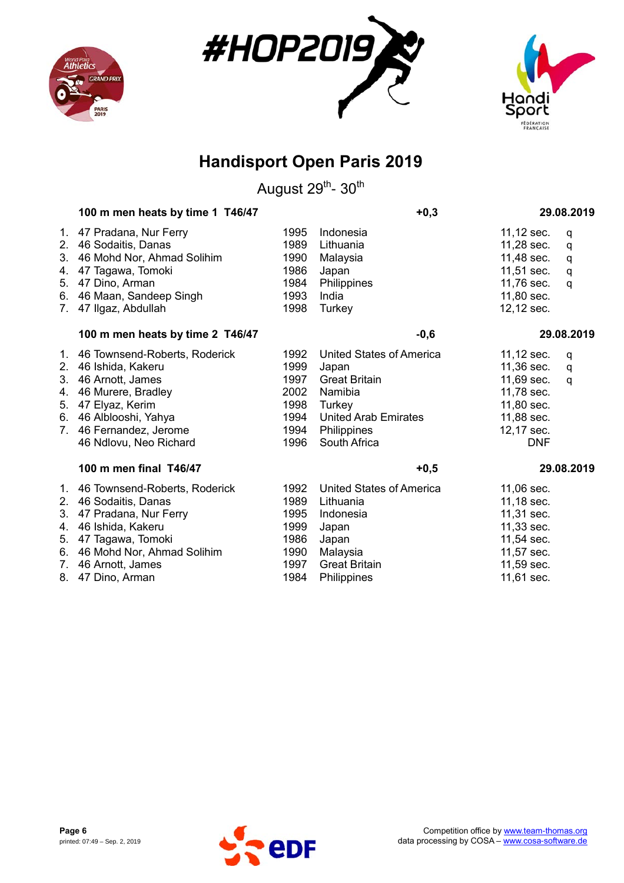# Handisport Open Paris 2019

August 29th- 30th

### 100 m men heats by time 1 T46/47 — +0,3 — 29.08.2019

| | | | | | |
|---|---|---|---|---|---|
| 1. | 47 Pradana, Nur Ferry | 1995 | Indonesia | 11,12 sec. | q |
| 2. | 46 Sodaitis, Danas | 1989 | Lithuania | 11,28 sec. | q |
| 3. | 46 Mohd Nor, Ahmad Solihim | 1990 | Malaysia | 11,48 sec. | q |
| 4. | 47 Tagawa, Tomoki | 1986 | Japan | 11,51 sec. | q |
| 5. | 47 Dino, Arman | 1984 | Philippines | 11,76 sec. | q |
| 6. | 46 Maan, Sandeep Singh | 1993 | India | 11,80 sec. | |
| 7. | 47 Ilgaz, Abdullah | 1998 | Turkey | 12,12 sec. | |

### 100 m men heats by time 2 T46/47 — -0,6 — 29.08.2019

| | | | | | |
|---|---|---|---|---|---|
| 1. | 46 Townsend-Roberts, Roderick | 1992 | United States of America | 11,12 sec. | q |
| 2. | 46 Ishida, Kakeru | 1999 | Japan | 11,36 sec. | q |
| 3. | 46 Arnott, James | 1997 | Great Britain | 11,69 sec. | q |
| 4. | 46 Murere, Bradley | 2002 | Namibia | 11,78 sec. | |
| 5. | 47 Elyaz, Kerim | 1998 | Turkey | 11,80 sec. | |
| 6. | 46 Alblooshi, Yahya | 1994 | United Arab Emirates | 11,88 sec. | |
| 7. | 46 Fernandez, Jerome | 1994 | Philippines | 12,17 sec. | |
| | 46 Ndlovu, Neo Richard | 1996 | South Africa | DNF | |

### 100 m men final T46/47 — +0,5 — 29.08.2019

| | | | | |
|---|---|---|---|---|
| 1. | 46 Townsend-Roberts, Roderick | 1992 | United States of America | 11,06 sec. |
| 2. | 46 Sodaitis, Danas | 1989 | Lithuania | 11,18 sec. |
| 3. | 47 Pradana, Nur Ferry | 1995 | Indonesia | 11,31 sec. |
| 4. | 46 Ishida, Kakeru | 1999 | Japan | 11,33 sec. |
| 5. | 47 Tagawa, Tomoki | 1986 | Japan | 11,54 sec. |
| 6. | 46 Mohd Nor, Ahmad Solihim | 1990 | Malaysia | 11,57 sec. |
| 7. | 46 Arnott, James | 1997 | Great Britain | 11,59 sec. |
| 8. | 47 Dino, Arman | 1984 | Philippines | 11,61 sec. |

printed: 07:49 – Sep. 2, 2019

Competition office by www.team-thomas.org
data processing by COSA – www.cosa-software.de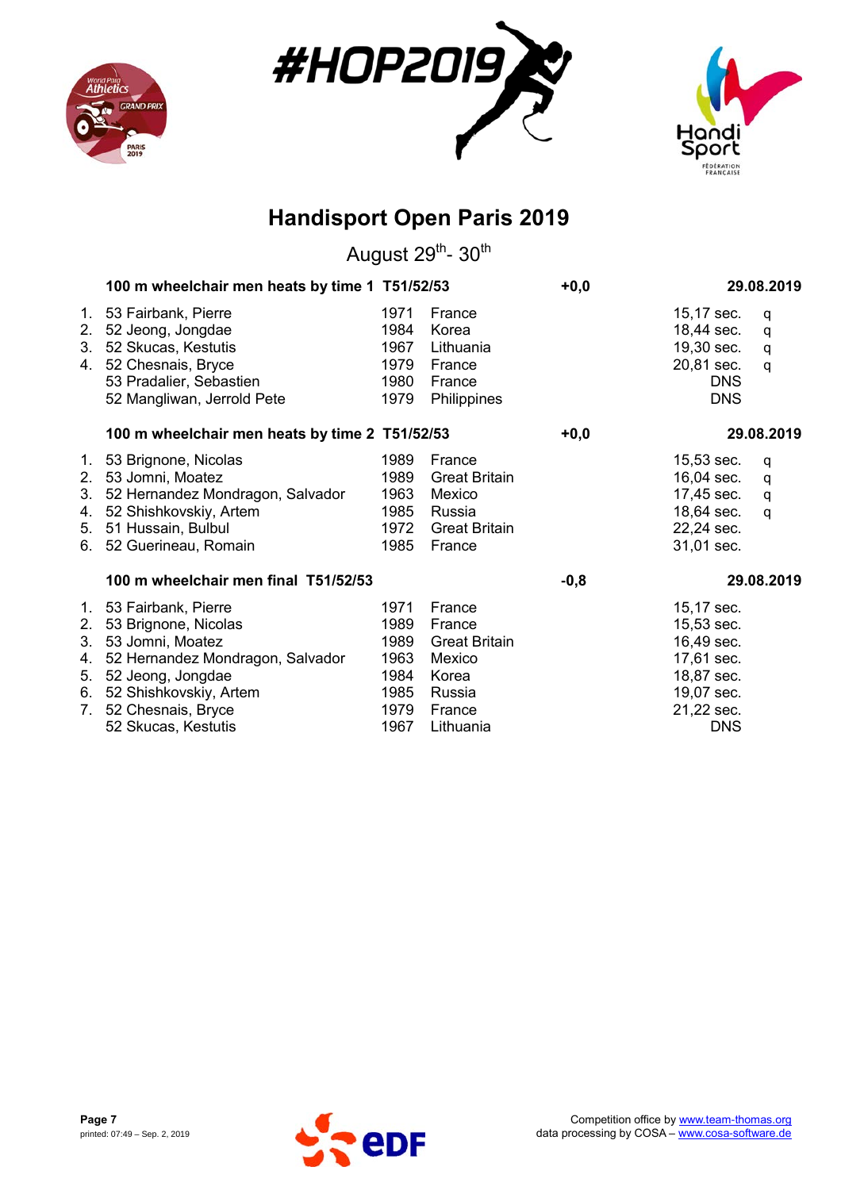# Handisport Open Paris 2019

August 29th- 30th

### 100 m wheelchair men heats by time 1 T51/52/53 — +0,0 — 29.08.2019

| | Name | Year | Country | Result | |
|---|---|---|---|---|---|
| 1. | 53 Fairbank, Pierre | 1971 | France | 15,17 sec. | q |
| 2. | 52 Jeong, Jongdae | 1984 | Korea | 18,44 sec. | q |
| 3. | 52 Skucas, Kestutis | 1967 | Lithuania | 19,30 sec. | q |
| 4. | 52 Chesnais, Bryce | 1979 | France | 20,81 sec. | q |
| | 53 Pradalier, Sebastien | 1980 | France | DNS | |
| | 52 Mangliwan, Jerrold Pete | 1979 | Philippines | DNS | |

### 100 m wheelchair men heats by time 2 T51/52/53 — +0,0 — 29.08.2019

| | Name | Year | Country | Result | |
|---|---|---|---|---|---|
| 1. | 53 Brignone, Nicolas | 1989 | France | 15,53 sec. | q |
| 2. | 53 Jomni, Moatez | 1989 | Great Britain | 16,04 sec. | q |
| 3. | 52 Hernandez Mondragon, Salvador | 1963 | Mexico | 17,45 sec. | q |
| 4. | 52 Shishkovskiy, Artem | 1985 | Russia | 18,64 sec. | q |
| 5. | 51 Hussain, Bulbul | 1972 | Great Britain | 22,24 sec. | |
| 6. | 52 Guerineau, Romain | 1985 | France | 31,01 sec. | |

### 100 m wheelchair men final T51/52/53 — -0,8 — 29.08.2019

| | Name | Year | Country | Result |
|---|---|---|---|---|
| 1. | 53 Fairbank, Pierre | 1971 | France | 15,17 sec. |
| 2. | 53 Brignone, Nicolas | 1989 | France | 15,53 sec. |
| 3. | 53 Jomni, Moatez | 1989 | Great Britain | 16,49 sec. |
| 4. | 52 Hernandez Mondragon, Salvador | 1963 | Mexico | 17,61 sec. |
| 5. | 52 Jeong, Jongdae | 1984 | Korea | 18,87 sec. |
| 6. | 52 Shishkovskiy, Artem | 1985 | Russia | 19,07 sec. |
| 7. | 52 Chesnais, Bryce | 1979 | France | 21,22 sec. |
| | 52 Skucas, Kestutis | 1967 | Lithuania | DNS |

printed: 07:49 – Sep. 2, 2019

Competition office by www.team-thomas.org
data processing by COSA – www.cosa-software.de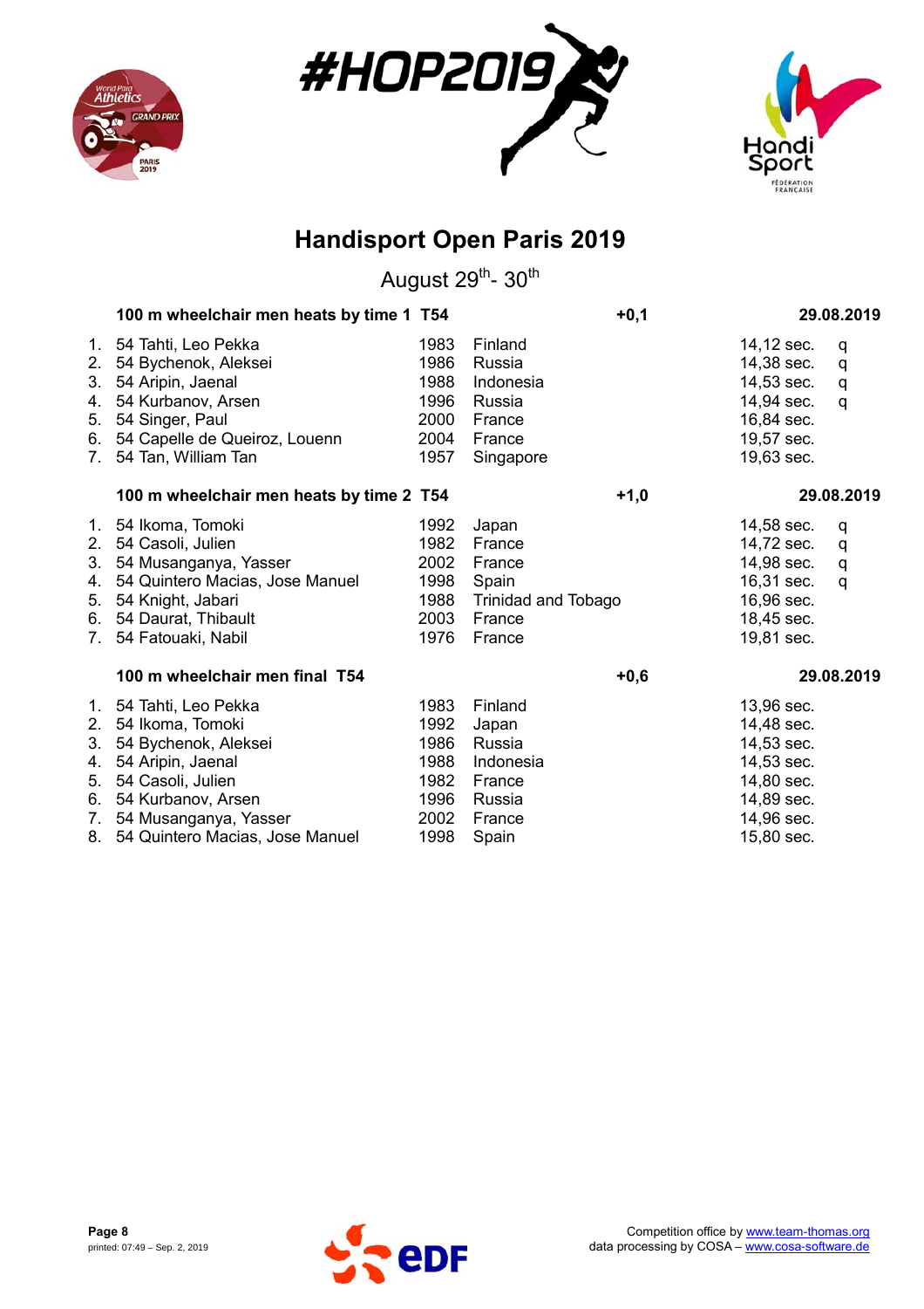# Handisport Open Paris 2019

August 29th- 30th

### 100 m wheelchair men heats by time 1 T54 — +0,1 — 29.08.2019

| | Class | Name | Year | Country | Result | |
|---|---|---|---|---|---|---|
| 1. | 54 | Tahti, Leo Pekka | 1983 | Finland | 14,12 sec. | q |
| 2. | 54 | Bychenok, Aleksei | 1986 | Russia | 14,38 sec. | q |
| 3. | 54 | Aripin, Jaenal | 1988 | Indonesia | 14,53 sec. | q |
| 4. | 54 | Kurbanov, Arsen | 1996 | Russia | 14,94 sec. | q |
| 5. | 54 | Singer, Paul | 2000 | France | 16,84 sec. | |
| 6. | 54 | Capelle de Queiroz, Louenn | 2004 | France | 19,57 sec. | |
| 7. | 54 | Tan, William Tan | 1957 | Singapore | 19,63 sec. | |

### 100 m wheelchair men heats by time 2 T54 — +1,0 — 29.08.2019

| | Class | Name | Year | Country | Result | |
|---|---|---|---|---|---|---|
| 1. | 54 | Ikoma, Tomoki | 1992 | Japan | 14,58 sec. | q |
| 2. | 54 | Casoli, Julien | 1982 | France | 14,72 sec. | q |
| 3. | 54 | Musanganya, Yasser | 2002 | France | 14,98 sec. | q |
| 4. | 54 | Quintero Macias, Jose Manuel | 1998 | Spain | 16,31 sec. | q |
| 5. | 54 | Knight, Jabari | 1988 | Trinidad and Tobago | 16,96 sec. | |
| 6. | 54 | Daurat, Thibault | 2003 | France | 18,45 sec. | |
| 7. | 54 | Fatouaki, Nabil | 1976 | France | 19,81 sec. | |

### 100 m wheelchair men final T54 — +0,6 — 29.08.2019

| | Class | Name | Year | Country | Result |
|---|---|---|---|---|---|
| 1. | 54 | Tahti, Leo Pekka | 1983 | Finland | 13,96 sec. |
| 2. | 54 | Ikoma, Tomoki | 1992 | Japan | 14,48 sec. |
| 3. | 54 | Bychenok, Aleksei | 1986 | Russia | 14,53 sec. |
| 4. | 54 | Aripin, Jaenal | 1988 | Indonesia | 14,53 sec. |
| 5. | 54 | Casoli, Julien | 1982 | France | 14,80 sec. |
| 6. | 54 | Kurbanov, Arsen | 1996 | Russia | 14,89 sec. |
| 7. | 54 | Musanganya, Yasser | 2002 | France | 14,96 sec. |
| 8. | 54 | Quintero Macias, Jose Manuel | 1998 | Spain | 15,80 sec. |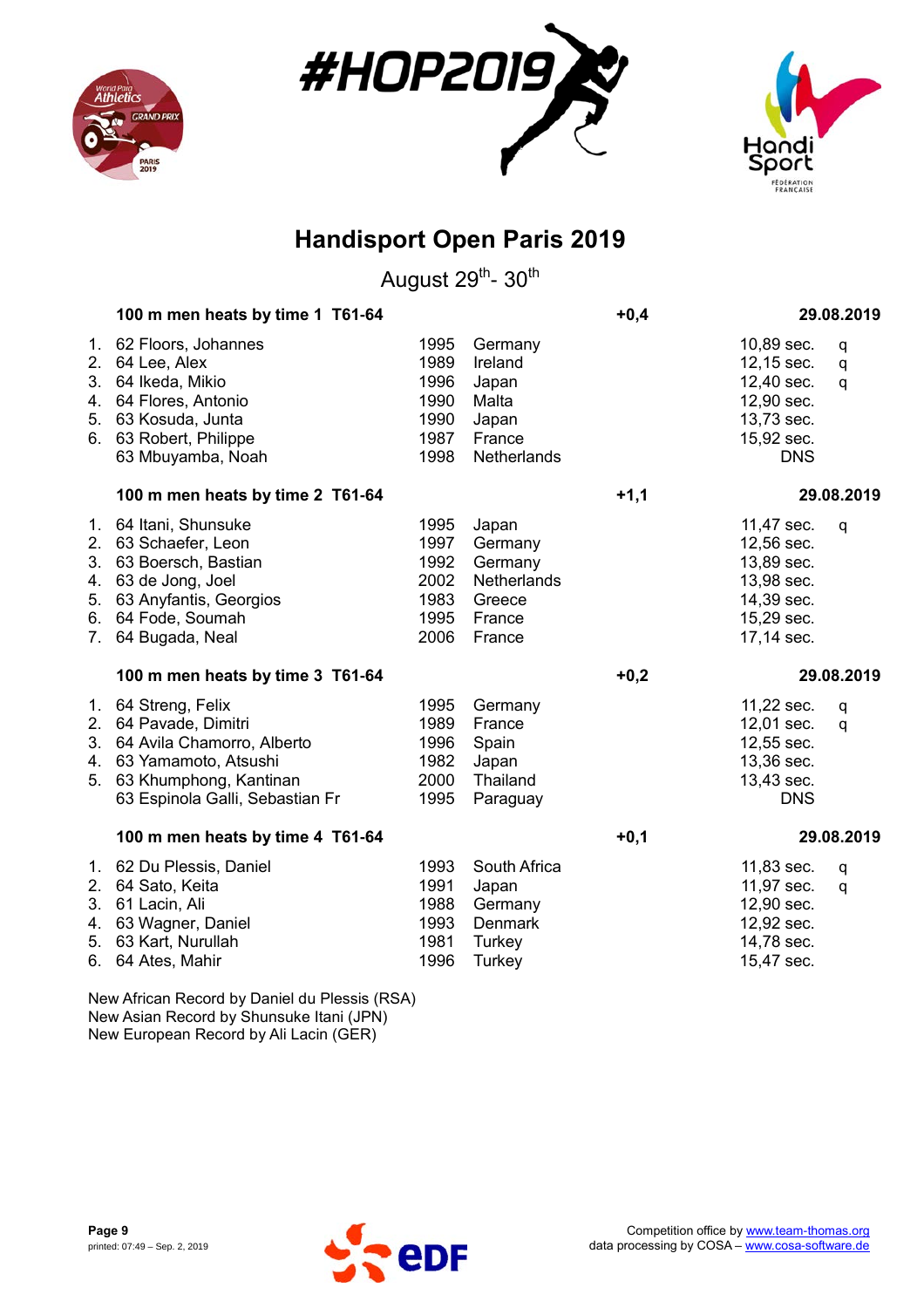# Handisport Open Paris 2019

August 29th- 30th

### 100 m men heats by time 1 T61-64 — +0,4 — 29.08.2019

| | | | | | |
|---|---|---|---|---|---|
| 1. | 62 Floors, Johannes | 1995 | Germany | 10,89 sec. | q |
| 2. | 64 Lee, Alex | 1989 | Ireland | 12,15 sec. | q |
| 3. | 64 Ikeda, Mikio | 1996 | Japan | 12,40 sec. | q |
| 4. | 64 Flores, Antonio | 1990 | Malta | 12,90 sec. | |
| 5. | 63 Kosuda, Junta | 1990 | Japan | 13,73 sec. | |
| 6. | 63 Robert, Philippe | 1987 | France | 15,92 sec. | |
| | 63 Mbuyamba, Noah | 1998 | Netherlands | DNS | |

### 100 m men heats by time 2 T61-64 — +1,1 — 29.08.2019

| | | | | | |
|---|---|---|---|---|---|
| 1. | 64 Itani, Shunsuke | 1995 | Japan | 11,47 sec. | q |
| 2. | 63 Schaefer, Leon | 1997 | Germany | 12,56 sec. | |
| 3. | 63 Boersch, Bastian | 1992 | Germany | 13,89 sec. | |
| 4. | 63 de Jong, Joel | 2002 | Netherlands | 13,98 sec. | |
| 5. | 63 Anyfantis, Georgios | 1983 | Greece | 14,39 sec. | |
| 6. | 64 Fode, Soumah | 1995 | France | 15,29 sec. | |
| 7. | 64 Bugada, Neal | 2006 | France | 17,14 sec. | |

### 100 m men heats by time 3 T61-64 — +0,2 — 29.08.2019

| | | | | | |
|---|---|---|---|---|---|
| 1. | 64 Streng, Felix | 1995 | Germany | 11,22 sec. | q |
| 2. | 64 Pavade, Dimitri | 1989 | France | 12,01 sec. | q |
| 3. | 64 Avila Chamorro, Alberto | 1996 | Spain | 12,55 sec. | |
| 4. | 63 Yamamoto, Atsushi | 1982 | Japan | 13,36 sec. | |
| 5. | 63 Khumphong, Kantinan | 2000 | Thailand | 13,43 sec. | |
| | 63 Espinola Galli, Sebastian Fr | 1995 | Paraguay | DNS | |

### 100 m men heats by time 4 T61-64 — +0,1 — 29.08.2019

| | | | | | |
|---|---|---|---|---|---|
| 1. | 62 Du Plessis, Daniel | 1993 | South Africa | 11,83 sec. | q |
| 2. | 64 Sato, Keita | 1991 | Japan | 11,97 sec. | q |
| 3. | 61 Lacin, Ali | 1988 | Germany | 12,90 sec. | |
| 4. | 63 Wagner, Daniel | 1993 | Denmark | 12,92 sec. | |
| 5. | 63 Kart, Nurullah | 1981 | Turkey | 14,78 sec. | |
| 6. | 64 Ates, Mahir | 1996 | Turkey | 15,47 sec. | |

New African Record by Daniel du Plessis (RSA)
New Asian Record by Shunsuke Itani (JPN)
New European Record by Ali Lacin (GER)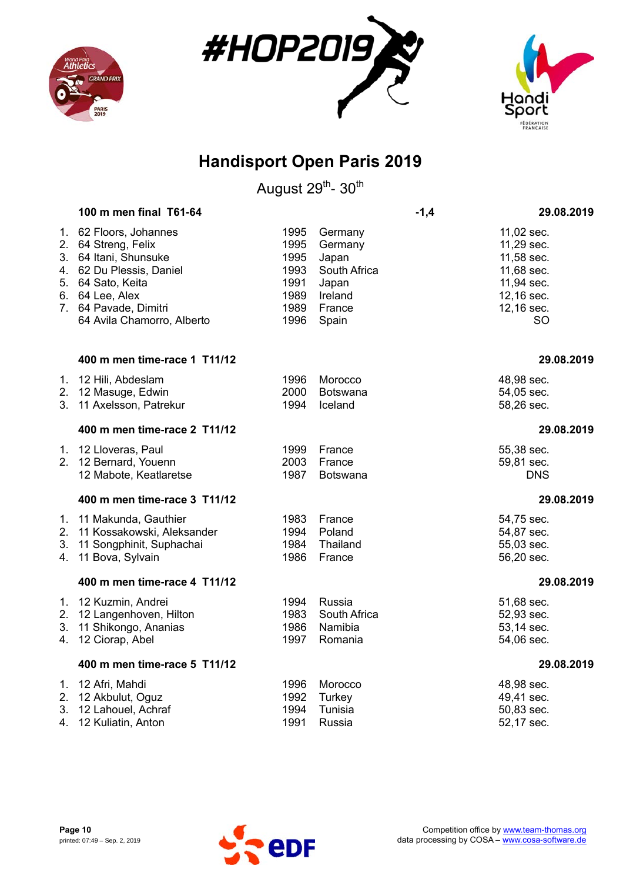# Handisport Open Paris 2019

August 29th- 30th

### 100 m men final T61-64 — -1,4 — 29.08.2019

| Rank | Class | Name | Year | Country | Result |
|---|---|---|---|---|---|
| 1. | 62 | Floors, Johannes | 1995 | Germany | 11,02 sec. |
| 2. | 64 | Streng, Felix | 1995 | Germany | 11,29 sec. |
| 3. | 64 | Itani, Shunsuke | 1995 | Japan | 11,58 sec. |
| 4. | 62 | Du Plessis, Daniel | 1993 | South Africa | 11,68 sec. |
| 5. | 64 | Sato, Keita | 1991 | Japan | 11,94 sec. |
| 6. | 64 | Lee, Alex | 1989 | Ireland | 12,16 sec. |
| 7. | 64 | Pavade, Dimitri | 1989 | France | 12,16 sec. |
| | 64 | Avila Chamorro, Alberto | 1996 | Spain | SO |

### 400 m men time-race 1 T11/12 — 29.08.2019

| Rank | Class | Name | Year | Country | Result |
|---|---|---|---|---|---|
| 1. | 12 | Hili, Abdeslam | 1996 | Morocco | 48,98 sec. |
| 2. | 12 | Masuge, Edwin | 2000 | Botswana | 54,05 sec. |
| 3. | 11 | Axelsson, Patrekur | 1994 | Iceland | 58,26 sec. |

### 400 m men time-race 2 T11/12 — 29.08.2019

| Rank | Class | Name | Year | Country | Result |
|---|---|---|---|---|---|
| 1. | 12 | Lloveras, Paul | 1999 | France | 55,38 sec. |
| 2. | 12 | Bernard, Youenn | 2003 | France | 59,81 sec. |
| | 12 | Mabote, Keatlaretse | 1987 | Botswana | DNS |

### 400 m men time-race 3 T11/12 — 29.08.2019

| Rank | Class | Name | Year | Country | Result |
|---|---|---|---|---|---|
| 1. | 11 | Makunda, Gauthier | 1983 | France | 54,75 sec. |
| 2. | 11 | Kossakowski, Aleksander | 1994 | Poland | 54,87 sec. |
| 3. | 11 | Songphinit, Suphachai | 1984 | Thailand | 55,03 sec. |
| 4. | 11 | Bova, Sylvain | 1986 | France | 56,20 sec. |

### 400 m men time-race 4 T11/12 — 29.08.2019

| Rank | Class | Name | Year | Country | Result |
|---|---|---|---|---|---|
| 1. | 12 | Kuzmin, Andrei | 1994 | Russia | 51,68 sec. |
| 2. | 12 | Langenhoven, Hilton | 1983 | South Africa | 52,93 sec. |
| 3. | 11 | Shikongo, Ananias | 1986 | Namibia | 53,14 sec. |
| 4. | 12 | Ciorap, Abel | 1997 | Romania | 54,06 sec. |

### 400 m men time-race 5 T11/12 — 29.08.2019

| Rank | Class | Name | Year | Country | Result |
|---|---|---|---|---|---|
| 1. | 12 | Afri, Mahdi | 1996 | Morocco | 48,98 sec. |
| 2. | 12 | Akbulut, Oguz | 1992 | Turkey | 49,41 sec. |
| 3. | 12 | Lahouel, Achraf | 1994 | Tunisia | 50,83 sec. |
| 4. | 12 | Kuliatin, Anton | 1991 | Russia | 52,17 sec. |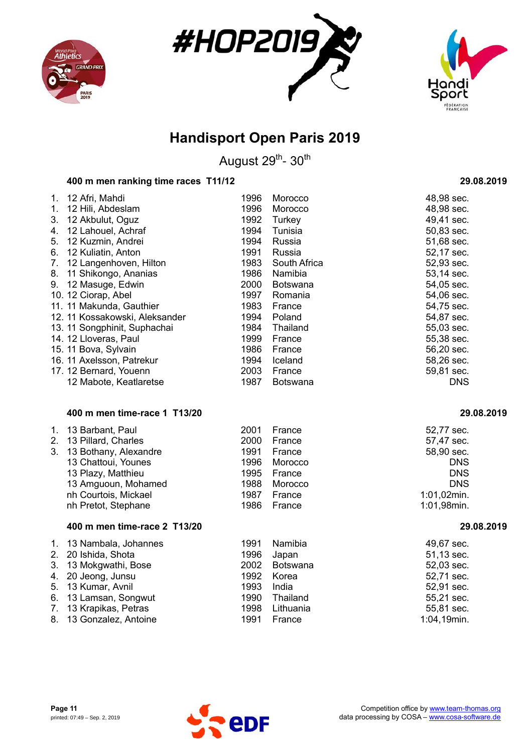# Handisport Open Paris 2019

August 29th- 30th

## 400 m men ranking time races T11/12 — 29.08.2019

| Rank | Class | Name | Year | Country | Result |
|---|---|---|---|---|---|
| 1. | 12 | Afri, Mahdi | 1996 | Morocco | 48,98 sec. |
| 1. | 12 | Hili, Abdeslam | 1996 | Morocco | 48,98 sec. |
| 3. | 12 | Akbulut, Oguz | 1992 | Turkey | 49,41 sec. |
| 4. | 12 | Lahouel, Achraf | 1994 | Tunisia | 50,83 sec. |
| 5. | 12 | Kuzmin, Andrei | 1994 | Russia | 51,68 sec. |
| 6. | 12 | Kuliatin, Anton | 1991 | Russia | 52,17 sec. |
| 7. | 12 | Langenhoven, Hilton | 1983 | South Africa | 52,93 sec. |
| 8. | 11 | Shikongo, Ananias | 1986 | Namibia | 53,14 sec. |
| 9. | 12 | Masuge, Edwin | 2000 | Botswana | 54,05 sec. |
| 10. | 12 | Ciorap, Abel | 1997 | Romania | 54,06 sec. |
| 11. | 11 | Makunda, Gauthier | 1983 | France | 54,75 sec. |
| 12. | 11 | Kossakowski, Aleksander | 1994 | Poland | 54,87 sec. |
| 13. | 11 | Songphinit, Suphachai | 1984 | Thailand | 55,03 sec. |
| 14. | 12 | Lloveras, Paul | 1999 | France | 55,38 sec. |
| 15. | 11 | Bova, Sylvain | 1986 | France | 56,20 sec. |
| 16. | 11 | Axelsson, Patrekur | 1994 | Iceland | 58,26 sec. |
| 17. | 12 | Bernard, Youenn | 2003 | France | 59,81 sec. |
| | 12 | Mabote, Keatlaretse | 1987 | Botswana | DNS |

## 400 m men time-race 1 T13/20 — 29.08.2019

| Rank | Class | Name | Year | Country | Result |
|---|---|---|---|---|---|
| 1. | 13 | Barbant, Paul | 2001 | France | 52,77 sec. |
| 2. | 13 | Pillard, Charles | 2000 | France | 57,47 sec. |
| 3. | 13 | Bothany, Alexandre | 1991 | France | 58,90 sec. |
| | 13 | Chattoui, Younes | 1996 | Morocco | DNS |
| | 13 | Plazy, Matthieu | 1995 | France | DNS |
| | 13 | Amguoun, Mohamed | 1988 | Morocco | DNS |
| | nh | Courtois, Mickael | 1987 | France | 1:01,02min. |
| | nh | Pretot, Stephane | 1986 | France | 1:01,98min. |

## 400 m men time-race 2 T13/20 — 29.08.2019

| Rank | Class | Name | Year | Country | Result |
|---|---|---|---|---|---|
| 1. | 13 | Nambala, Johannes | 1991 | Namibia | 49,67 sec. |
| 2. | 20 | Ishida, Shota | 1996 | Japan | 51,13 sec. |
| 3. | 13 | Mokgwathi, Bose | 2002 | Botswana | 52,03 sec. |
| 4. | 20 | Jeong, Junsu | 1992 | Korea | 52,71 sec. |
| 5. | 13 | Kumar, Avnil | 1993 | India | 52,91 sec. |
| 6. | 13 | Lamsan, Songwut | 1990 | Thailand | 55,21 sec. |
| 7. | 13 | Krapikas, Petras | 1998 | Lithuania | 55,81 sec. |
| 8. | 13 | Gonzalez, Antoine | 1991 | France | 1:04,19min. |

Competition office by www.team-thomas.org
data processing by COSA – www.cosa-software.de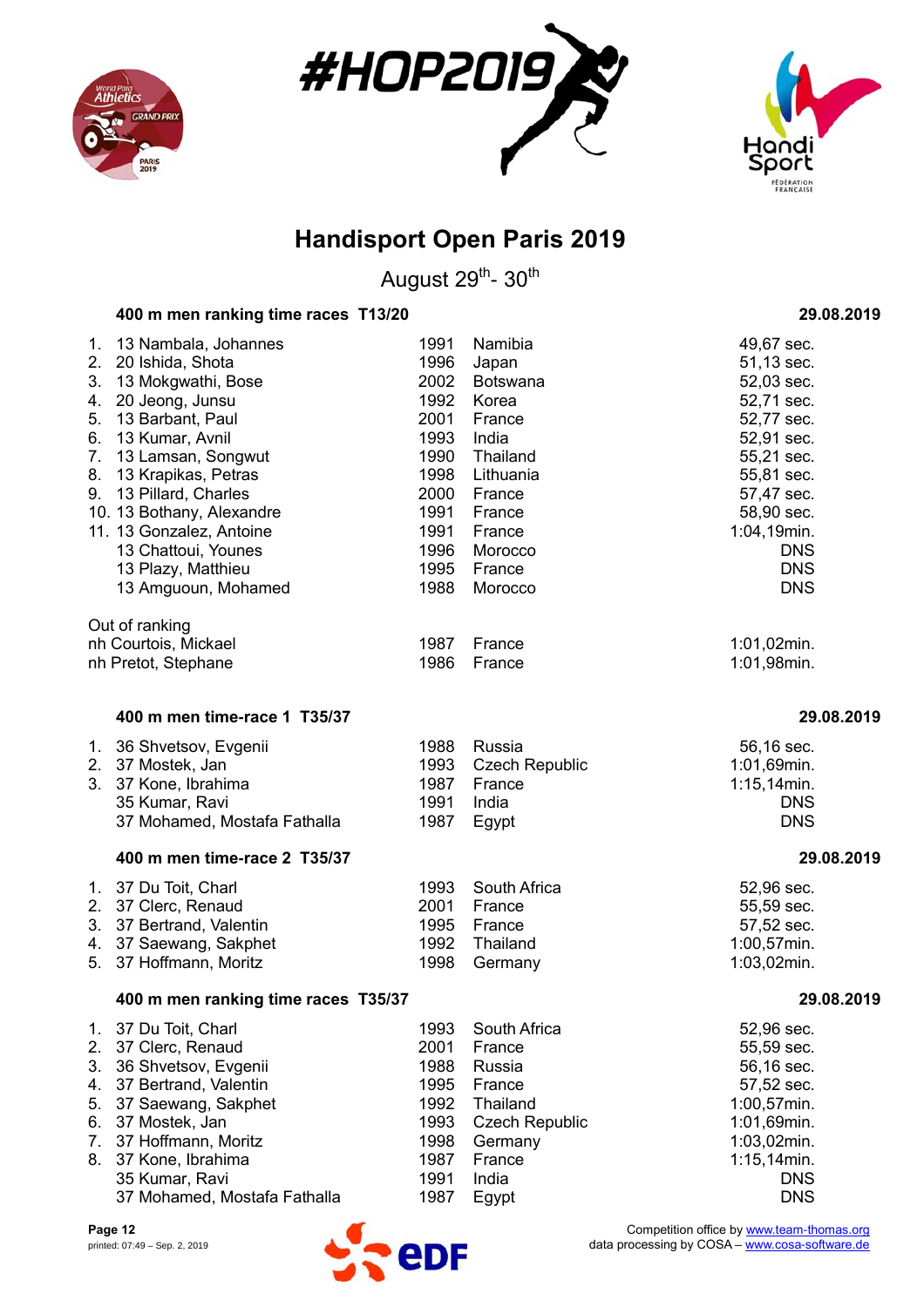# Handisport Open Paris 2019

August 29th- 30th

### 400 m men ranking time races T13/20 — 29.08.2019

| Rank | Class | Name | Year | Country | Result |
|---|---|---|---|---|---|
| 1. | 13 | Nambala, Johannes | 1991 | Namibia | 49,67 sec. |
| 2. | 20 | Ishida, Shota | 1996 | Japan | 51,13 sec. |
| 3. | 13 | Mokgwathi, Bose | 2002 | Botswana | 52,03 sec. |
| 4. | 20 | Jeong, Junsu | 1992 | Korea | 52,71 sec. |
| 5. | 13 | Barbant, Paul | 2001 | France | 52,77 sec. |
| 6. | 13 | Kumar, Avnil | 1993 | India | 52,91 sec. |
| 7. | 13 | Lamsan, Songwut | 1990 | Thailand | 55,21 sec. |
| 8. | 13 | Krapikas, Petras | 1998 | Lithuania | 55,81 sec. |
| 9. | 13 | Pillard, Charles | 2000 | France | 57,47 sec. |
| 10. | 13 | Bothany, Alexandre | 1991 | France | 58,90 sec. |
| 11. | 13 | Gonzalez, Antoine | 1991 | France | 1:04,19min. |
| | 13 | Chattoui, Younes | 1996 | Morocco | DNS |
| | 13 | Plazy, Matthieu | 1995 | France | DNS |
| | 13 | Amguoun, Mohamed | 1988 | Morocco | DNS |

Out of ranking

| Class | Name | Year | Country | Result |
|---|---|---|---|---|
| nh | Courtois, Mickael | 1987 | France | 1:01,02min. |
| nh | Pretot, Stephane | 1986 | France | 1:01,98min. |

### 400 m men time-race 1 T35/37 — 29.08.2019

| Rank | Class | Name | Year | Country | Result |
|---|---|---|---|---|---|
| 1. | 36 | Shvetsov, Evgenii | 1988 | Russia | 56,16 sec. |
| 2. | 37 | Mostek, Jan | 1993 | Czech Republic | 1:01,69min. |
| 3. | 37 | Kone, Ibrahima | 1987 | France | 1:15,14min. |
| | 35 | Kumar, Ravi | 1991 | India | DNS |
| | 37 | Mohamed, Mostafa Fathalla | 1987 | Egypt | DNS |

### 400 m men time-race 2 T35/37 — 29.08.2019

| Rank | Class | Name | Year | Country | Result |
|---|---|---|---|---|---|
| 1. | 37 | Du Toit, Charl | 1993 | South Africa | 52,96 sec. |
| 2. | 37 | Clerc, Renaud | 2001 | France | 55,59 sec. |
| 3. | 37 | Bertrand, Valentin | 1995 | France | 57,52 sec. |
| 4. | 37 | Saewang, Sakphet | 1992 | Thailand | 1:00,57min. |
| 5. | 37 | Hoffmann, Moritz | 1998 | Germany | 1:03,02min. |

### 400 m men ranking time races T35/37 — 29.08.2019

| Rank | Class | Name | Year | Country | Result |
|---|---|---|---|---|---|
| 1. | 37 | Du Toit, Charl | 1993 | South Africa | 52,96 sec. |
| 2. | 37 | Clerc, Renaud | 2001 | France | 55,59 sec. |
| 3. | 36 | Shvetsov, Evgenii | 1988 | Russia | 56,16 sec. |
| 4. | 37 | Bertrand, Valentin | 1995 | France | 57,52 sec. |
| 5. | 37 | Saewang, Sakphet | 1992 | Thailand | 1:00,57min. |
| 6. | 37 | Mostek, Jan | 1993 | Czech Republic | 1:01,69min. |
| 7. | 37 | Hoffmann, Moritz | 1998 | Germany | 1:03,02min. |
| 8. | 37 | Kone, Ibrahima | 1987 | France | 1:15,14min. |
| | 35 | Kumar, Ravi | 1991 | India | DNS |
| | 37 | Mohamed, Mostafa Fathalla | 1987 | Egypt | DNS |

printed: 07:49 – Sep. 2, 2019

Competition office by www.team-thomas.org
data processing by COSA – www.cosa-software.de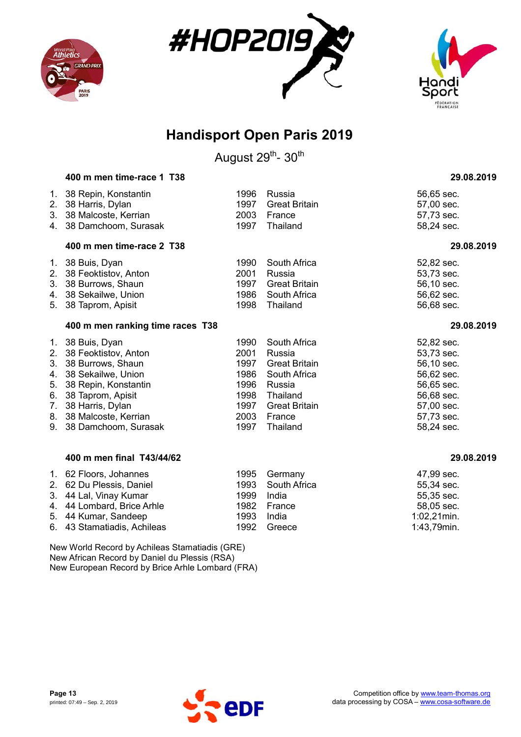# Handisport Open Paris 2019

August 29th- 30th

### 400 m men time-race 1 T38

29.08.2019

| Rank | Class | Name | Year | Country | Result |
|---|---|---|---|---|---|
| 1. | 38 | Repin, Konstantin | 1996 | Russia | 56,65 sec. |
| 2. | 38 | Harris, Dylan | 1997 | Great Britain | 57,00 sec. |
| 3. | 38 | Malcoste, Kerrian | 2003 | France | 57,73 sec. |
| 4. | 38 | Damchoom, Surasak | 1997 | Thailand | 58,24 sec. |

### 400 m men time-race 2 T38

29.08.2019

| Rank | Class | Name | Year | Country | Result |
|---|---|---|---|---|---|
| 1. | 38 | Buis, Dyan | 1990 | South Africa | 52,82 sec. |
| 2. | 38 | Feoktistov, Anton | 2001 | Russia | 53,73 sec. |
| 3. | 38 | Burrows, Shaun | 1997 | Great Britain | 56,10 sec. |
| 4. | 38 | Sekailwe, Union | 1986 | South Africa | 56,62 sec. |
| 5. | 38 | Taprom, Apisit | 1998 | Thailand | 56,68 sec. |

### 400 m men ranking time races T38

29.08.2019

| Rank | Class | Name | Year | Country | Result |
|---|---|---|---|---|---|
| 1. | 38 | Buis, Dyan | 1990 | South Africa | 52,82 sec. |
| 2. | 38 | Feoktistov, Anton | 2001 | Russia | 53,73 sec. |
| 3. | 38 | Burrows, Shaun | 1997 | Great Britain | 56,10 sec. |
| 4. | 38 | Sekailwe, Union | 1986 | South Africa | 56,62 sec. |
| 5. | 38 | Repin, Konstantin | 1996 | Russia | 56,65 sec. |
| 6. | 38 | Taprom, Apisit | 1998 | Thailand | 56,68 sec. |
| 7. | 38 | Harris, Dylan | 1997 | Great Britain | 57,00 sec. |
| 8. | 38 | Malcoste, Kerrian | 2003 | France | 57,73 sec. |
| 9. | 38 | Damchoom, Surasak | 1997 | Thailand | 58,24 sec. |

### 400 m men final T43/44/62

29.08.2019

| Rank | Class | Name | Year | Country | Result |
|---|---|---|---|---|---|
| 1. | 62 | Floors, Johannes | 1995 | Germany | 47,99 sec. |
| 2. | 62 | Du Plessis, Daniel | 1993 | South Africa | 55,34 sec. |
| 3. | 44 | Lal, Vinay Kumar | 1999 | India | 55,35 sec. |
| 4. | 44 | Lombard, Brice Arhle | 1982 | France | 58,05 sec. |
| 5. | 44 | Kumar, Sandeep | 1993 | India | 1:02,21min. |
| 6. | 43 | Stamatiadis, Achileas | 1992 | Greece | 1:43,79min. |

New World Record by Achileas Stamatiadis (GRE)
New African Record by Daniel du Plessis (RSA)
New European Record by Brice Arhle Lombard (FRA)

printed: 07:49 – Sep. 2, 2019

Competition office by www.team-thomas.org
data processing by COSA – www.cosa-software.de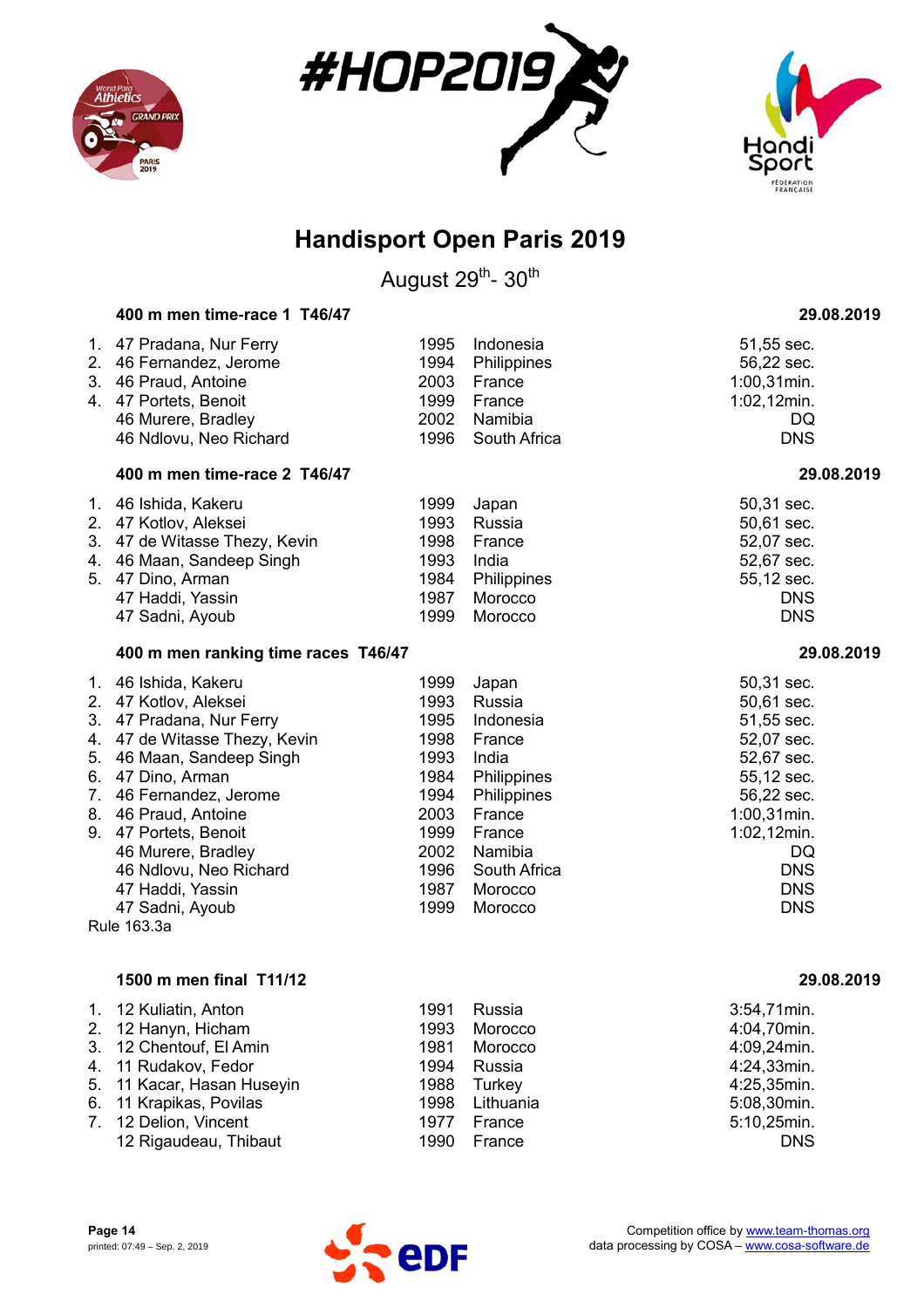# Handisport Open Paris 2019

August 29th- 30th

### 400 m men time-race 1 T46/47 — 29.08.2019

| Rank | Class | Name | Year | Country | Result |
|---|---|---|---|---|---|
| 1. | 47 | Pradana, Nur Ferry | 1995 | Indonesia | 51,55 sec. |
| 2. | 46 | Fernandez, Jerome | 1994 | Philippines | 56,22 sec. |
| 3. | 46 | Praud, Antoine | 2003 | France | 1:00,31min. |
| 4. | 47 | Portets, Benoit | 1999 | France | 1:02,12min. |
| | 46 | Murere, Bradley | 2002 | Namibia | DQ |
| | 46 | Ndlovu, Neo Richard | 1996 | South Africa | DNS |

### 400 m men time-race 2 T46/47 — 29.08.2019

| Rank | Class | Name | Year | Country | Result |
|---|---|---|---|---|---|
| 1. | 46 | Ishida, Kakeru | 1999 | Japan | 50,31 sec. |
| 2. | 47 | Kotlov, Aleksei | 1993 | Russia | 50,61 sec. |
| 3. | 47 | de Witasse Thezy, Kevin | 1998 | France | 52,07 sec. |
| 4. | 46 | Maan, Sandeep Singh | 1993 | India | 52,67 sec. |
| 5. | 47 | Dino, Arman | 1984 | Philippines | 55,12 sec. |
| | 47 | Haddi, Yassin | 1987 | Morocco | DNS |
| | 47 | Sadni, Ayoub | 1999 | Morocco | DNS |

### 400 m men ranking time races T46/47 — 29.08.2019

| Rank | Class | Name | Year | Country | Result |
|---|---|---|---|---|---|
| 1. | 46 | Ishida, Kakeru | 1999 | Japan | 50,31 sec. |
| 2. | 47 | Kotlov, Aleksei | 1993 | Russia | 50,61 sec. |
| 3. | 47 | Pradana, Nur Ferry | 1995 | Indonesia | 51,55 sec. |
| 4. | 47 | de Witasse Thezy, Kevin | 1998 | France | 52,07 sec. |
| 5. | 46 | Maan, Sandeep Singh | 1993 | India | 52,67 sec. |
| 6. | 47 | Dino, Arman | 1984 | Philippines | 55,12 sec. |
| 7. | 46 | Fernandez, Jerome | 1994 | Philippines | 56,22 sec. |
| 8. | 46 | Praud, Antoine | 2003 | France | 1:00,31min. |
| 9. | 47 | Portets, Benoit | 1999 | France | 1:02,12min. |
| | 46 | Murere, Bradley | 2002 | Namibia | DQ |
| | 46 | Ndlovu, Neo Richard | 1996 | South Africa | DNS |
| | 47 | Haddi, Yassin | 1987 | Morocco | DNS |
| | 47 | Sadni, Ayoub | 1999 | Morocco | DNS |

Rule 163.3a

### 1500 m men final T11/12 — 29.08.2019

| Rank | Class | Name | Year | Country | Result |
|---|---|---|---|---|---|
| 1. | 12 | Kuliatin, Anton | 1991 | Russia | 3:54,71min. |
| 2. | 12 | Hanyn, Hicham | 1993 | Morocco | 4:04,70min. |
| 3. | 12 | Chentouf, El Amin | 1981 | Morocco | 4:09,24min. |
| 4. | 11 | Rudakov, Fedor | 1994 | Russia | 4:24,33min. |
| 5. | 11 | Kacar, Hasan Huseyin | 1988 | Turkey | 4:25,35min. |
| 6. | 11 | Krapikas, Povilas | 1998 | Lithuania | 5:08,30min. |
| 7. | 12 | Delion, Vincent | 1977 | France | 5:10,25min. |
| | 12 | Rigaudeau, Thibaut | 1990 | France | DNS |

Competition office by www.team-thomas.org
data processing by COSA – www.cosa-software.de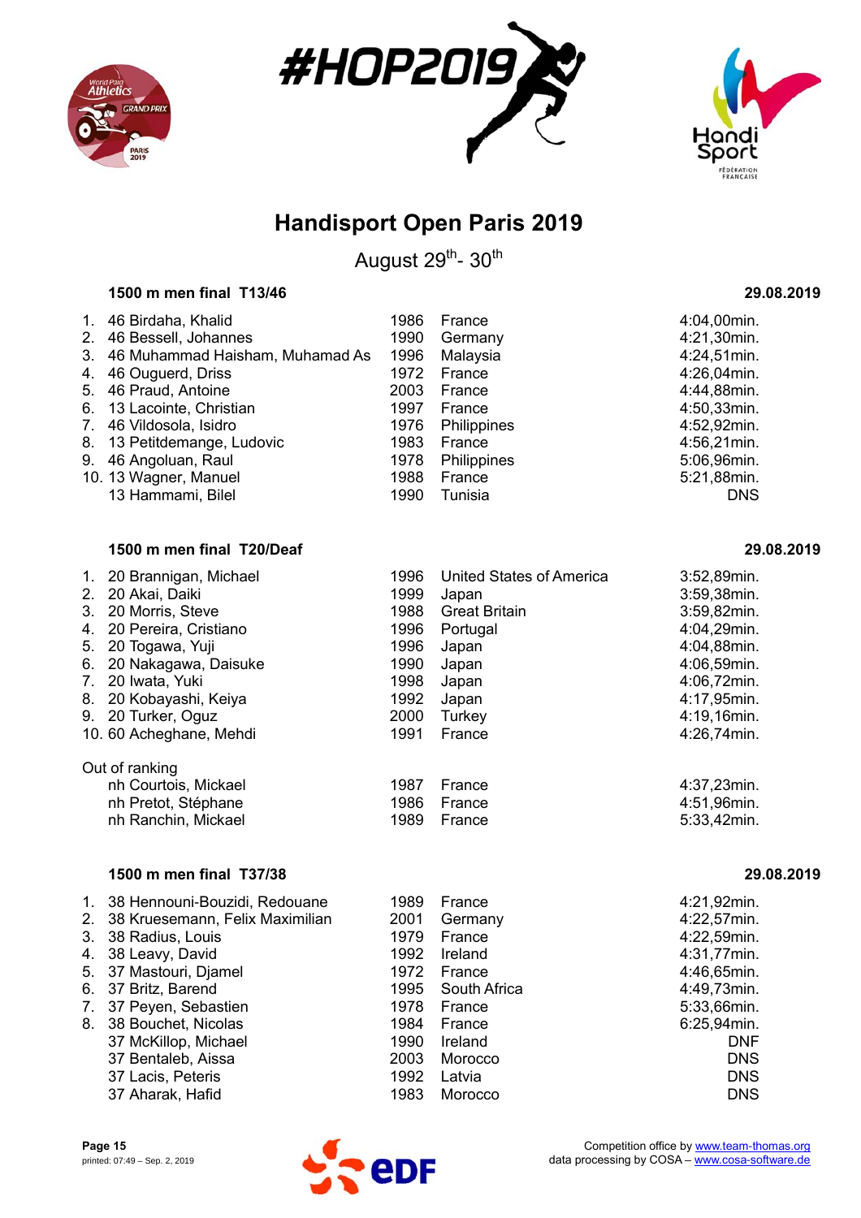# Handisport Open Paris 2019

August 29th- 30th

### 1500 m men final T13/46 — 29.08.2019

| Rank | Class | Name | Year | Country | Result |
|---|---|---|---|---|---|
| 1. | 46 | Birdaha, Khalid | 1986 | France | 4:04,00min. |
| 2. | 46 | Bessell, Johannes | 1990 | Germany | 4:21,30min. |
| 3. | 46 | Muhammad Haisham, Muhamad As | 1996 | Malaysia | 4:24,51min. |
| 4. | 46 | Ouguerd, Driss | 1972 | France | 4:26,04min. |
| 5. | 46 | Praud, Antoine | 2003 | France | 4:44,88min. |
| 6. | 13 | Lacointe, Christian | 1997 | France | 4:50,33min. |
| 7. | 46 | Vildosola, Isidro | 1976 | Philippines | 4:52,92min. |
| 8. | 13 | Petitdemange, Ludovic | 1983 | France | 4:56,21min. |
| 9. | 46 | Angoluan, Raul | 1978 | Philippines | 5:06,96min. |
| 10. | 13 | Wagner, Manuel | 1988 | France | 5:21,88min. |
| | 13 | Hammami, Bilel | 1990 | Tunisia | DNS |

### 1500 m men final T20/Deaf — 29.08.2019

| Rank | Class | Name | Year | Country | Result |
|---|---|---|---|---|---|
| 1. | 20 | Brannigan, Michael | 1996 | United States of America | 3:52,89min. |
| 2. | 20 | Akai, Daiki | 1999 | Japan | 3:59,38min. |
| 3. | 20 | Morris, Steve | 1988 | Great Britain | 3:59,82min. |
| 4. | 20 | Pereira, Cristiano | 1996 | Portugal | 4:04,29min. |
| 5. | 20 | Togawa, Yuji | 1996 | Japan | 4:04,88min. |
| 6. | 20 | Nakagawa, Daisuke | 1990 | Japan | 4:06,59min. |
| 7. | 20 | Iwata, Yuki | 1998 | Japan | 4:06,72min. |
| 8. | 20 | Kobayashi, Keiya | 1992 | Japan | 4:17,95min. |
| 9. | 20 | Turker, Oguz | 2000 | Turkey | 4:19,16min. |
| 10. | 60 | Acheghane, Mehdi | 1991 | France | 4:26,74min. |

Out of ranking

| Class | Name | Year | Country | Result |
|---|---|---|---|---|
| nh | Courtois, Mickael | 1987 | France | 4:37,23min. |
| nh | Pretot, Stéphane | 1986 | France | 4:51,96min. |
| nh | Ranchin, Mickael | 1989 | France | 5:33,42min. |

### 1500 m men final T37/38 — 29.08.2019

| Rank | Class | Name | Year | Country | Result |
|---|---|---|---|---|---|
| 1. | 38 | Hennouni-Bouzidi, Redouane | 1989 | France | 4:21,92min. |
| 2. | 38 | Kruesemann, Felix Maximilian | 2001 | Germany | 4:22,57min. |
| 3. | 38 | Radius, Louis | 1979 | France | 4:22,59min. |
| 4. | 38 | Leavy, David | 1992 | Ireland | 4:31,77min. |
| 5. | 37 | Mastouri, Djamel | 1972 | France | 4:46,65min. |
| 6. | 37 | Britz, Barend | 1995 | South Africa | 4:49,73min. |
| 7. | 37 | Peyen, Sebastien | 1978 | France | 5:33,66min. |
| 8. | 38 | Bouchet, Nicolas | 1984 | France | 6:25,94min. |
| | 37 | McKillop, Michael | 1990 | Ireland | DNF |
| | 37 | Bentaleb, Aissa | 2003 | Morocco | DNS |
| | 37 | Lacis, Peteris | 1992 | Latvia | DNS |
| | 37 | Aharak, Hafid | 1983 | Morocco | DNS |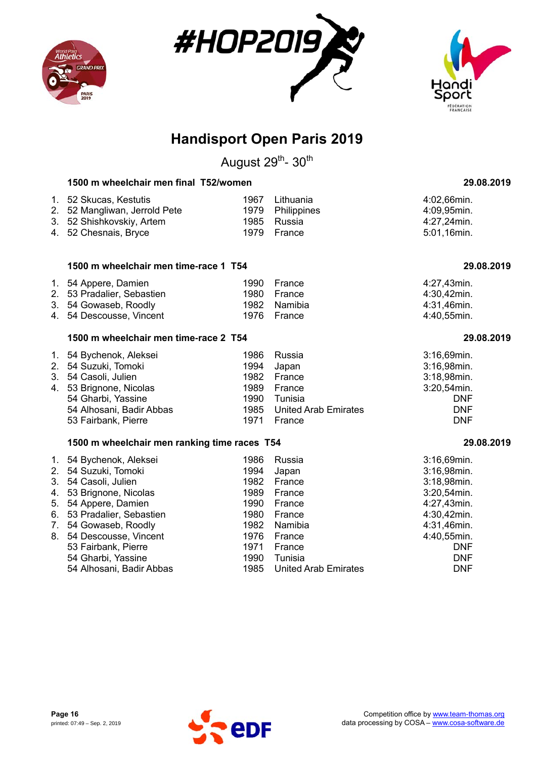# Handisport Open Paris 2019

August 29th- 30th

### 1500 m wheelchair men final T52/women — 29.08.2019

| Rank | Class | Name | Year | Country | Result |
|---|---|---|---|---|---|
| 1. | 52 | Skucas, Kestutis | 1967 | Lithuania | 4:02,66min. |
| 2. | 52 | Mangliwan, Jerrold Pete | 1979 | Philippines | 4:09,95min. |
| 3. | 52 | Shishkovskiy, Artem | 1985 | Russia | 4:27,24min. |
| 4. | 52 | Chesnais, Bryce | 1979 | France | 5:01,16min. |

### 1500 m wheelchair men time-race 1 T54 — 29.08.2019

| Rank | Class | Name | Year | Country | Result |
|---|---|---|---|---|---|
| 1. | 54 | Appere, Damien | 1990 | France | 4:27,43min. |
| 2. | 53 | Pradalier, Sebastien | 1980 | France | 4:30,42min. |
| 3. | 54 | Gowaseb, Roodly | 1982 | Namibia | 4:31,46min. |
| 4. | 54 | Descousse, Vincent | 1976 | France | 4:40,55min. |

### 1500 m wheelchair men time-race 2 T54 — 29.08.2019

| Rank | Class | Name | Year | Country | Result |
|---|---|---|---|---|---|
| 1. | 54 | Bychenok, Aleksei | 1986 | Russia | 3:16,69min. |
| 2. | 54 | Suzuki, Tomoki | 1994 | Japan | 3:16,98min. |
| 3. | 54 | Casoli, Julien | 1982 | France | 3:18,98min. |
| 4. | 53 | Brignone, Nicolas | 1989 | France | 3:20,54min. |
| | 54 | Gharbi, Yassine | 1990 | Tunisia | DNF |
| | 54 | Alhosani, Badir Abbas | 1985 | United Arab Emirates | DNF |
| | 53 | Fairbank, Pierre | 1971 | France | DNF |

### 1500 m wheelchair men ranking time races T54 — 29.08.2019

| Rank | Class | Name | Year | Country | Result |
|---|---|---|---|---|---|
| 1. | 54 | Bychenok, Aleksei | 1986 | Russia | 3:16,69min. |
| 2. | 54 | Suzuki, Tomoki | 1994 | Japan | 3:16,98min. |
| 3. | 54 | Casoli, Julien | 1982 | France | 3:18,98min. |
| 4. | 53 | Brignone, Nicolas | 1989 | France | 3:20,54min. |
| 5. | 54 | Appere, Damien | 1990 | France | 4:27,43min. |
| 6. | 53 | Pradalier, Sebastien | 1980 | France | 4:30,42min. |
| 7. | 54 | Gowaseb, Roodly | 1982 | Namibia | 4:31,46min. |
| 8. | 54 | Descousse, Vincent | 1976 | France | 4:40,55min. |
| | 53 | Fairbank, Pierre | 1971 | France | DNF |
| | 54 | Gharbi, Yassine | 1990 | Tunisia | DNF |
| | 54 | Alhosani, Badir Abbas | 1985 | United Arab Emirates | DNF |

Competition office by www.team-thomas.org
data processing by COSA – www.cosa-software.de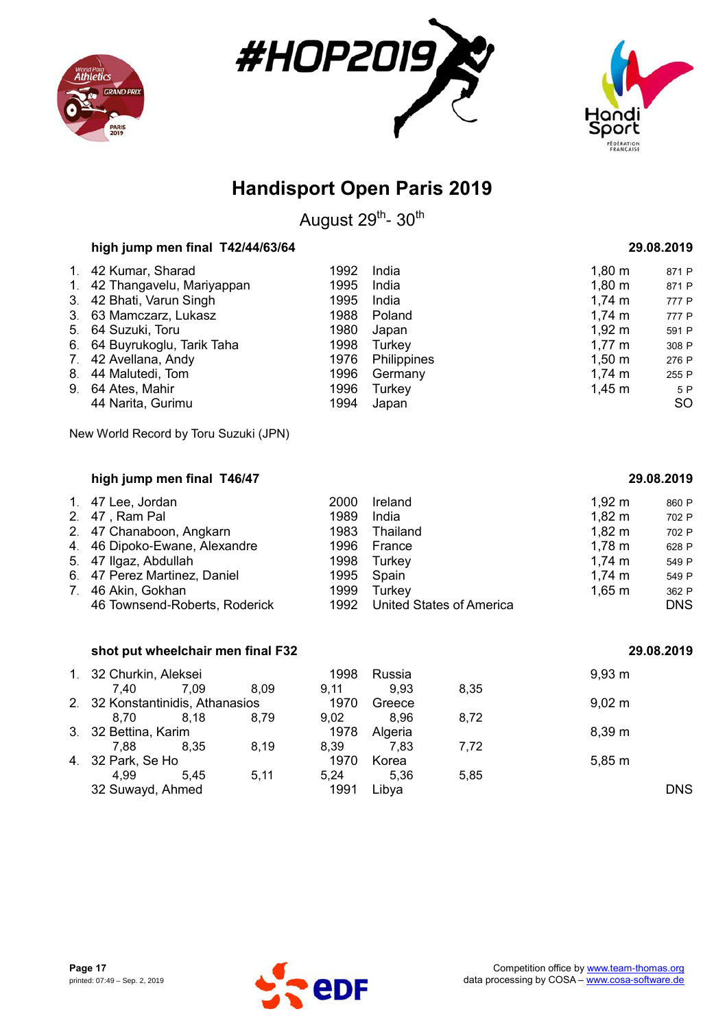# Handisport Open Paris 2019

August 29th- 30th

### high jump men final T42/44/63/64

29.08.2019

| Rank | Class | Name | Year | Country | Result | Points |
|---|---|---|---|---|---|---|
| 1. | 42 | Kumar, Sharad | 1992 | India | 1,80 m | 871 P |
| 1. | 42 | Thangavelu, Mariyappan | 1995 | India | 1,80 m | 871 P |
| 3. | 42 | Bhati, Varun Singh | 1995 | India | 1,74 m | 777 P |
| 3. | 63 | Mamczarz, Lukasz | 1988 | Poland | 1,74 m | 777 P |
| 5. | 64 | Suzuki, Toru | 1980 | Japan | 1,92 m | 591 P |
| 6. | 64 | Buyrukoglu, Tarik Taha | 1998 | Turkey | 1,77 m | 308 P |
| 7. | 42 | Avellana, Andy | 1976 | Philippines | 1,50 m | 276 P |
| 8. | 44 | Malutedi, Tom | 1996 | Germany | 1,74 m | 255 P |
| 9. | 64 | Ates, Mahir | 1996 | Turkey | 1,45 m | 5 P |
| | 44 | Narita, Gurimu | 1994 | Japan | | SO |

New World Record by Toru Suzuki (JPN)

### high jump men final T46/47

29.08.2019

| Rank | Class | Name | Year | Country | Result | Points |
|---|---|---|---|---|---|---|
| 1. | 47 | Lee, Jordan | 2000 | Ireland | 1,92 m | 860 P |
| 2. | 47 | , Ram Pal | 1989 | India | 1,82 m | 702 P |
| 2. | 47 | Chanaboon, Angkarn | 1983 | Thailand | 1,82 m | 702 P |
| 4. | 46 | Dipoko-Ewane, Alexandre | 1996 | France | 1,78 m | 628 P |
| 5. | 47 | Ilgaz, Abdullah | 1998 | Turkey | 1,74 m | 549 P |
| 6. | 47 | Perez Martinez, Daniel | 1995 | Spain | 1,74 m | 549 P |
| 7. | 46 | Akin, Gokhan | 1999 | Turkey | 1,65 m | 362 P |
| | 46 | Townsend-Roberts, Roderick | 1992 | United States of America | | DNS |

### shot put wheelchair men final F32

29.08.2019

| Rank | Class | Name | Year | Country | Result |
|---|---|---|---|---|---|
| 1. | 32 | Churkin, Aleksei | 1998 | Russia | 9,93 m |
| | | 7,40 / 7,09 / 8,09 / 9,11 / 9,93 / 8,35 | | | |
| 2. | 32 | Konstantinidis, Athanasios | 1970 | Greece | 9,02 m |
| | | 8,70 / 8,18 / 8,79 / 9,02 / 8,96 / 8,72 | | | |
| 3. | 32 | Bettina, Karim | 1978 | Algeria | 8,39 m |
| | | 7,88 / 8,35 / 8,19 / 8,39 / 7,83 / 7,72 | | | |
| 4. | 32 | Park, Se Ho | 1970 | Korea | 5,85 m |
| | | 4,99 / 5,45 / 5,11 / 5,24 / 5,36 / 5,85 | | | |
| | 32 | Suwayd, Ahmed | 1991 | Libya | DNS |

Competition office by www.team-thomas.org
data processing by COSA – www.cosa-software.de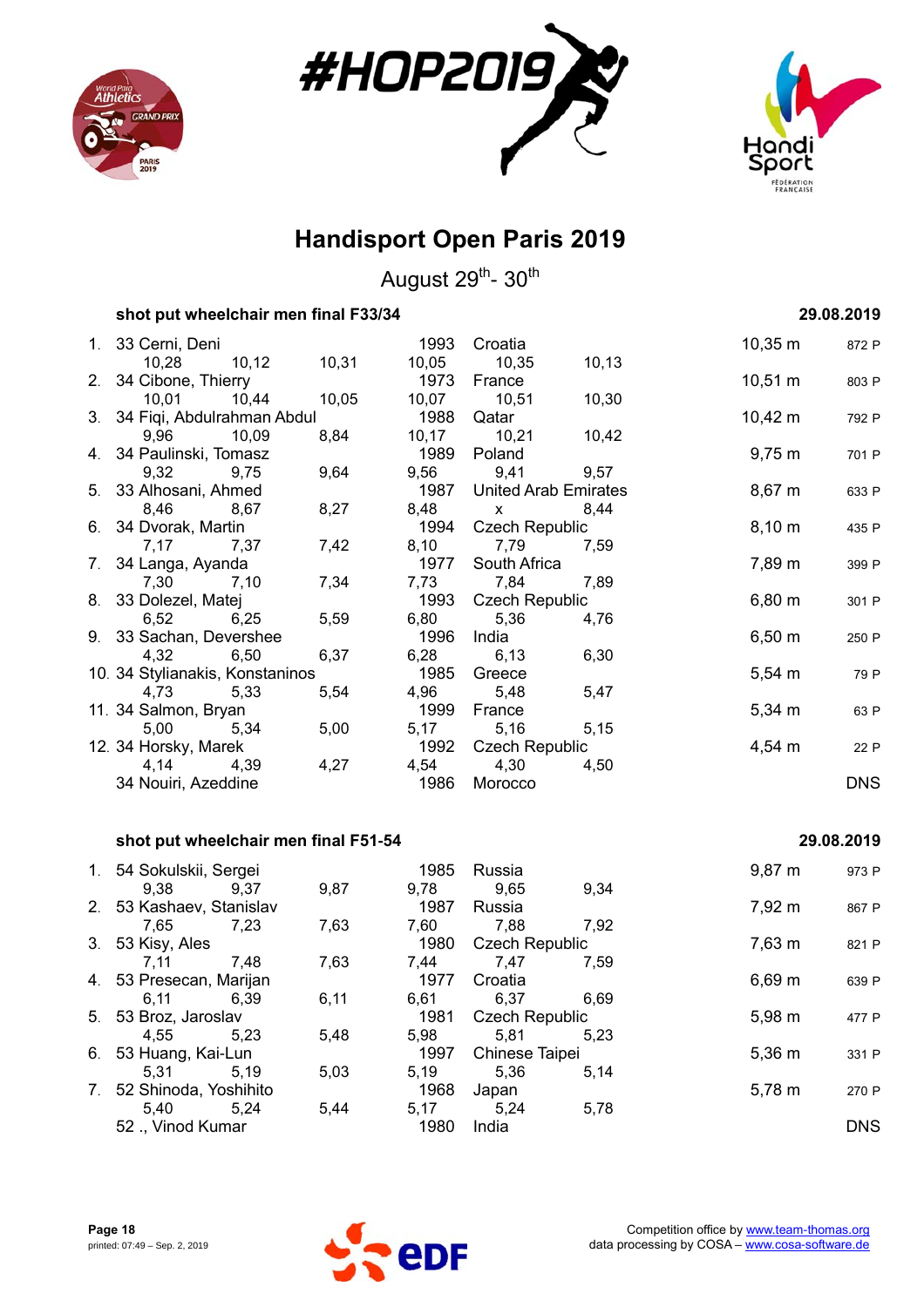# Handisport Open Paris 2019

August 29th- 30th

### shot put wheelchair men final F33/34

29.08.2019

| Rank | Class | Name | Year | Country | Result | Points |
|---|---|---|---|---|---|---|
| 1. | 33 | Cerni, Deni | 1993 | Croatia | 10,35 m | 872 P |
| | | 10,28 / 10,12 / 10,31 / 10,05 / 10,35 / 10,13 | | | | |
| 2. | 34 | Cibone, Thierry | 1973 | France | 10,51 m | 803 P |
| | | 10,01 / 10,44 / 10,05 / 10,07 / 10,51 / 10,30 | | | | |
| 3. | 34 | Fiqi, Abdulrahman Abdul | 1988 | Qatar | 10,42 m | 792 P |
| | | 9,96 / 10,09 / 8,84 / 10,17 / 10,21 / 10,42 | | | | |
| 4. | 34 | Paulinski, Tomasz | 1989 | Poland | 9,75 m | 701 P |
| | | 9,32 / 9,75 / 9,64 / 9,56 / 9,41 / 9,57 | | | | |
| 5. | 33 | Alhosani, Ahmed | 1987 | United Arab Emirates | 8,67 m | 633 P |
| | | 8,46 / 8,67 / 8,27 / 8,48 / x / 8,44 | | | | |
| 6. | 34 | Dvorak, Martin | 1994 | Czech Republic | 8,10 m | 435 P |
| | | 7,17 / 7,37 / 7,42 / 8,10 / 7,79 / 7,59 | | | | |
| 7. | 34 | Langa, Ayanda | 1977 | South Africa | 7,89 m | 399 P |
| | | 7,30 / 7,10 / 7,34 / 7,73 / 7,84 / 7,89 | | | | |
| 8. | 33 | Dolezel, Matej | 1993 | Czech Republic | 6,80 m | 301 P |
| | | 6,52 / 6,25 / 5,59 / 6,80 / 5,36 / 4,76 | | | | |
| 9. | 33 | Sachan, Devershee | 1996 | India | 6,50 m | 250 P |
| | | 4,32 / 6,50 / 6,37 / 6,28 / 6,13 / 6,30 | | | | |
| 10. | 34 | Stylianakis, Konstaninos | 1985 | Greece | 5,54 m | 79 P |
| | | 4,73 / 5,33 / 5,54 / 4,96 / 5,48 / 5,47 | | | | |
| 11. | 34 | Salmon, Bryan | 1999 | France | 5,34 m | 63 P |
| | | 5,00 / 5,34 / 5,00 / 5,17 / 5,16 / 5,15 | | | | |
| 12. | 34 | Horsky, Marek | 1992 | Czech Republic | 4,54 m | 22 P |
| | | 4,14 / 4,39 / 4,27 / 4,54 / 4,30 / 4,50 | | | | |
| | 34 | Nouiri, Azeddine | 1986 | Morocco | DNS | |

### shot put wheelchair men final F51-54

29.08.2019

| Rank | Class | Name | Year | Country | Result | Points |
|---|---|---|---|---|---|---|
| 1. | 54 | Sokulskii, Sergei | 1985 | Russia | 9,87 m | 973 P |
| | | 9,38 / 9,37 / 9,87 / 9,78 / 9,65 / 9,34 | | | | |
| 2. | 53 | Kashaev, Stanislav | 1987 | Russia | 7,92 m | 867 P |
| | | 7,65 / 7,23 / 7,63 / 7,60 / 7,88 / 7,92 | | | | |
| 3. | 53 | Kisy, Ales | 1980 | Czech Republic | 7,63 m | 821 P |
| | | 7,11 / 7,48 / 7,63 / 7,44 / 7,47 / 7,59 | | | | |
| 4. | 53 | Presecan, Marijan | 1977 | Croatia | 6,69 m | 639 P |
| | | 6,11 / 6,39 / 6,11 / 6,61 / 6,37 / 6,69 | | | | |
| 5. | 53 | Broz, Jaroslav | 1981 | Czech Republic | 5,98 m | 477 P |
| | | 4,55 / 5,23 / 5,48 / 5,98 / 5,81 / 5,23 | | | | |
| 6. | 53 | Huang, Kai-Lun | 1997 | Chinese Taipei | 5,36 m | 331 P |
| | | 5,31 / 5,19 / 5,03 / 5,19 / 5,36 / 5,14 | | | | |
| 7. | 52 | Shinoda, Yoshihito | 1968 | Japan | 5,78 m | 270 P |
| | | 5,40 / 5,24 / 5,44 / 5,17 / 5,24 / 5,78 | | | | |
| | 52 | ., Vinod Kumar | 1980 | India | DNS | |

printed: 07:49 – Sep. 2, 2019

Competition office by www.team-thomas.org
data processing by COSA – www.cosa-software.de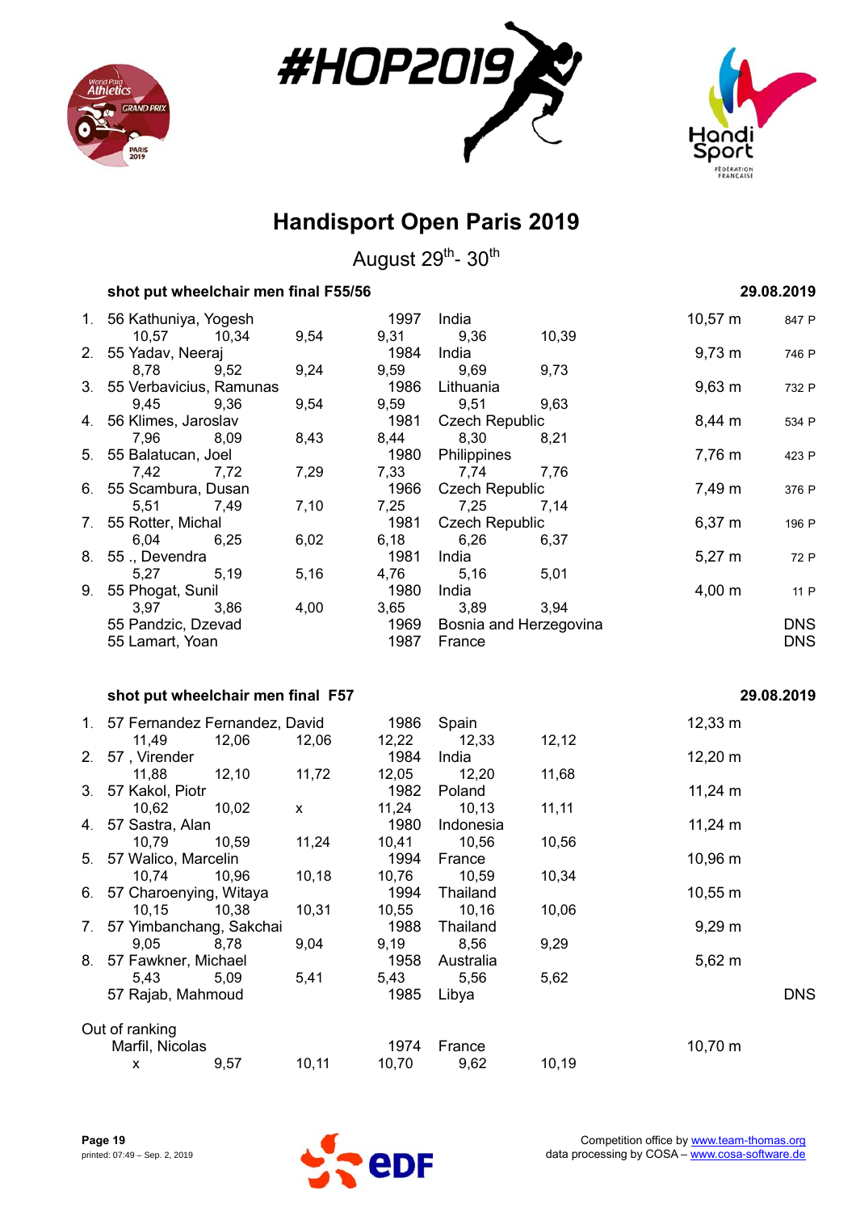# Handisport Open Paris 2019

August 29th- 30th

## shot put wheelchair men final F55/56

29.08.2019

| Rank | Class | Name | Year | Country | Result | Points |
|---|---|---|---|---|---|---|
| 1. | 56 | Kathuniya, Yogesh | 1997 | India | 10,57 m | 847 P |
| | | 10,57 / 10,34 / 9,54 / 9,31 / 9,36 / 10,39 | | | | |
| 2. | 55 | Yadav, Neeraj | 1984 | India | 9,73 m | 746 P |
| | | 8,78 / 9,52 / 9,24 / 9,59 / 9,69 / 9,73 | | | | |
| 3. | 55 | Verbavicius, Ramunas | 1986 | Lithuania | 9,63 m | 732 P |
| | | 9,45 / 9,36 / 9,54 / 9,59 / 9,51 / 9,63 | | | | |
| 4. | 56 | Klimes, Jaroslav | 1981 | Czech Republic | 8,44 m | 534 P |
| | | 7,96 / 8,09 / 8,43 / 8,44 / 8,30 / 8,21 | | | | |
| 5. | 55 | Balatucan, Joel | 1980 | Philippines | 7,76 m | 423 P |
| | | 7,42 / 7,72 / 7,29 / 7,33 / 7,74 / 7,76 | | | | |
| 6. | 55 | Scambura, Dusan | 1966 | Czech Republic | 7,49 m | 376 P |
| | | 5,51 / 7,49 / 7,10 / 7,25 / 7,25 / 7,14 | | | | |
| 7. | 55 | Rotter, Michal | 1981 | Czech Republic | 6,37 m | 196 P |
| | | 6,04 / 6,25 / 6,02 / 6,18 / 6,26 / 6,37 | | | | |
| 8. | 55 | ., Devendra | 1981 | India | 5,27 m | 72 P |
| | | 5,27 / 5,19 / 5,16 / 4,76 / 5,16 / 5,01 | | | | |
| 9. | 55 | Phogat, Sunil | 1980 | India | 4,00 m | 11 P |
| | | 3,97 / 3,86 / 4,00 / 3,65 / 3,89 / 3,94 | | | | |
| | 55 | Pandzic, Dzevad | 1969 | Bosnia and Herzegovina | DNS | |
| | 55 | Lamart, Yoan | 1987 | France | DNS | |

## shot put wheelchair men final F57

29.08.2019

| Rank | Class | Name | Year | Country | Result |
|---|---|---|---|---|---|
| 1. | 57 | Fernandez Fernandez, David | 1986 | Spain | 12,33 m |
| | | 11,49 / 12,06 / 12,06 / 12,22 / 12,33 / 12,12 | | | |
| 2. | 57 | , Virender | 1984 | India | 12,20 m |
| | | 11,88 / 12,10 / 11,72 / 12,05 / 12,20 / 11,68 | | | |
| 3. | 57 | Kakol, Piotr | 1982 | Poland | 11,24 m |
| | | 10,62 / 10,02 / x / 11,24 / 10,13 / 11,11 | | | |
| 4. | 57 | Sastra, Alan | 1980 | Indonesia | 11,24 m |
| | | 10,79 / 10,59 / 11,24 / 10,41 / 10,56 / 10,56 | | | |
| 5. | 57 | Walico, Marcelin | 1994 | France | 10,96 m |
| | | 10,74 / 10,96 / 10,18 / 10,76 / 10,59 / 10,34 | | | |
| 6. | 57 | Charoenying, Witaya | 1994 | Thailand | 10,55 m |
| | | 10,15 / 10,38 / 10,31 / 10,55 / 10,16 / 10,06 | | | |
| 7. | 57 | Yimbanchang, Sakchai | 1988 | Thailand | 9,29 m |
| | | 9,05 / 8,78 / 9,04 / 9,19 / 8,56 / 9,29 | | | |
| 8. | 57 | Fawkner, Michael | 1958 | Australia | 5,62 m |
| | | 5,43 / 5,09 / 5,41 / 5,43 / 5,56 / 5,62 | | | |
| | 57 | Rajab, Mahmoud | 1985 | Libya | DNS |

Out of ranking

| Name | Year | Country | Result |
|---|---|---|---|
| Marfil, Nicolas | 1974 | France | 10,70 m |
| x / 9,57 / 10,11 / 10,70 / 9,62 / 10,19 | | | |

Competition office by www.team-thomas.org
data processing by COSA – www.cosa-software.de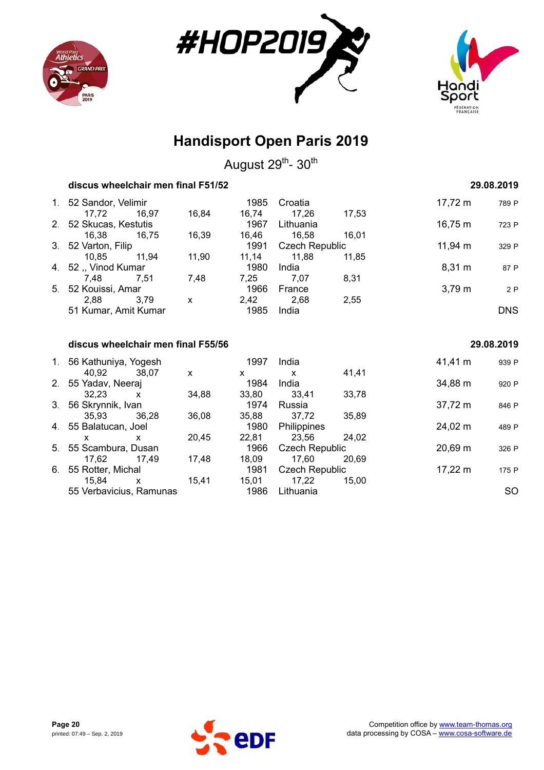# Handisport Open Paris 2019

August 29th- 30th

### discus wheelchair men final F51/52 — 29.08.2019

| Rank | Class | Name | Year | Country | Result | Points |
|---|---|---|---|---|---|---|
| 1. | 52 | Sandor, Velimir | 1985 | Croatia | 17,72 m | 789 P |
| | | 17,72 / 16,97 / 16,84 / 16,74 / 17,26 / 17,53 | | | | |
| 2. | 52 | Skucas, Kestutis | 1967 | Lithuania | 16,75 m | 723 P |
| | | 16,38 / 16,75 / 16,39 / 16,46 / 16,58 / 16,01 | | | | |
| 3. | 52 | Varton, Filip | 1991 | Czech Republic | 11,94 m | 329 P |
| | | 10,85 / 11,94 / 11,90 / 11,14 / 11,88 / 11,85 | | | | |
| 4. | 52 | ,, Vinod Kumar | 1980 | India | 8,31 m | 87 P |
| | | 7,48 / 7,51 / 7,48 / 7,25 / 7,07 / 8,31 | | | | |
| 5. | 52 | Kouissi, Amar | 1966 | France | 3,79 m | 2 P |
| | | 2,88 / 3,79 / x / 2,42 / 2,68 / 2,55 | | | | |
| | 51 | Kumar, Amit Kumar | 1985 | India | DNS | |

### discus wheelchair men final F55/56 — 29.08.2019

| Rank | Class | Name | Year | Country | Result | Points |
|---|---|---|---|---|---|---|
| 1. | 56 | Kathuniya, Yogesh | 1997 | India | 41,41 m | 939 P |
| | | 40,92 / 38,07 / x / x / x / 41,41 | | | | |
| 2. | 55 | Yadav, Neeraj | 1984 | India | 34,88 m | 920 P |
| | | 32,23 / x / 34,88 / 33,80 / 33,41 / 33,78 | | | | |
| 3. | 56 | Skrynnik, Ivan | 1974 | Russia | 37,72 m | 846 P |
| | | 35,93 / 36,28 / 36,08 / 35,88 / 37,72 / 35,89 | | | | |
| 4. | 55 | Balatucan, Joel | 1980 | Philippines | 24,02 m | 489 P |
| | | x / x / 20,45 / 22,81 / 23,56 / 24,02 | | | | |
| 5. | 55 | Scambura, Dusan | 1966 | Czech Republic | 20,69 m | 326 P |
| | | 17,62 / 17,49 / 17,48 / 18,09 / 17,60 / 20,69 | | | | |
| 6. | 55 | Rotter, Michal | 1981 | Czech Republic | 17,22 m | 175 P |
| | | 15,84 / x / 15,41 / 15,01 / 17,22 / 15,00 | | | | |
| | 55 | Verbavicius, Ramunas | 1986 | Lithuania | SO | |

Competition office by www.team-thomas.org
data processing by COSA – www.cosa-software.de

printed: 07:49 – Sep. 2, 2019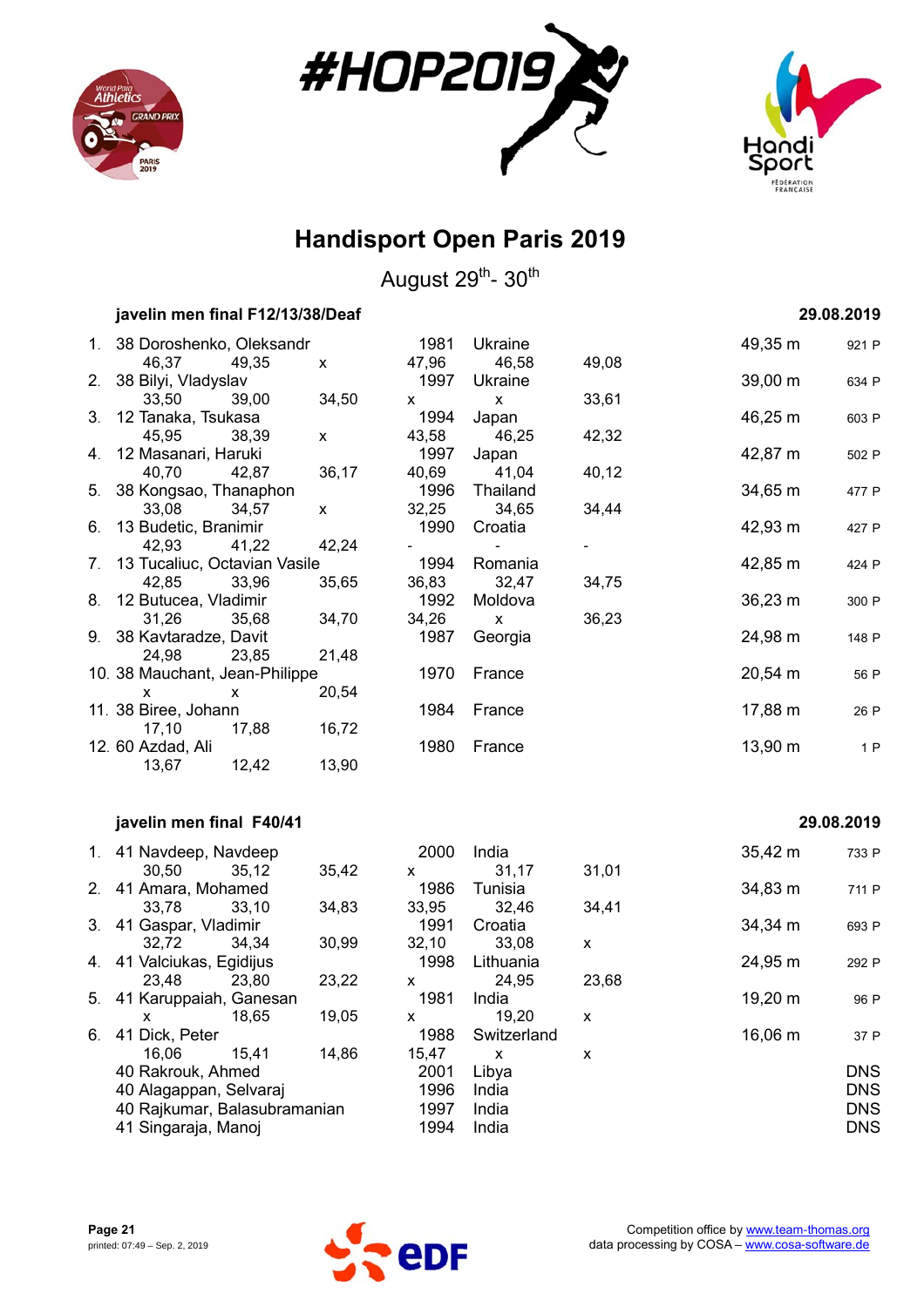# Handisport Open Paris 2019

August 29th- 30th

### javelin men final F12/13/38/Deaf

29.08.2019

| Rank | Class | Name | Year | Country | Result | Points |
|---|---|---|---|---|---|---|
| 1. | 38 | Doroshenko, Oleksandr | 1981 | Ukraine | 49,35 m | 921 P |
| | | 46,37 · 49,35 · x · 47,96 · 46,58 · 49,08 | | | | |
| 2. | 38 | Bilyi, Vladyslav | 1997 | Ukraine | 39,00 m | 634 P |
| | | 33,50 · 39,00 · 34,50 · x · x · 33,61 | | | | |
| 3. | 12 | Tanaka, Tsukasa | 1994 | Japan | 46,25 m | 603 P |
| | | 45,95 · 38,39 · x · 43,58 · 46,25 · 42,32 | | | | |
| 4. | 12 | Masanari, Haruki | 1997 | Japan | 42,87 m | 502 P |
| | | 40,70 · 42,87 · 36,17 · 40,69 · 41,04 · 40,12 | | | | |
| 5. | 38 | Kongsao, Thanaphon | 1996 | Thailand | 34,65 m | 477 P |
| | | 33,08 · 34,57 · x · 32,25 · 34,65 · 34,44 | | | | |
| 6. | 13 | Budetic, Branimir | 1990 | Croatia | 42,93 m | 427 P |
| | | 42,93 · 41,22 · 42,24 · - · - · - | | | | |
| 7. | 13 | Tucaliuc, Octavian Vasile | 1994 | Romania | 42,85 m | 424 P |
| | | 42,85 · 33,96 · 35,65 · 36,83 · 32,47 · 34,75 | | | | |
| 8. | 12 | Butucea, Vladimir | 1992 | Moldova | 36,23 m | 300 P |
| | | 31,26 · 35,68 · 34,70 · 34,26 · x · 36,23 | | | | |
| 9. | 38 | Kavtaradze, Davit | 1987 | Georgia | 24,98 m | 148 P |
| | | 24,98 · 23,85 · 21,48 | | | | |
| 10. | 38 | Mauchant, Jean-Philippe | 1970 | France | 20,54 m | 56 P |
| | | x · x · 20,54 | | | | |
| 11. | 38 | Biree, Johann | 1984 | France | 17,88 m | 26 P |
| | | 17,10 · 17,88 · 16,72 | | | | |
| 12. | 60 | Azdad, Ali | 1980 | France | 13,90 m | 1 P |
| | | 13,67 · 12,42 · 13,90 | | | | |

### javelin men final F40/41

29.08.2019

| Rank | Class | Name | Year | Country | Result | Points |
|---|---|---|---|---|---|---|
| 1. | 41 | Navdeep, Navdeep | 2000 | India | 35,42 m | 733 P |
| | | 30,50 · 35,12 · 35,42 · x · 31,17 · 31,01 | | | | |
| 2. | 41 | Amara, Mohamed | 1986 | Tunisia | 34,83 m | 711 P |
| | | 33,78 · 33,10 · 34,83 · 33,95 · 32,46 · 34,41 | | | | |
| 3. | 41 | Gaspar, Vladimir | 1991 | Croatia | 34,34 m | 693 P |
| | | 32,72 · 34,34 · 30,99 · 32,10 · 33,08 · x | | | | |
| 4. | 41 | Valciukas, Egidijus | 1998 | Lithuania | 24,95 m | 292 P |
| | | 23,48 · 23,80 · 23,22 · x · 24,95 · 23,68 | | | | |
| 5. | 41 | Karuppaiah, Ganesan | 1981 | India | 19,20 m | 96 P |
| | | x · 18,65 · 19,05 · x · 19,20 · x | | | | |
| 6. | 41 | Dick, Peter | 1988 | Switzerland | 16,06 m | 37 P |
| | | 16,06 · 15,41 · 14,86 · 15,47 · x · x | | | | |
| | 40 | Rakrouk, Ahmed | 2001 | Libya | | DNS |
| | 40 | Alagappan, Selvaraj | 1996 | India | | DNS |
| | 40 | Rajkumar, Balasubramanian | 1997 | India | | DNS |
| | 41 | Singaraja, Manoj | 1994 | India | | DNS |

printed: 07:49 – Sep. 2, 2019

Competition office by www.team-thomas.org
data processing by COSA – www.cosa-software.de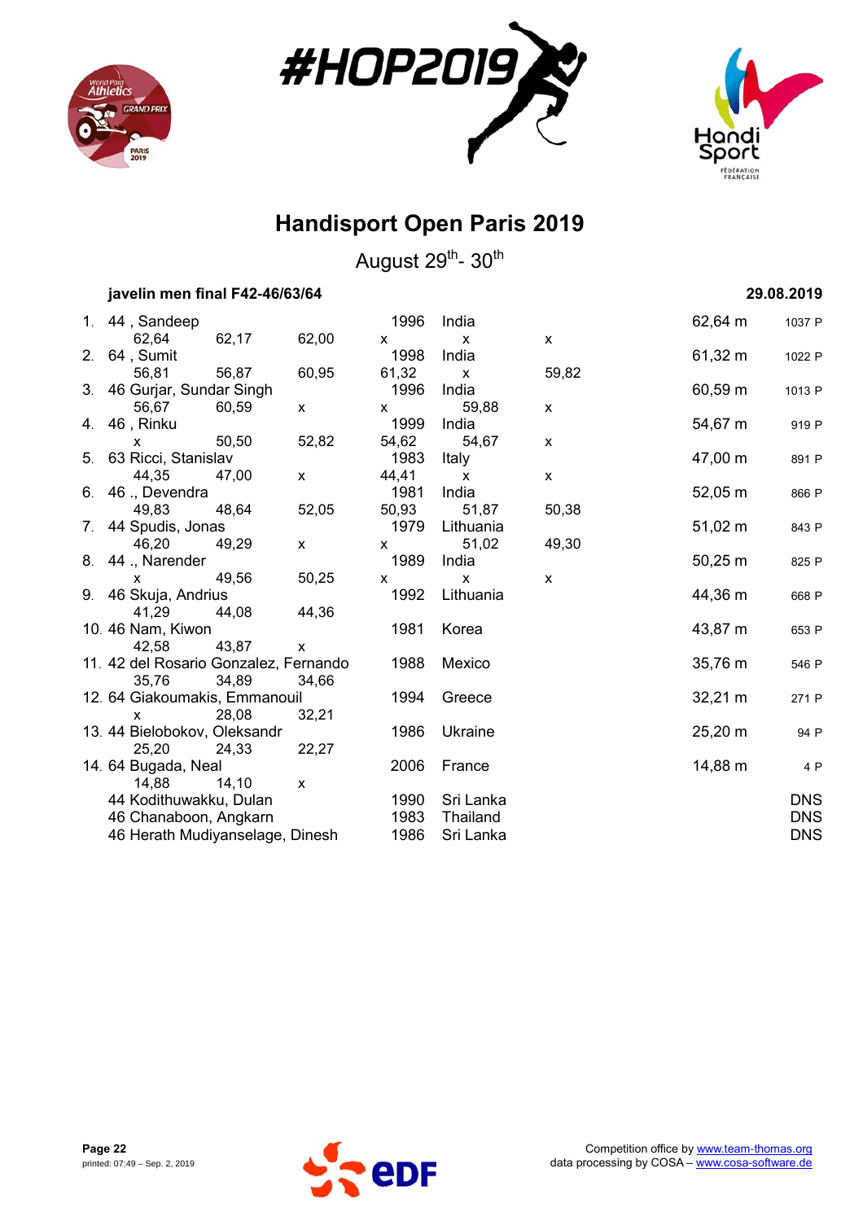# Handisport Open Paris 2019

August 29th - 30th

**javelin men final F42-46/63/64** **29.08.2019**

| Rank | Class | Name | Year | Country | Result | Points |
|---|---|---|---|---|---|---|
| 1. | 44 | , Sandeep | 1996 | India | 62,64 m | 1037 P |
| | | 62,64 / 62,17 / 62,00 / x / x / x | | | | |
| 2. | 64 | , Sumit | 1998 | India | 61,32 m | 1022 P |
| | | 56,81 / 56,87 / 60,95 / 61,32 / x / 59,82 | | | | |
| 3. | 46 | Gurjar, Sundar Singh | 1996 | India | 60,59 m | 1013 P |
| | | 56,67 / 60,59 / x / x / 59,88 / x | | | | |
| 4. | 46 | , Rinku | 1999 | India | 54,67 m | 919 P |
| | | x / 50,50 / 52,82 / 54,62 / 54,67 / x | | | | |
| 5. | 63 | Ricci, Stanislav | 1983 | Italy | 47,00 m | 891 P |
| | | 44,35 / 47,00 / x / 44,41 / x / x | | | | |
| 6. | 46 | ., Devendra | 1981 | India | 52,05 m | 866 P |
| | | 49,83 / 48,64 / 52,05 / 50,93 / 51,87 / 50,38 | | | | |
| 7. | 44 | Spudis, Jonas | 1979 | Lithuania | 51,02 m | 843 P |
| | | 46,20 / 49,29 / x / x / 51,02 / 49,30 | | | | |
| 8. | 44 | ., Narender | 1989 | India | 50,25 m | 825 P |
| | | x / 49,56 / 50,25 / x / x / x | | | | |
| 9. | 46 | Skuja, Andrius | 1992 | Lithuania | 44,36 m | 668 P |
| | | 41,29 / 44,08 / 44,36 | | | | |
| 10. | 46 | Nam, Kiwon | 1981 | Korea | 43,87 m | 653 P |
| | | 42,58 / 43,87 / x | | | | |
| 11. | 42 | del Rosario Gonzalez, Fernando | 1988 | Mexico | 35,76 m | 546 P |
| | | 35,76 / 34,89 / 34,66 | | | | |
| 12. | 64 | Giakoumakis, Emmanouil | 1994 | Greece | 32,21 m | 271 P |
| | | x / 28,08 / 32,21 | | | | |
| 13. | 44 | Bielobokov, Oleksandr | 1986 | Ukraine | 25,20 m | 94 P |
| | | 25,20 / 24,33 / 22,27 | | | | |
| 14. | 64 | Bugada, Neal | 2006 | France | 14,88 m | 4 P |
| | | 14,88 / 14,10 / x | | | | |
| | 44 | Kodithuwakku, Dulan | 1990 | Sri Lanka | DNS | |
| | 46 | Chanaboon, Angkarn | 1983 | Thailand | DNS | |
| | 46 | Herath Mudiyanselage, Dinesh | 1986 | Sri Lanka | DNS | |

printed: 07:49 – Sep. 2, 2019

Competition office by www.team-thomas.org
data processing by COSA – www.cosa-software.de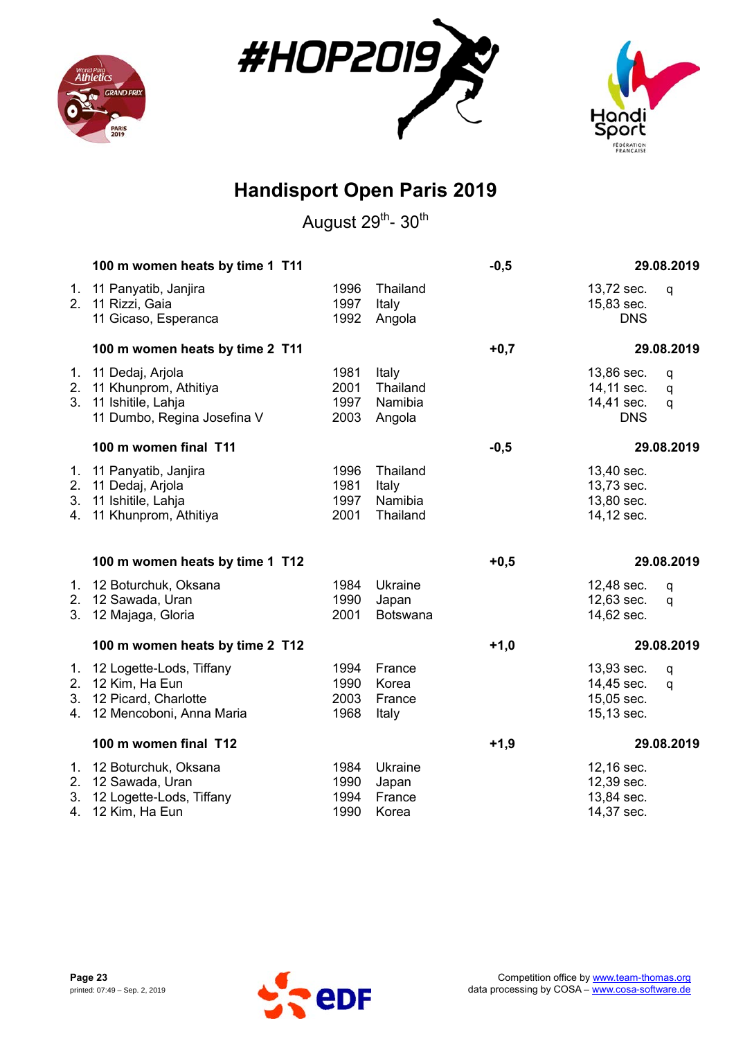# Handisport Open Paris 2019

August 29th- 30th

### 100 m women heats by time 1 T11 — -0,5 — 29.08.2019

| Rank | Class | Name | Year | Country | Result | |
|---|---|---|---|---|---|---|
| 1. | 11 | Panyatib, Janjira | 1996 | Thailand | 13,72 sec. | q |
| 2. | 11 | Rizzi, Gaia | 1997 | Italy | 15,83 sec. | |
| | 11 | Gicaso, Esperanca | 1992 | Angola | DNS | |

### 100 m women heats by time 2 T11 — +0,7 — 29.08.2019

| Rank | Class | Name | Year | Country | Result | |
|---|---|---|---|---|---|---|
| 1. | 11 | Dedaj, Arjola | 1981 | Italy | 13,86 sec. | q |
| 2. | 11 | Khunprom, Athitiya | 2001 | Thailand | 14,11 sec. | q |
| 3. | 11 | Ishitile, Lahja | 1997 | Namibia | 14,41 sec. | q |
| | 11 | Dumbo, Regina Josefina V | 2003 | Angola | DNS | |

### 100 m women final T11 — -0,5 — 29.08.2019

| Rank | Class | Name | Year | Country | Result |
|---|---|---|---|---|---|
| 1. | 11 | Panyatib, Janjira | 1996 | Thailand | 13,40 sec. |
| 2. | 11 | Dedaj, Arjola | 1981 | Italy | 13,73 sec. |
| 3. | 11 | Ishitile, Lahja | 1997 | Namibia | 13,80 sec. |
| 4. | 11 | Khunprom, Athitiya | 2001 | Thailand | 14,12 sec. |

### 100 m women heats by time 1 T12 — +0,5 — 29.08.2019

| Rank | Class | Name | Year | Country | Result | |
|---|---|---|---|---|---|---|
| 1. | 12 | Boturchuk, Oksana | 1984 | Ukraine | 12,48 sec. | q |
| 2. | 12 | Sawada, Uran | 1990 | Japan | 12,63 sec. | q |
| 3. | 12 | Majaga, Gloria | 2001 | Botswana | 14,62 sec. | |

### 100 m women heats by time 2 T12 — +1,0 — 29.08.2019

| Rank | Class | Name | Year | Country | Result | |
|---|---|---|---|---|---|---|
| 1. | 12 | Logette-Lods, Tiffany | 1994 | France | 13,93 sec. | q |
| 2. | 12 | Kim, Ha Eun | 1990 | Korea | 14,45 sec. | q |
| 3. | 12 | Picard, Charlotte | 2003 | France | 15,05 sec. | |
| 4. | 12 | Mencoboni, Anna Maria | 1968 | Italy | 15,13 sec. | |

### 100 m women final T12 — +1,9 — 29.08.2019

| Rank | Class | Name | Year | Country | Result |
|---|---|---|---|---|---|
| 1. | 12 | Boturchuk, Oksana | 1984 | Ukraine | 12,16 sec. |
| 2. | 12 | Sawada, Uran | 1990 | Japan | 12,39 sec. |
| 3. | 12 | Logette-Lods, Tiffany | 1994 | France | 13,84 sec. |
| 4. | 12 | Kim, Ha Eun | 1990 | Korea | 14,37 sec. |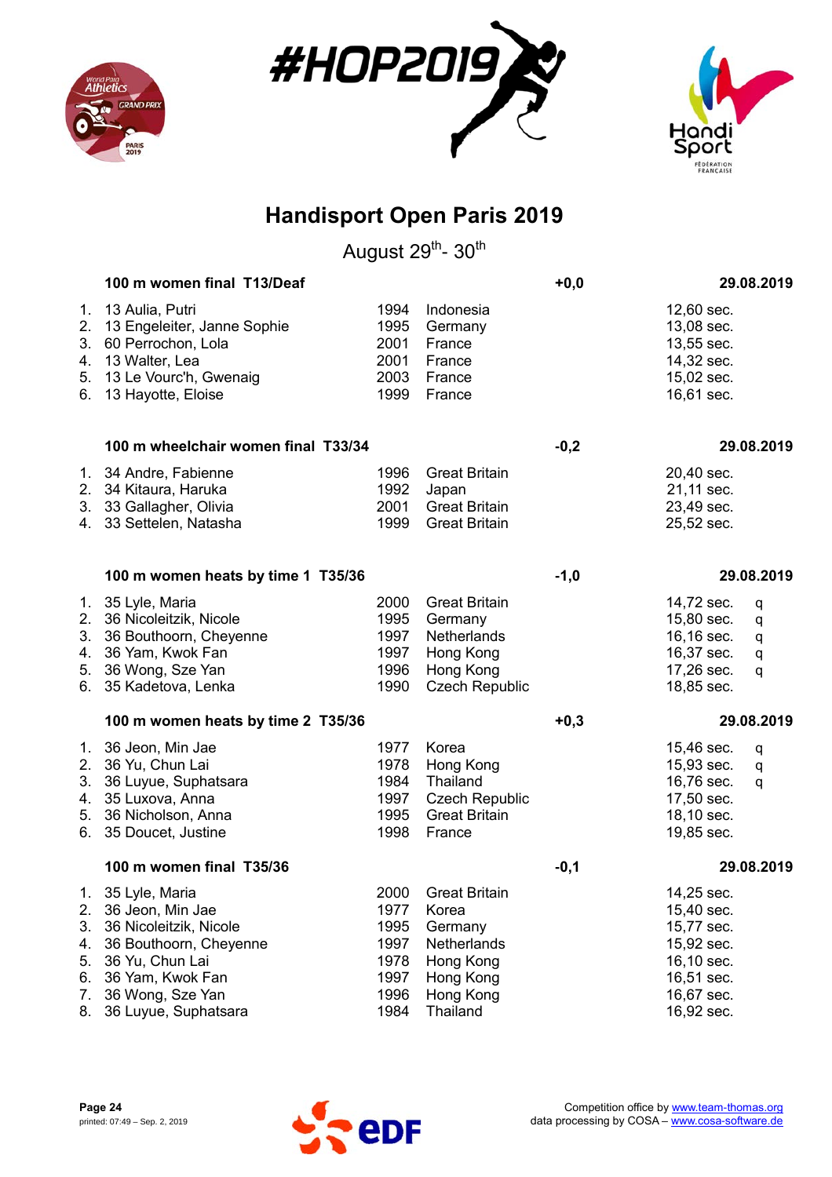# Handisport Open Paris 2019

August 29th- 30th

### 100 m women final T13/Deaf — +0,0 — 29.08.2019

| | Class | Name | Year | Country | Result |
|---|---|---|---|---|---|
| 1. | 13 | Aulia, Putri | 1994 | Indonesia | 12,60 sec. |
| 2. | 13 | Engeleiter, Janne Sophie | 1995 | Germany | 13,08 sec. |
| 3. | 60 | Perrochon, Lola | 2001 | France | 13,55 sec. |
| 4. | 13 | Walter, Lea | 2001 | France | 14,32 sec. |
| 5. | 13 | Le Vourc'h, Gwenaig | 2003 | France | 15,02 sec. |
| 6. | 13 | Hayotte, Eloise | 1999 | France | 16,61 sec. |

### 100 m wheelchair women final T33/34 — -0,2 — 29.08.2019

| | Class | Name | Year | Country | Result |
|---|---|---|---|---|---|
| 1. | 34 | Andre, Fabienne | 1996 | Great Britain | 20,40 sec. |
| 2. | 34 | Kitaura, Haruka | 1992 | Japan | 21,11 sec. |
| 3. | 33 | Gallagher, Olivia | 2001 | Great Britain | 23,49 sec. |
| 4. | 33 | Settelen, Natasha | 1999 | Great Britain | 25,52 sec. |

### 100 m women heats by time 1 T35/36 — -1,0 — 29.08.2019

| | Class | Name | Year | Country | Result | |
|---|---|---|---|---|---|---|
| 1. | 35 | Lyle, Maria | 2000 | Great Britain | 14,72 sec. | q |
| 2. | 36 | Nicoleitzik, Nicole | 1995 | Germany | 15,80 sec. | q |
| 3. | 36 | Bouthoorn, Cheyenne | 1997 | Netherlands | 16,16 sec. | q |
| 4. | 36 | Yam, Kwok Fan | 1997 | Hong Kong | 16,37 sec. | q |
| 5. | 36 | Wong, Sze Yan | 1996 | Hong Kong | 17,26 sec. | q |
| 6. | 35 | Kadetova, Lenka | 1990 | Czech Republic | 18,85 sec. | |

### 100 m women heats by time 2 T35/36 — +0,3 — 29.08.2019

| | Class | Name | Year | Country | Result | |
|---|---|---|---|---|---|---|
| 1. | 36 | Jeon, Min Jae | 1977 | Korea | 15,46 sec. | q |
| 2. | 36 | Yu, Chun Lai | 1978 | Hong Kong | 15,93 sec. | q |
| 3. | 36 | Luyue, Suphatsara | 1984 | Thailand | 16,76 sec. | q |
| 4. | 35 | Luxova, Anna | 1997 | Czech Republic | 17,50 sec. | |
| 5. | 36 | Nicholson, Anna | 1995 | Great Britain | 18,10 sec. | |
| 6. | 35 | Doucet, Justine | 1998 | France | 19,85 sec. | |

### 100 m women final T35/36 — -0,1 — 29.08.2019

| | Class | Name | Year | Country | Result |
|---|---|---|---|---|---|
| 1. | 35 | Lyle, Maria | 2000 | Great Britain | 14,25 sec. |
| 2. | 36 | Jeon, Min Jae | 1977 | Korea | 15,40 sec. |
| 3. | 36 | Nicoleitzik, Nicole | 1995 | Germany | 15,77 sec. |
| 4. | 36 | Bouthoorn, Cheyenne | 1997 | Netherlands | 15,92 sec. |
| 5. | 36 | Yu, Chun Lai | 1978 | Hong Kong | 16,10 sec. |
| 6. | 36 | Yam, Kwok Fan | 1997 | Hong Kong | 16,51 sec. |
| 7. | 36 | Wong, Sze Yan | 1996 | Hong Kong | 16,67 sec. |
| 8. | 36 | Luyue, Suphatsara | 1984 | Thailand | 16,92 sec. |

Competition office by www.team-thomas.org
data processing by COSA – www.cosa-software.de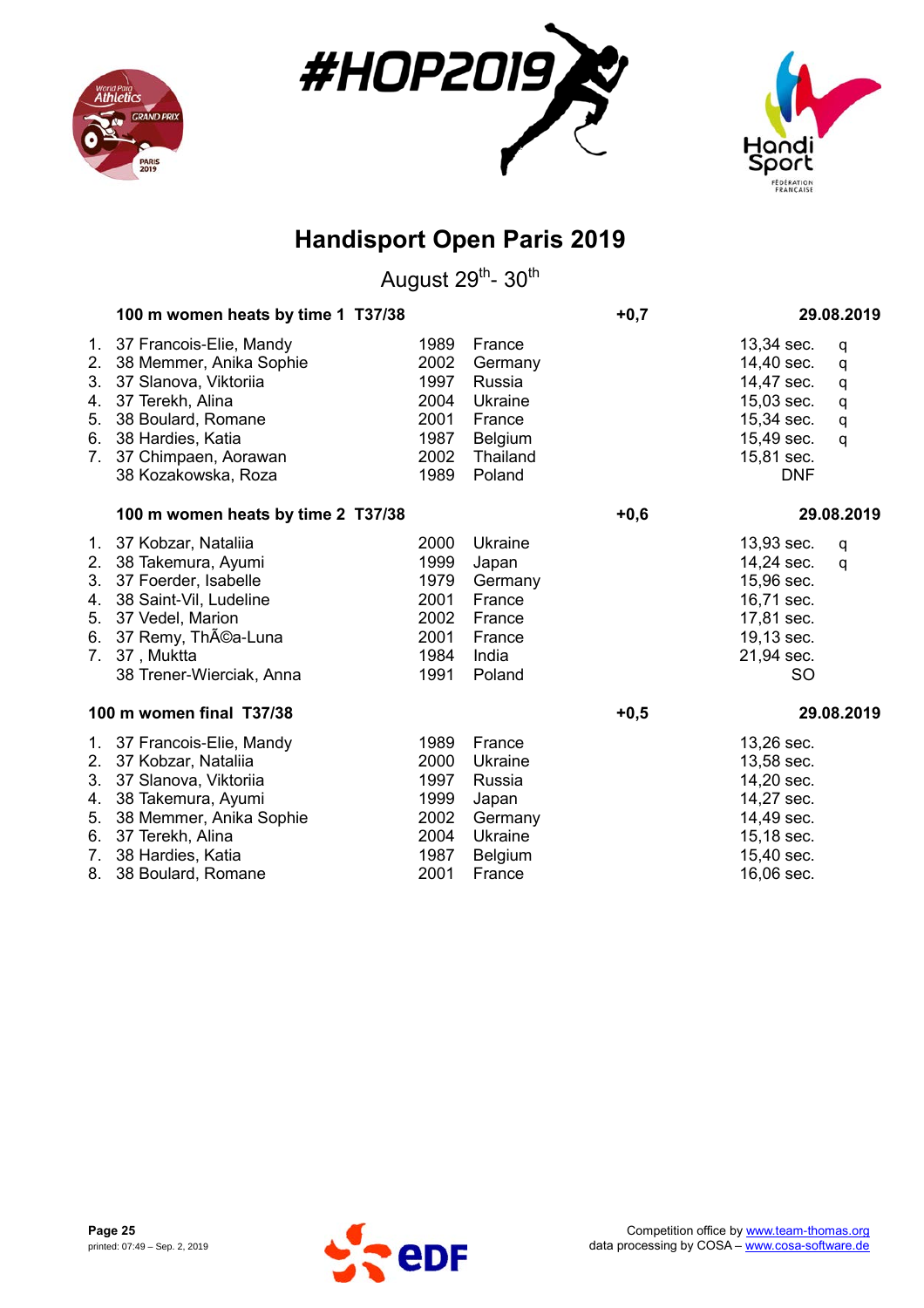# Handisport Open Paris 2019

August 29th- 30th

### 100 m women heats by time 1 T37/38 — +0,7 — 29.08.2019

| Rank | Class | Name | Year | Country | Result | Q |
|---|---|---|---|---|---|---|
| 1. | 37 | Francois-Elie, Mandy | 1989 | France | 13,34 sec. | q |
| 2. | 38 | Memmer, Anika Sophie | 2002 | Germany | 14,40 sec. | q |
| 3. | 37 | Slanova, Viktoriia | 1997 | Russia | 14,47 sec. | q |
| 4. | 37 | Terekh, Alina | 2004 | Ukraine | 15,03 sec. | q |
| 5. | 38 | Boulard, Romane | 2001 | France | 15,34 sec. | q |
| 6. | 38 | Hardies, Katia | 1987 | Belgium | 15,49 sec. | q |
| 7. | 37 | Chimpaen, Aorawan | 2002 | Thailand | 15,81 sec. | |
| | 38 | Kozakowska, Roza | 1989 | Poland | DNF | |

### 100 m women heats by time 2 T37/38 — +0,6 — 29.08.2019

| Rank | Class | Name | Year | Country | Result | Q |
|---|---|---|---|---|---|---|
| 1. | 37 | Kobzar, Nataliia | 2000 | Ukraine | 13,93 sec. | q |
| 2. | 38 | Takemura, Ayumi | 1999 | Japan | 14,24 sec. | q |
| 3. | 37 | Foerder, Isabelle | 1979 | Germany | 15,96 sec. | |
| 4. | 38 | Saint-Vil, Ludeline | 2001 | France | 16,71 sec. | |
| 5. | 37 | Vedel, Marion | 2002 | France | 17,81 sec. | |
| 6. | 37 | Remy, ThÃ©a-Luna | 2001 | France | 19,13 sec. | |
| 7. | 37 | , Muktta | 1984 | India | 21,94 sec. | |
| | 38 | Trener-Wierciak, Anna | 1991 | Poland | SO | |

### 100 m women final T37/38 — +0,5 — 29.08.2019

| Rank | Class | Name | Year | Country | Result |
|---|---|---|---|---|---|
| 1. | 37 | Francois-Elie, Mandy | 1989 | France | 13,26 sec. |
| 2. | 37 | Kobzar, Nataliia | 2000 | Ukraine | 13,58 sec. |
| 3. | 37 | Slanova, Viktoriia | 1997 | Russia | 14,20 sec. |
| 4. | 38 | Takemura, Ayumi | 1999 | Japan | 14,27 sec. |
| 5. | 38 | Memmer, Anika Sophie | 2002 | Germany | 14,49 sec. |
| 6. | 37 | Terekh, Alina | 2004 | Ukraine | 15,18 sec. |
| 7. | 38 | Hardies, Katia | 1987 | Belgium | 15,40 sec. |
| 8. | 38 | Boulard, Romane | 2001 | France | 16,06 sec. |

printed: 07:49 – Sep. 2, 2019

Competition office by www.team-thomas.org
data processing by COSA – www.cosa-software.de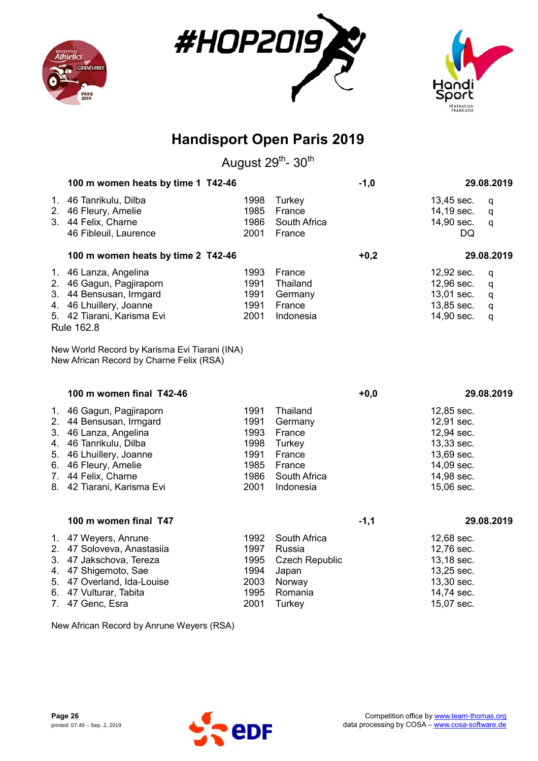# Handisport Open Paris 2019

August 29th- 30th

### 100 m women heats by time 1 T42-46 — -1,0 — 29.08.2019

| Rank | Class, Name | Year | Country | Result | |
|---|---|---|---|---|---|
| 1. | 46 Tanrikulu, Dilba | 1998 | Turkey | 13,45 sec. | q |
| 2. | 46 Fleury, Amelie | 1985 | France | 14,19 sec. | q |
| 3. | 44 Felix, Charne | 1986 | South Africa | 14,90 sec. | q |
| | 46 Fibleuil, Laurence | 2001 | France | DQ | |

### 100 m women heats by time 2 T42-46 — +0,2 — 29.08.2019

| Rank | Class, Name | Year | Country | Result | |
|---|---|---|---|---|---|
| 1. | 46 Lanza, Angelina | 1993 | France | 12,92 sec. | q |
| 2. | 46 Gagun, Pagjiraporn | 1991 | Thailand | 12,96 sec. | q |
| 3. | 44 Bensusan, Irmgard | 1991 | Germany | 13,01 sec. | q |
| 4. | 46 Lhuillery, Joanne | 1991 | France | 13,85 sec. | q |
| 5. | 42 Tiarani, Karisma Evi | 2001 | Indonesia | 14,90 sec. | q |

Rule 162.8

New World Record by Karisma Evi Tiarani (INA)
New African Record by Charne Felix (RSA)

### 100 m women final T42-46 — +0,0 — 29.08.2019

| Rank | Class, Name | Year | Country | Result |
|---|---|---|---|---|
| 1. | 46 Gagun, Pagjiraporn | 1991 | Thailand | 12,85 sec. |
| 2. | 44 Bensusan, Irmgard | 1991 | Germany | 12,91 sec. |
| 3. | 46 Lanza, Angelina | 1993 | France | 12,94 sec. |
| 4. | 46 Tanrikulu, Dilba | 1998 | Turkey | 13,33 sec. |
| 5. | 46 Lhuillery, Joanne | 1991 | France | 13,69 sec. |
| 6. | 46 Fleury, Amelie | 1985 | France | 14,09 sec. |
| 7. | 44 Felix, Charne | 1986 | South Africa | 14,98 sec. |
| 8. | 42 Tiarani, Karisma Evi | 2001 | Indonesia | 15,06 sec. |

### 100 m women final T47 — -1,1 — 29.08.2019

| Rank | Class, Name | Year | Country | Result |
|---|---|---|---|---|
| 1. | 47 Weyers, Anrune | 1992 | South Africa | 12,68 sec. |
| 2. | 47 Soloveva, Anastasiia | 1997 | Russia | 12,76 sec. |
| 3. | 47 Jakschova, Tereza | 1995 | Czech Republic | 13,18 sec. |
| 4. | 47 Shigemoto, Sae | 1994 | Japan | 13,25 sec. |
| 5. | 47 Overland, Ida-Louise | 2003 | Norway | 13,30 sec. |
| 6. | 47 Vulturar, Tabita | 1995 | Romania | 14,74 sec. |
| 7. | 47 Genc, Esra | 2001 | Turkey | 15,07 sec. |

New African Record by Anrune Weyers (RSA)

Competition office by www.team-thomas.org
data processing by COSA – www.cosa-software.de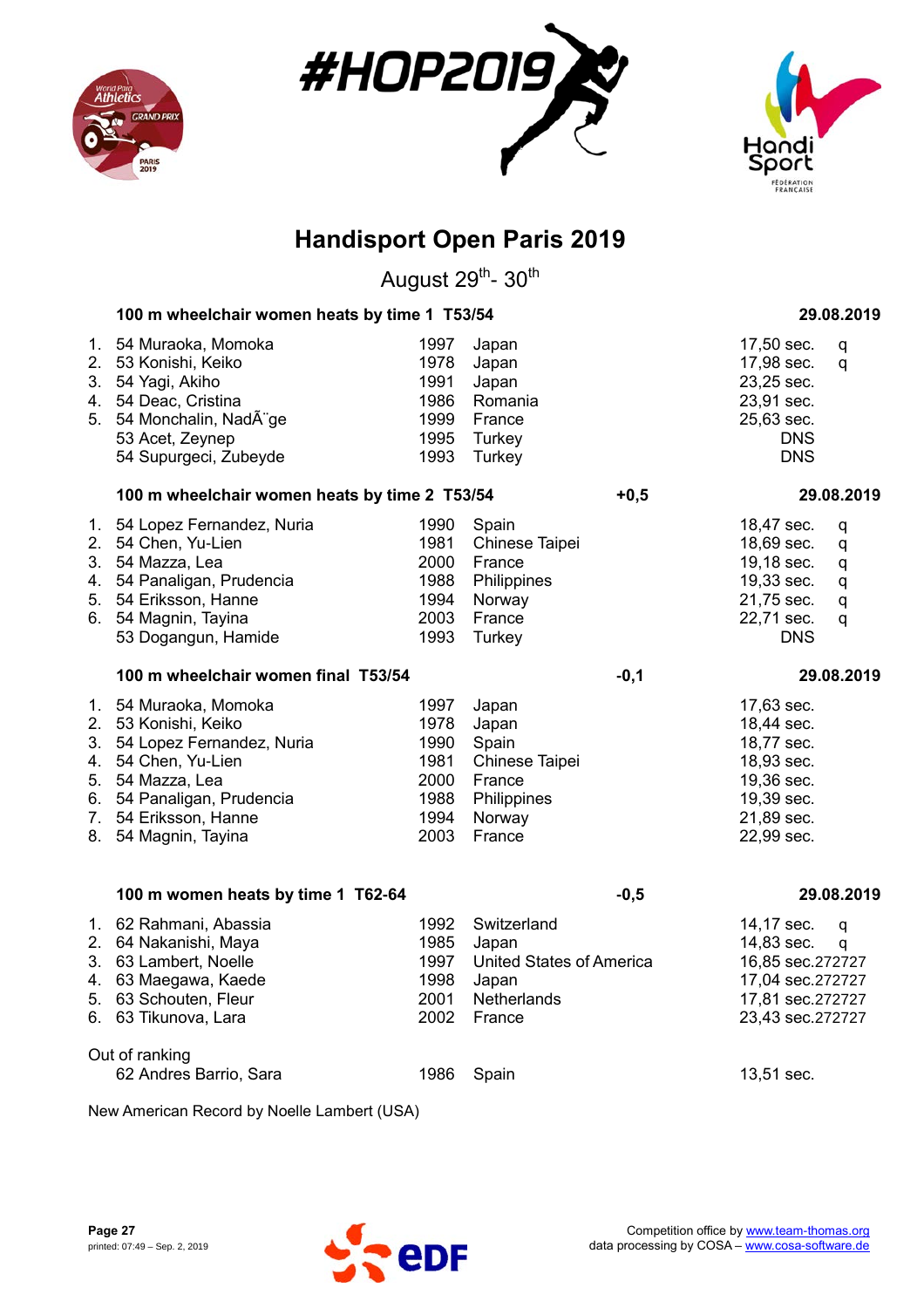# Handisport Open Paris 2019

August 29th- 30th

### 100 m wheelchair women heats by time 1 T53/54 — 29.08.2019

| Rank | Name | Year | Country | Result | |
|---|---|---|---|---|---|
| 1. | 54 Muraoka, Momoka | 1997 | Japan | 17,50 sec. | q |
| 2. | 53 Konishi, Keiko | 1978 | Japan | 17,98 sec. | q |
| 3. | 54 Yagi, Akiho | 1991 | Japan | 23,25 sec. | |
| 4. | 54 Deac, Cristina | 1986 | Romania | 23,91 sec. | |
| 5. | 54 Monchalin, NadÃ¨ge | 1999 | France | 25,63 sec. | |
| | 53 Acet, Zeynep | 1995 | Turkey | DNS | |
| | 54 Supurgeci, Zubeyde | 1993 | Turkey | DNS | |

### 100 m wheelchair women heats by time 2 T53/54 — +0,5 — 29.08.2019

| Rank | Name | Year | Country | Result | |
|---|---|---|---|---|---|
| 1. | 54 Lopez Fernandez, Nuria | 1990 | Spain | 18,47 sec. | q |
| 2. | 54 Chen, Yu-Lien | 1981 | Chinese Taipei | 18,69 sec. | q |
| 3. | 54 Mazza, Lea | 2000 | France | 19,18 sec. | q |
| 4. | 54 Panaligan, Prudencia | 1988 | Philippines | 19,33 sec. | q |
| 5. | 54 Eriksson, Hanne | 1994 | Norway | 21,75 sec. | q |
| 6. | 54 Magnin, Tayina | 2003 | France | 22,71 sec. | q |
| | 53 Dogangun, Hamide | 1993 | Turkey | DNS | |

### 100 m wheelchair women final T53/54 — -0,1 — 29.08.2019

| Rank | Name | Year | Country | Result |
|---|---|---|---|---|
| 1. | 54 Muraoka, Momoka | 1997 | Japan | 17,63 sec. |
| 2. | 53 Konishi, Keiko | 1978 | Japan | 18,44 sec. |
| 3. | 54 Lopez Fernandez, Nuria | 1990 | Spain | 18,77 sec. |
| 4. | 54 Chen, Yu-Lien | 1981 | Chinese Taipei | 18,93 sec. |
| 5. | 54 Mazza, Lea | 2000 | France | 19,36 sec. |
| 6. | 54 Panaligan, Prudencia | 1988 | Philippines | 19,39 sec. |
| 7. | 54 Eriksson, Hanne | 1994 | Norway | 21,89 sec. |
| 8. | 54 Magnin, Tayina | 2003 | France | 22,99 sec. |

### 100 m women heats by time 1 T62-64 — -0,5 — 29.08.2019

| Rank | Name | Year | Country | Result | |
|---|---|---|---|---|---|
| 1. | 62 Rahmani, Abassia | 1992 | Switzerland | 14,17 sec. | q |
| 2. | 64 Nakanishi, Maya | 1985 | Japan | 14,83 sec. | q |
| 3. | 63 Lambert, Noelle | 1997 | United States of America | 16,85 sec.272727 | |
| 4. | 63 Maegawa, Kaede | 1998 | Japan | 17,04 sec.272727 | |
| 5. | 63 Schouten, Fleur | 2001 | Netherlands | 17,81 sec.272727 | |
| 6. | 63 Tikunova, Lara | 2002 | France | 23,43 sec.272727 | |

Out of ranking

| Name | Year | Country | Result |
|---|---|---|---|
| 62 Andres Barrio, Sara | 1986 | Spain | 13,51 sec. |

New American Record by Noelle Lambert (USA)

Competition office by www.team-thomas.org
data processing by COSA – www.cosa-software.de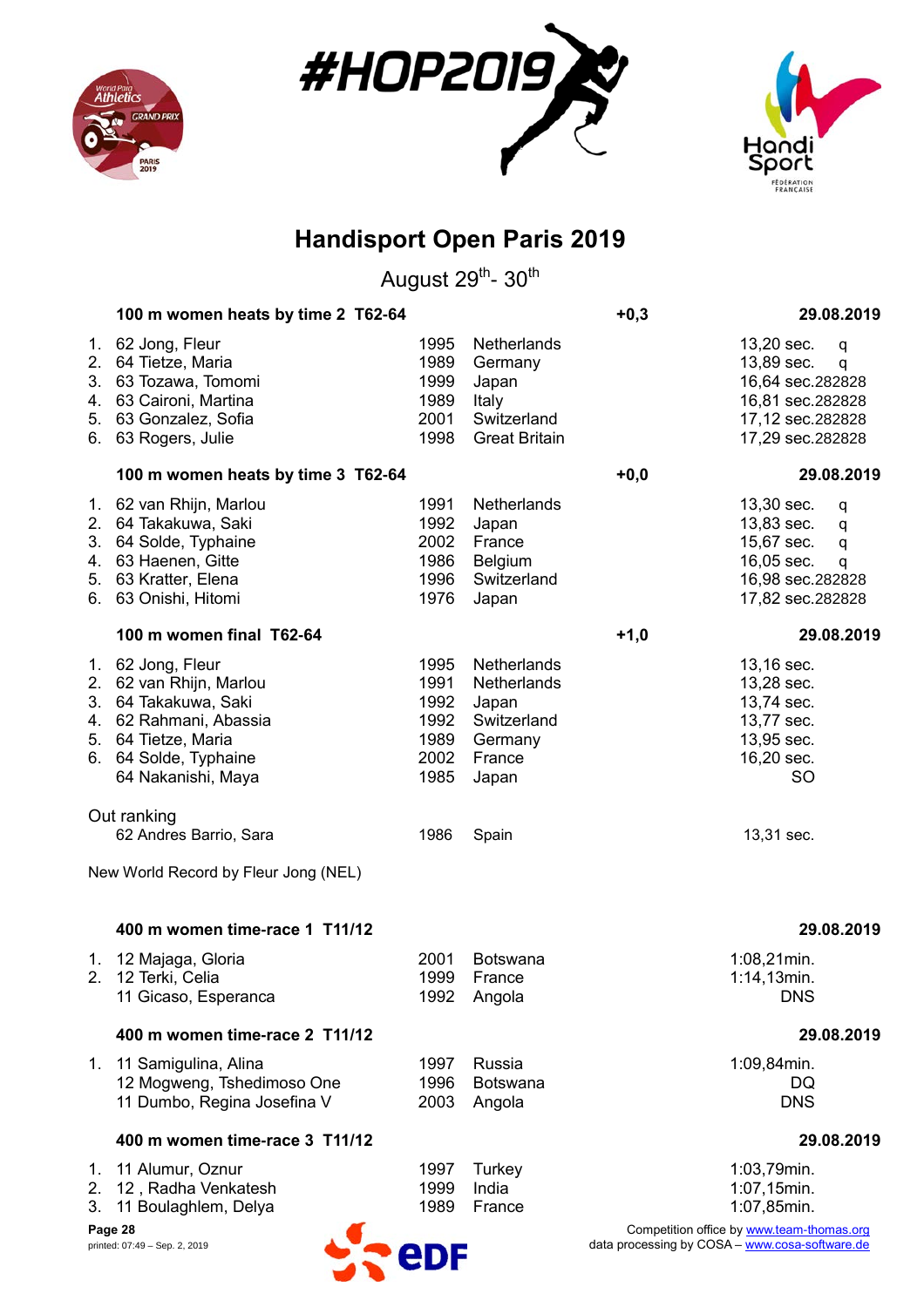# Handisport Open Paris 2019

August 29th- 30th

## 100 m women heats by time 2 T62-64 — +0,3 — 29.08.2019

| Rank | Class, Name | Year | Country | Result | |
|---|---|---|---|---|---|
| 1. | 62 Jong, Fleur | 1995 | Netherlands | 13,20 sec. | q |
| 2. | 64 Tietze, Maria | 1989 | Germany | 13,89 sec. | q |
| 3. | 63 Tozawa, Tomomi | 1999 | Japan | 16,64 sec.282828 | |
| 4. | 63 Caironi, Martina | 1989 | Italy | 16,81 sec.282828 | |
| 5. | 63 Gonzalez, Sofia | 2001 | Switzerland | 17,12 sec.282828 | |
| 6. | 63 Rogers, Julie | 1998 | Great Britain | 17,29 sec.282828 | |

## 100 m women heats by time 3 T62-64 — +0,0 — 29.08.2019

| Rank | Class, Name | Year | Country | Result | |
|---|---|---|---|---|---|
| 1. | 62 van Rhijn, Marlou | 1991 | Netherlands | 13,30 sec. | q |
| 2. | 64 Takakuwa, Saki | 1992 | Japan | 13,83 sec. | q |
| 3. | 64 Solde, Typhaine | 2002 | France | 15,67 sec. | q |
| 4. | 63 Haenen, Gitte | 1986 | Belgium | 16,05 sec. | q |
| 5. | 63 Kratter, Elena | 1996 | Switzerland | 16,98 sec.282828 | |
| 6. | 63 Onishi, Hitomi | 1976 | Japan | 17,82 sec.282828 | |

## 100 m women final T62-64 — +1,0 — 29.08.2019

| Rank | Class, Name | Year | Country | Result |
|---|---|---|---|---|
| 1. | 62 Jong, Fleur | 1995 | Netherlands | 13,16 sec. |
| 2. | 62 van Rhijn, Marlou | 1991 | Netherlands | 13,28 sec. |
| 3. | 64 Takakuwa, Saki | 1992 | Japan | 13,74 sec. |
| 4. | 62 Rahmani, Abassia | 1992 | Switzerland | 13,77 sec. |
| 5. | 64 Tietze, Maria | 1989 | Germany | 13,95 sec. |
| 6. | 64 Solde, Typhaine | 2002 | France | 16,20 sec. |
| | 64 Nakanishi, Maya | 1985 | Japan | SO |

Out ranking

| Class, Name | Year | Country | Result |
|---|---|---|---|
| 62 Andres Barrio, Sara | 1986 | Spain | 13,31 sec. |

New World Record by Fleur Jong (NEL)

## 400 m women time-race 1 T11/12 — 29.08.2019

| Rank | Class, Name | Year | Country | Result |
|---|---|---|---|---|
| 1. | 12 Majaga, Gloria | 2001 | Botswana | 1:08,21min. |
| 2. | 12 Terki, Celia | 1999 | France | 1:14,13min. |
| | 11 Gicaso, Esperanca | 1992 | Angola | DNS |

## 400 m women time-race 2 T11/12 — 29.08.2019

| Rank | Class, Name | Year | Country | Result |
|---|---|---|---|---|
| 1. | 11 Samigulina, Alina | 1997 | Russia | 1:09,84min. |
| | 12 Mogweng, Tshedimoso One | 1996 | Botswana | DQ |
| | 11 Dumbo, Regina Josefina V | 2003 | Angola | DNS |

## 400 m women time-race 3 T11/12 — 29.08.2019

| Rank | Class, Name | Year | Country | Result |
|---|---|---|---|---|
| 1. | 11 Alumur, Oznur | 1997 | Turkey | 1:03,79min. |
| 2. | 12 , Radha Venkatesh | 1999 | India | 1:07,15min. |
| 3. | 11 Boulaghlem, Delya | 1989 | France | 1:07,85min. |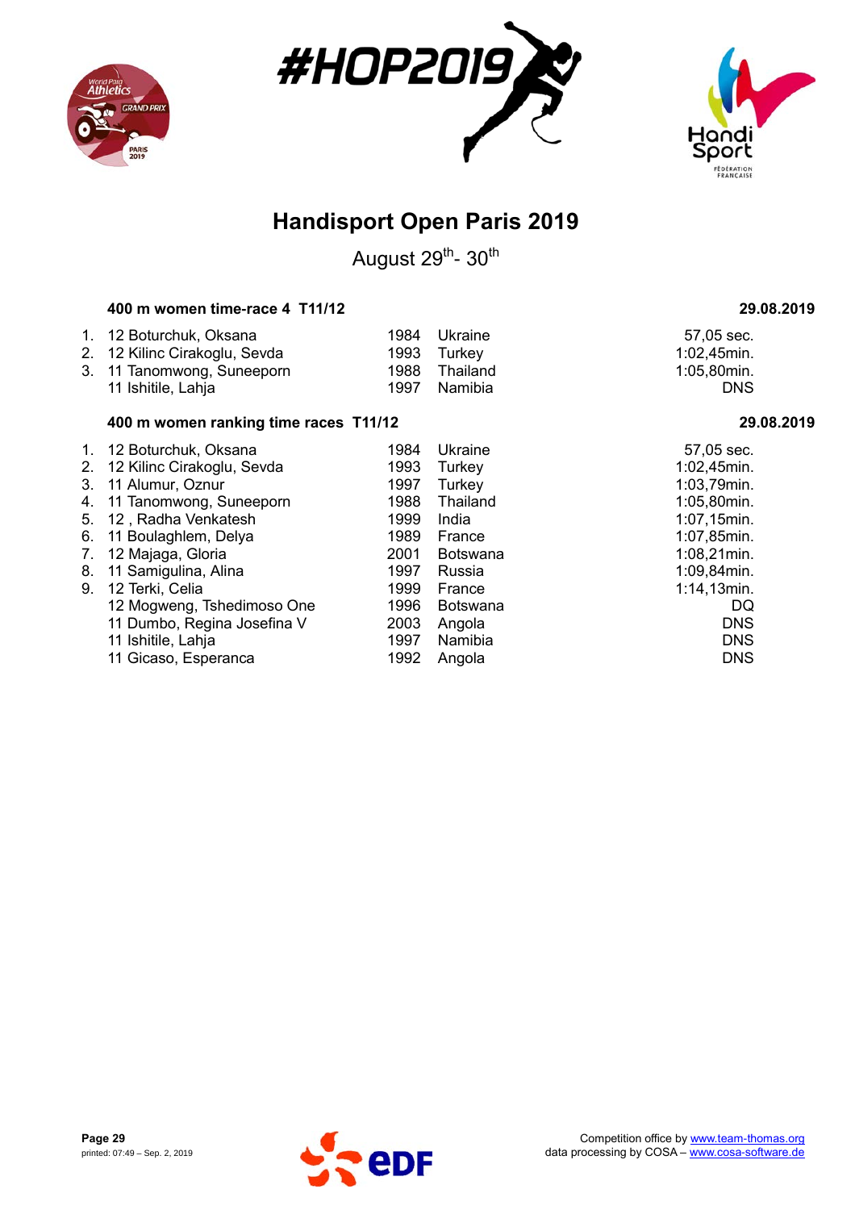# Handisport Open Paris 2019

August 29th- 30th

### 400 m women time-race 4 T11/12 — 29.08.2019

| Rank | Class, Name | Year | Country | Result |
|---|---|---|---|---|
| 1. | 12 Boturchuk, Oksana | 1984 | Ukraine | 57,05 sec. |
| 2. | 12 Kilinc Cirakoglu, Sevda | 1993 | Turkey | 1:02,45min. |
| 3. | 11 Tanomwong, Suneeporn | 1988 | Thailand | 1:05,80min. |
| | 11 Ishitile, Lahja | 1997 | Namibia | DNS |

### 400 m women ranking time races T11/12 — 29.08.2019

| Rank | Class, Name | Year | Country | Result |
|---|---|---|---|---|
| 1. | 12 Boturchuk, Oksana | 1984 | Ukraine | 57,05 sec. |
| 2. | 12 Kilinc Cirakoglu, Sevda | 1993 | Turkey | 1:02,45min. |
| 3. | 11 Alumur, Oznur | 1997 | Turkey | 1:03,79min. |
| 4. | 11 Tanomwong, Suneeporn | 1988 | Thailand | 1:05,80min. |
| 5. | 12 , Radha Venkatesh | 1999 | India | 1:07,15min. |
| 6. | 11 Boulaghlem, Delya | 1989 | France | 1:07,85min. |
| 7. | 12 Majaga, Gloria | 2001 | Botswana | 1:08,21min. |
| 8. | 11 Samigulina, Alina | 1997 | Russia | 1:09,84min. |
| 9. | 12 Terki, Celia | 1999 | France | 1:14,13min. |
| | 12 Mogweng, Tshedimoso One | 1996 | Botswana | DQ |
| | 11 Dumbo, Regina Josefina V | 2003 | Angola | DNS |
| | 11 Ishitile, Lahja | 1997 | Namibia | DNS |
| | 11 Gicaso, Esperanca | 1992 | Angola | DNS |

printed: 07:49 – Sep. 2, 2019

Competition office by www.team-thomas.org
data processing by COSA – www.cosa-software.de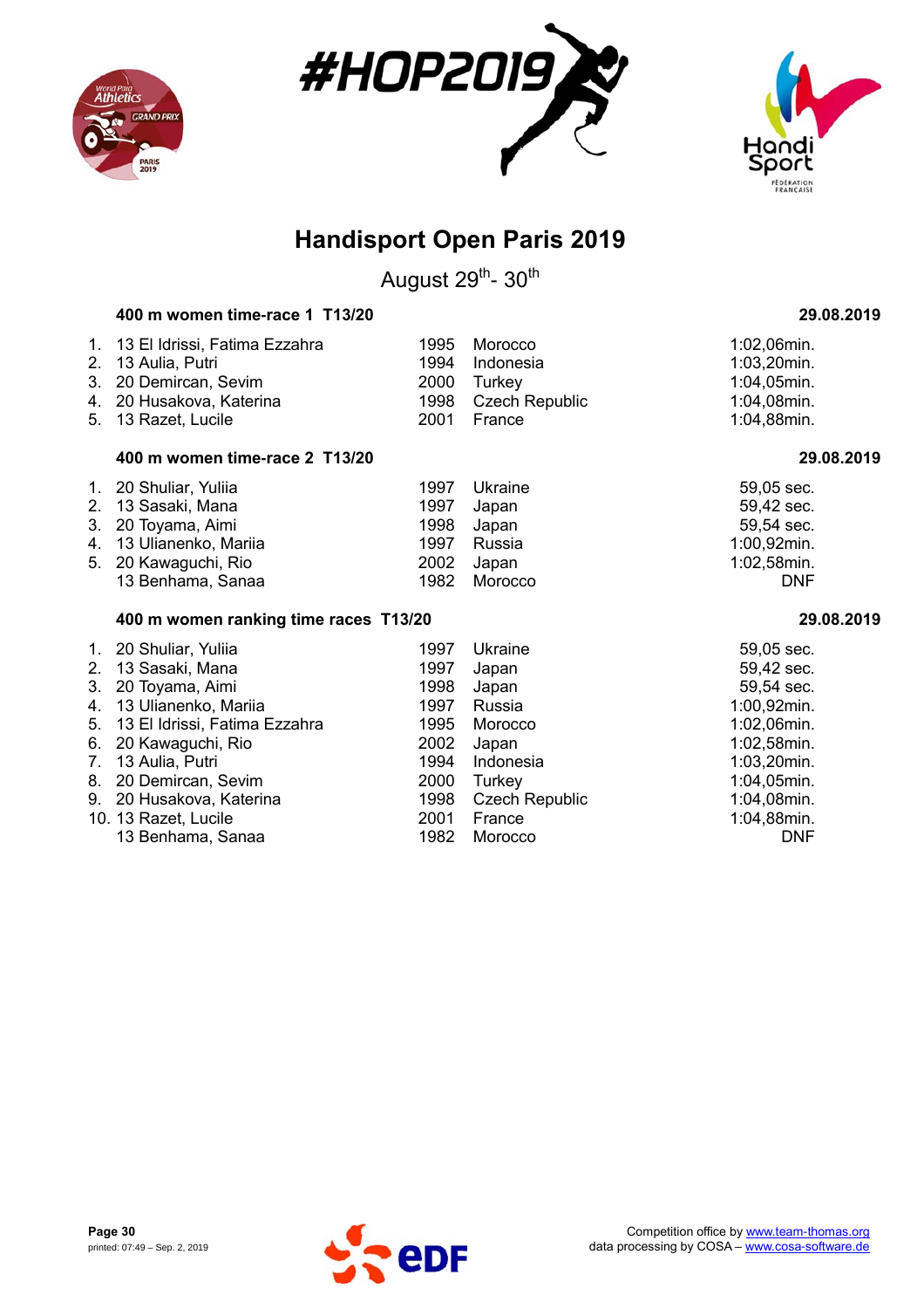# Handisport Open Paris 2019

August 29th- 30th

### 400 m women time-race 1 T13/20

29.08.2019

| | Class | Name | Year | Country | Result |
|---|---|---|---|---|---|
| 1. | 13 | El Idrissi, Fatima Ezzahra | 1995 | Morocco | 1:02,06min. |
| 2. | 13 | Aulia, Putri | 1994 | Indonesia | 1:03,20min. |
| 3. | 20 | Demircan, Sevim | 2000 | Turkey | 1:04,05min. |
| 4. | 20 | Husakova, Katerina | 1998 | Czech Republic | 1:04,08min. |
| 5. | 13 | Razet, Lucile | 2001 | France | 1:04,88min. |

### 400 m women time-race 2 T13/20

29.08.2019

| | Class | Name | Year | Country | Result |
|---|---|---|---|---|---|
| 1. | 20 | Shuliar, Yuliia | 1997 | Ukraine | 59,05 sec. |
| 2. | 13 | Sasaki, Mana | 1997 | Japan | 59,42 sec. |
| 3. | 20 | Toyama, Aimi | 1998 | Japan | 59,54 sec. |
| 4. | 13 | Ulianenko, Mariia | 1997 | Russia | 1:00,92min. |
| 5. | 20 | Kawaguchi, Rio | 2002 | Japan | 1:02,58min. |
| | 13 | Benhama, Sanaa | 1982 | Morocco | DNF |

### 400 m women ranking time races T13/20

29.08.2019

| | Class | Name | Year | Country | Result |
|---|---|---|---|---|---|
| 1. | 20 | Shuliar, Yuliia | 1997 | Ukraine | 59,05 sec. |
| 2. | 13 | Sasaki, Mana | 1997 | Japan | 59,42 sec. |
| 3. | 20 | Toyama, Aimi | 1998 | Japan | 59,54 sec. |
| 4. | 13 | Ulianenko, Mariia | 1997 | Russia | 1:00,92min. |
| 5. | 13 | El Idrissi, Fatima Ezzahra | 1995 | Morocco | 1:02,06min. |
| 6. | 20 | Kawaguchi, Rio | 2002 | Japan | 1:02,58min. |
| 7. | 13 | Aulia, Putri | 1994 | Indonesia | 1:03,20min. |
| 8. | 20 | Demircan, Sevim | 2000 | Turkey | 1:04,05min. |
| 9. | 20 | Husakova, Katerina | 1998 | Czech Republic | 1:04,08min. |
| 10. | 13 | Razet, Lucile | 2001 | France | 1:04,88min. |
| | 13 | Benhama, Sanaa | 1982 | Morocco | DNF |

printed: 07:49 – Sep. 2, 2019

Competition office by www.team-thomas.org
data processing by COSA – www.cosa-software.de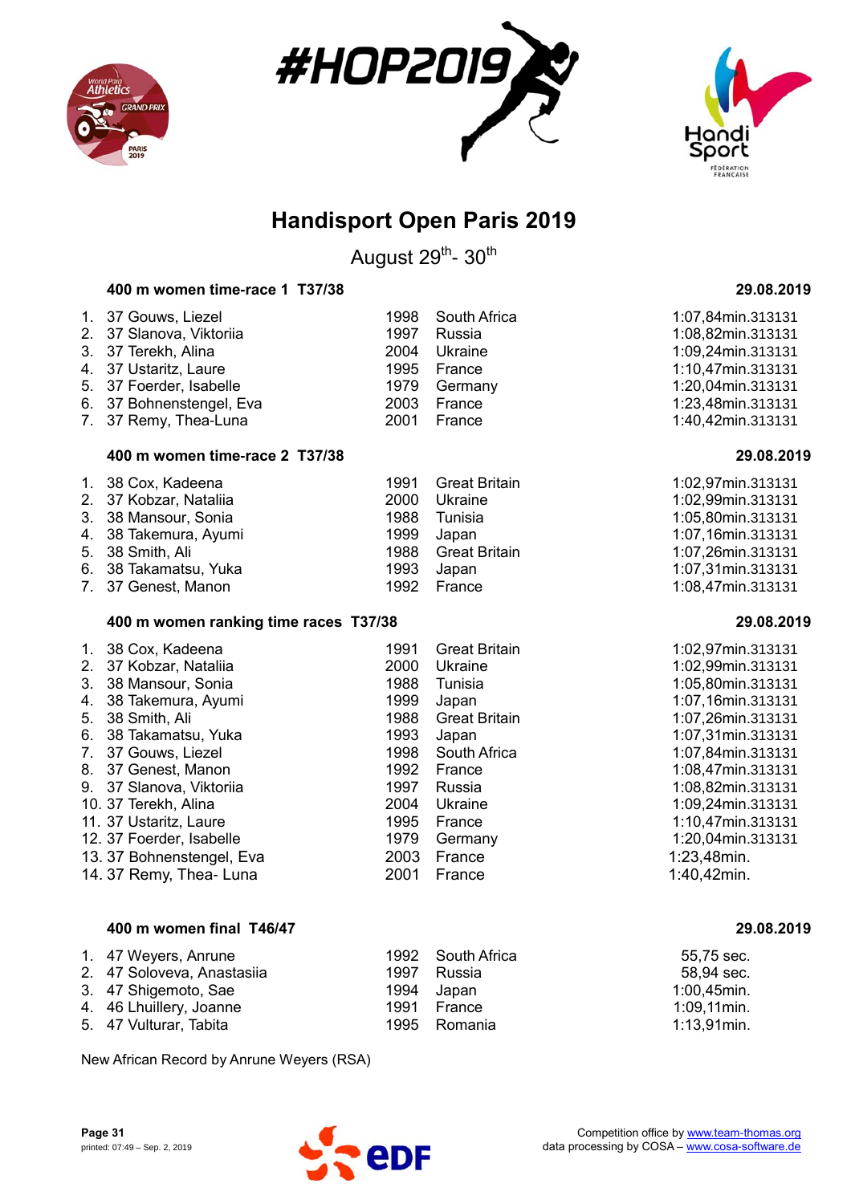# Handisport Open Paris 2019

August 29th- 30th

### 400 m women time-race 1 T37/38 — 29.08.2019

| | | | | |
|---|---|---|---|---|
| 1. | 37 Gouws, Liezel | 1998 | South Africa | 1:07,84min.313131 |
| 2. | 37 Slanova, Viktoriia | 1997 | Russia | 1:08,82min.313131 |
| 3. | 37 Terekh, Alina | 2004 | Ukraine | 1:09,24min.313131 |
| 4. | 37 Ustaritz, Laure | 1995 | France | 1:10,47min.313131 |
| 5. | 37 Foerder, Isabelle | 1979 | Germany | 1:20,04min.313131 |
| 6. | 37 Bohnenstengel, Eva | 2003 | France | 1:23,48min.313131 |
| 7. | 37 Remy, Thea-Luna | 2001 | France | 1:40,42min.313131 |

### 400 m women time-race 2 T37/38 — 29.08.2019

| | | | | |
|---|---|---|---|---|
| 1. | 38 Cox, Kadeena | 1991 | Great Britain | 1:02,97min.313131 |
| 2. | 37 Kobzar, Nataliia | 2000 | Ukraine | 1:02,99min.313131 |
| 3. | 38 Mansour, Sonia | 1988 | Tunisia | 1:05,80min.313131 |
| 4. | 38 Takemura, Ayumi | 1999 | Japan | 1:07,16min.313131 |
| 5. | 38 Smith, Ali | 1988 | Great Britain | 1:07,26min.313131 |
| 6. | 38 Takamatsu, Yuka | 1993 | Japan | 1:07,31min.313131 |
| 7. | 37 Genest, Manon | 1992 | France | 1:08,47min.313131 |

### 400 m women ranking time races T37/38 — 29.08.2019

| | | | | |
|---|---|---|---|---|
| 1. | 38 Cox, Kadeena | 1991 | Great Britain | 1:02,97min.313131 |
| 2. | 37 Kobzar, Nataliia | 2000 | Ukraine | 1:02,99min.313131 |
| 3. | 38 Mansour, Sonia | 1988 | Tunisia | 1:05,80min.313131 |
| 4. | 38 Takemura, Ayumi | 1999 | Japan | 1:07,16min.313131 |
| 5. | 38 Smith, Ali | 1988 | Great Britain | 1:07,26min.313131 |
| 6. | 38 Takamatsu, Yuka | 1993 | Japan | 1:07,31min.313131 |
| 7. | 37 Gouws, Liezel | 1998 | South Africa | 1:07,84min.313131 |
| 8. | 37 Genest, Manon | 1992 | France | 1:08,47min.313131 |
| 9. | 37 Slanova, Viktoriia | 1997 | Russia | 1:08,82min.313131 |
| 10. | 37 Terekh, Alina | 2004 | Ukraine | 1:09,24min.313131 |
| 11. | 37 Ustaritz, Laure | 1995 | France | 1:10,47min.313131 |
| 12. | 37 Foerder, Isabelle | 1979 | Germany | 1:20,04min.313131 |
| 13. | 37 Bohnenstengel, Eva | 2003 | France | 1:23,48min. |
| 14. | 37 Remy, Thea- Luna | 2001 | France | 1:40,42min. |

### 400 m women final T46/47 — 29.08.2019

| | | | | |
|---|---|---|---|---|
| 1. | 47 Weyers, Anrune | 1992 | South Africa | 55,75 sec. |
| 2. | 47 Soloveva, Anastasiia | 1997 | Russia | 58,94 sec. |
| 3. | 47 Shigemoto, Sae | 1994 | Japan | 1:00,45min. |
| 4. | 46 Lhuillery, Joanne | 1991 | France | 1:09,11min. |
| 5. | 47 Vulturar, Tabita | 1995 | Romania | 1:13,91min. |

New African Record by Anrune Weyers (RSA)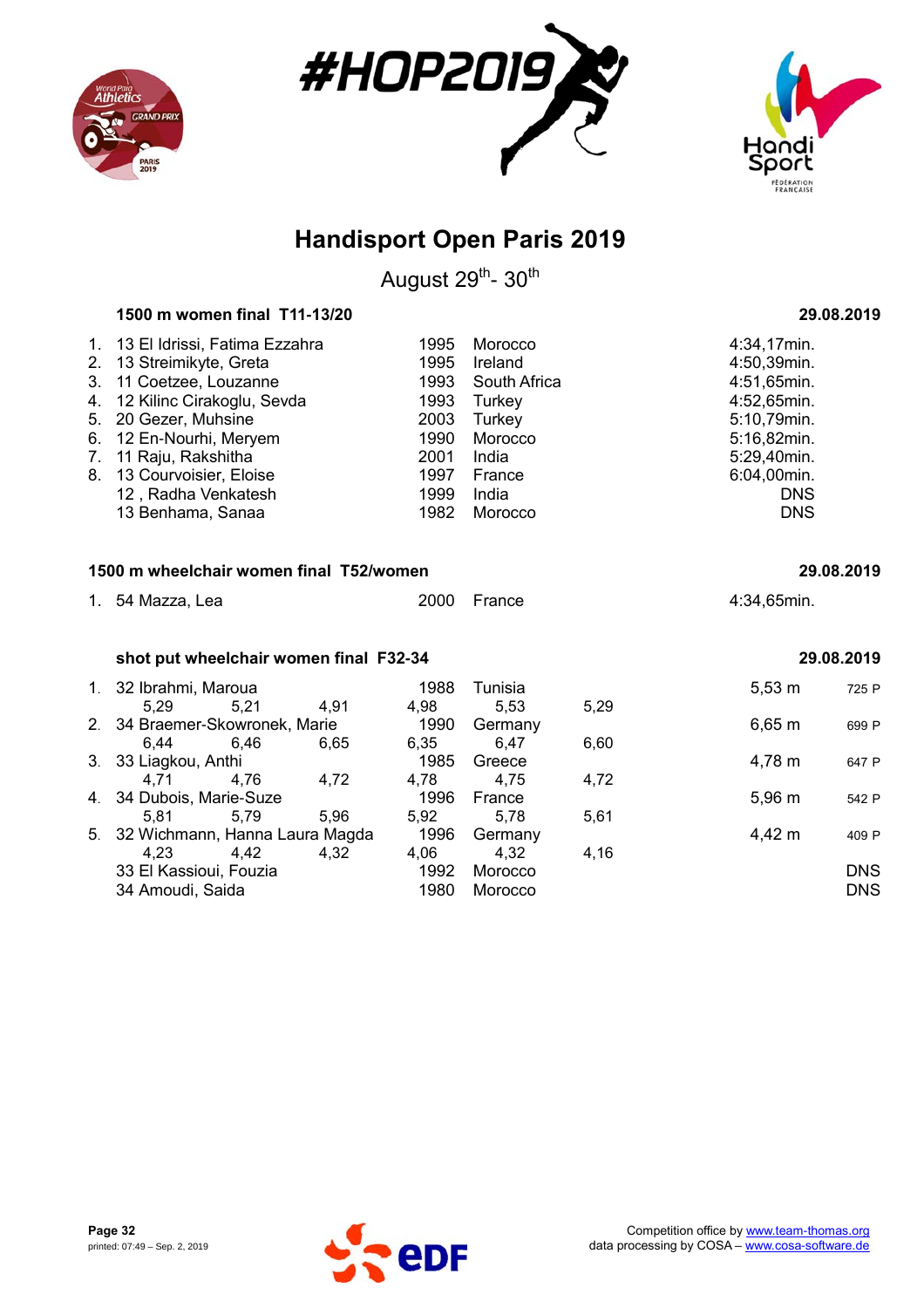# Handisport Open Paris 2019

August 29th- 30th

### 1500 m women final T11-13/20

29.08.2019

| Rank | Class | Name | Year | Country | Result |
|---|---|---|---|---|---|
| 1. | 13 | El Idrissi, Fatima Ezzahra | 1995 | Morocco | 4:34,17min. |
| 2. | 13 | Streimikyte, Greta | 1995 | Ireland | 4:50,39min. |
| 3. | 11 | Coetzee, Louzanne | 1993 | South Africa | 4:51,65min. |
| 4. | 12 | Kilinc Cirakoglu, Sevda | 1993 | Turkey | 4:52,65min. |
| 5. | 20 | Gezer, Muhsine | 2003 | Turkey | 5:10,79min. |
| 6. | 12 | En-Nourhi, Meryem | 1990 | Morocco | 5:16,82min. |
| 7. | 11 | Raju, Rakshitha | 2001 | India | 5:29,40min. |
| 8. | 13 | Courvoisier, Eloise | 1997 | France | 6:04,00min. |
| | 12 | , Radha Venkatesh | 1999 | India | DNS |
| | 13 | Benhama, Sanaa | 1982 | Morocco | DNS |

### 1500 m wheelchair women final T52/women

29.08.2019

| Rank | Class | Name | Year | Country | Result |
|---|---|---|---|---|---|
| 1. | 54 | Mazza, Lea | 2000 | France | 4:34,65min. |

### shot put wheelchair women final F32-34

29.08.2019

| Rank | Class | Name | Year | Country | Result | Points |
|---|---|---|---|---|---|---|
| 1. | 32 | Ibrahmi, Maroua | 1988 | Tunisia | 5,53 m | 725 P |
| | | 5,29 / 5,21 / 4,91 / 4,98 / 5,53 / 5,29 | | | | |
| 2. | 34 | Braemer-Skowronek, Marie | 1990 | Germany | 6,65 m | 699 P |
| | | 6,44 / 6,46 / 6,65 / 6,35 / 6,47 / 6,60 | | | | |
| 3. | 33 | Liagkou, Anthi | 1985 | Greece | 4,78 m | 647 P |
| | | 4,71 / 4,76 / 4,72 / 4,78 / 4,75 / 4,72 | | | | |
| 4. | 34 | Dubois, Marie-Suze | 1996 | France | 5,96 m | 542 P |
| | | 5,81 / 5,79 / 5,96 / 5,92 / 5,78 / 5,61 | | | | |
| 5. | 32 | Wichmann, Hanna Laura Magda | 1996 | Germany | 4,42 m | 409 P |
| | | 4,23 / 4,42 / 4,32 / 4,06 / 4,32 / 4,16 | | | | |
| | 33 | El Kassioui, Fouzia | 1992 | Morocco | DNS | |
| | 34 | Amoudi, Saida | 1980 | Morocco | DNS | |

printed: 07:49 – Sep. 2, 2019

Competition office by www.team-thomas.org
data processing by COSA – www.cosa-software.de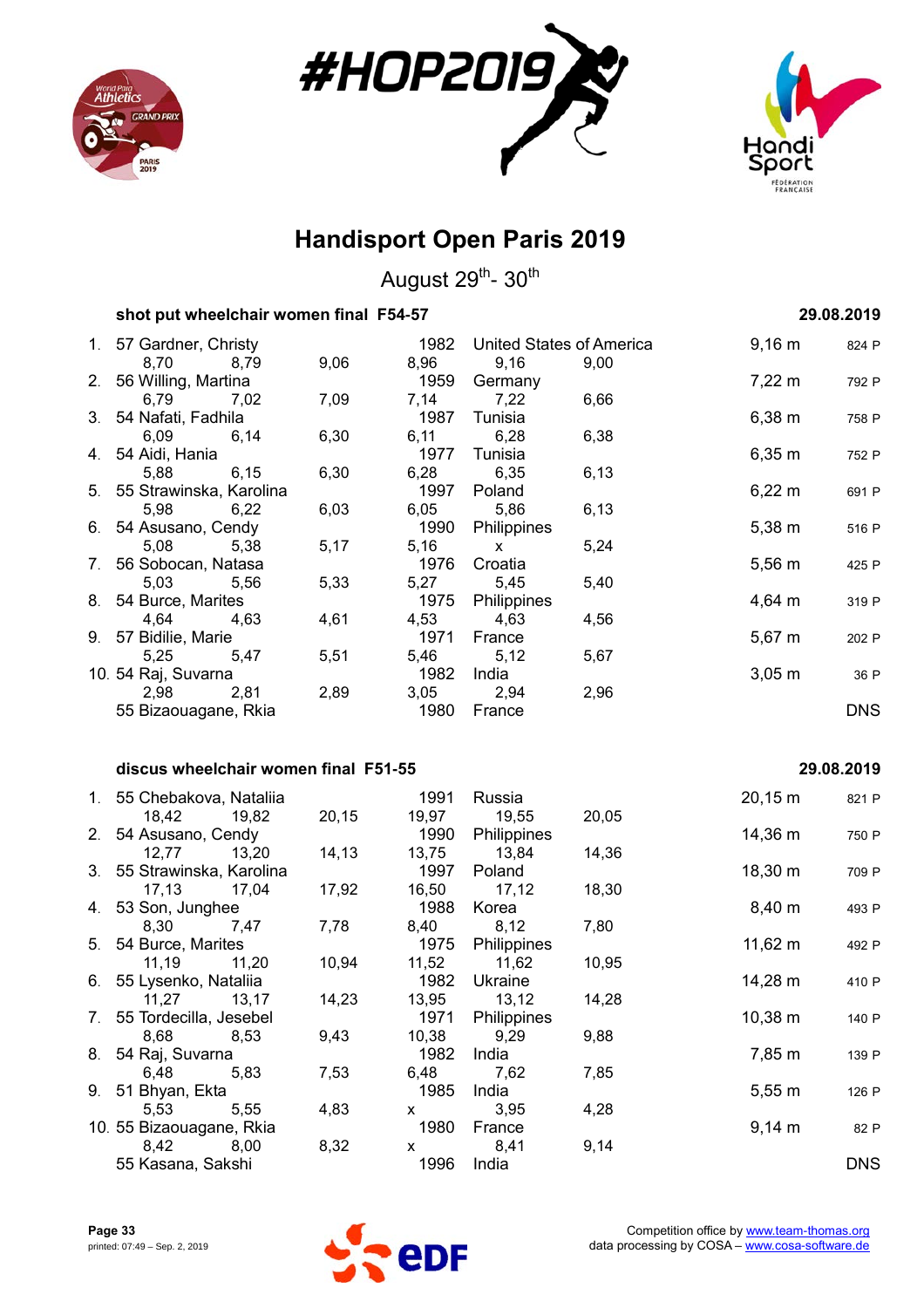# Handisport Open Paris 2019

August 29th- 30th

## shot put wheelchair women final F54-57

29.08.2019

| Rank | Class | Name | Year | Country | Result | Points |
|---|---|---|---|---|---|---|
| 1. | 57 | Gardner, Christy | 1982 | United States of America | 9,16 m | 824 P |
| | | 8,70 / 8,79 / 9,06 / 8,96 / 9,16 / 9,00 | | | | |
| 2. | 56 | Willing, Martina | 1959 | Germany | 7,22 m | 792 P |
| | | 6,79 / 7,02 / 7,09 / 7,14 / 7,22 / 6,66 | | | | |
| 3. | 54 | Nafati, Fadhila | 1987 | Tunisia | 6,38 m | 758 P |
| | | 6,09 / 6,14 / 6,30 / 6,11 / 6,28 / 6,38 | | | | |
| 4. | 54 | Aidi, Hania | 1977 | Tunisia | 6,35 m | 752 P |
| | | 5,88 / 6,15 / 6,30 / 6,28 / 6,35 / 6,13 | | | | |
| 5. | 55 | Strawinska, Karolina | 1997 | Poland | 6,22 m | 691 P |
| | | 5,98 / 6,22 / 6,03 / 6,05 / 5,86 / 6,13 | | | | |
| 6. | 54 | Asusano, Cendy | 1990 | Philippines | 5,38 m | 516 P |
| | | 5,08 / 5,38 / 5,17 / 5,16 / x / 5,24 | | | | |
| 7. | 56 | Sobocan, Natasa | 1976 | Croatia | 5,56 m | 425 P |
| | | 5,03 / 5,56 / 5,33 / 5,27 / 5,45 / 5,40 | | | | |
| 8. | 54 | Burce, Marites | 1975 | Philippines | 4,64 m | 319 P |
| | | 4,64 / 4,63 / 4,61 / 4,53 / 4,63 / 4,56 | | | | |
| 9. | 57 | Bidilie, Marie | 1971 | France | 5,67 m | 202 P |
| | | 5,25 / 5,47 / 5,51 / 5,46 / 5,12 / 5,67 | | | | |
| 10. | 54 | Raj, Suvarna | 1982 | India | 3,05 m | 36 P |
| | | 2,98 / 2,81 / 2,89 / 3,05 / 2,94 / 2,96 | | | | |
| | 55 | Bizaouagane, Rkia | 1980 | France | DNS | |

## discus wheelchair women final F51-55

29.08.2019

| Rank | Class | Name | Year | Country | Result | Points |
|---|---|---|---|---|---|---|
| 1. | 55 | Chebakova, Nataliia | 1991 | Russia | 20,15 m | 821 P |
| | | 18,42 / 19,82 / 20,15 / 19,97 / 19,55 / 20,05 | | | | |
| 2. | 54 | Asusano, Cendy | 1990 | Philippines | 14,36 m | 750 P |
| | | 12,77 / 13,20 / 14,13 / 13,75 / 13,84 / 14,36 | | | | |
| 3. | 55 | Strawinska, Karolina | 1997 | Poland | 18,30 m | 709 P |
| | | 17,13 / 17,04 / 17,92 / 16,50 / 17,12 / 18,30 | | | | |
| 4. | 53 | Son, Junghee | 1988 | Korea | 8,40 m | 493 P |
| | | 8,30 / 7,47 / 7,78 / 8,40 / 8,12 / 7,80 | | | | |
| 5. | 54 | Burce, Marites | 1975 | Philippines | 11,62 m | 492 P |
| | | 11,19 / 11,20 / 10,94 / 11,52 / 11,62 / 10,95 | | | | |
| 6. | 55 | Lysenko, Nataliia | 1982 | Ukraine | 14,28 m | 410 P |
| | | 11,27 / 13,17 / 14,23 / 13,95 / 13,12 / 14,28 | | | | |
| 7. | 55 | Tordecilla, Jesebel | 1971 | Philippines | 10,38 m | 140 P |
| | | 8,68 / 8,53 / 9,43 / 10,38 / 9,29 / 9,88 | | | | |
| 8. | 54 | Raj, Suvarna | 1982 | India | 7,85 m | 139 P |
| | | 6,48 / 5,83 / 7,53 / 6,48 / 7,62 / 7,85 | | | | |
| 9. | 51 | Bhyan, Ekta | 1985 | India | 5,55 m | 126 P |
| | | 5,53 / 5,55 / 4,83 / x / 3,95 / 4,28 | | | | |
| 10. | 55 | Bizaouagane, Rkia | 1980 | France | 9,14 m | 82 P |
| | | 8,42 / 8,00 / 8,32 / x / 8,41 / 9,14 | | | | |
| | 55 | Kasana, Sakshi | 1996 | India | DNS | |

printed: 07:49 – Sep. 2, 2019

Competition office by www.team-thomas.org
data processing by COSA – www.cosa-software.de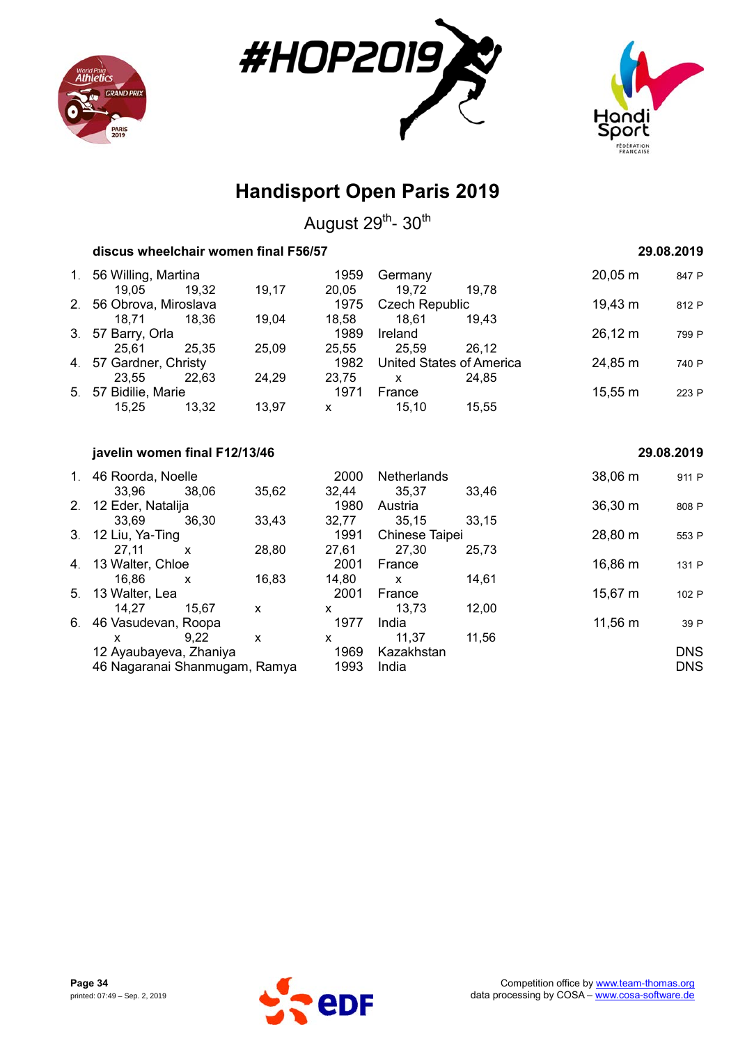# Handisport Open Paris 2019

August 29th- 30th

### discus wheelchair women final F56/57

29.08.2019

| Rank | Class / Name | Year | Country | Result | Points |
|---|---|---|---|---|---|
| 1. | 56 Willing, Martina | 1959 | Germany | 20,05 m | 847 P |
| | 19,05 · 19,32 · 19,17 · 20,05 · 19,72 · 19,78 | | | | |
| 2. | 56 Obrova, Miroslava | 1975 | Czech Republic | 19,43 m | 812 P |
| | 18,71 · 18,36 · 19,04 · 18,58 · 18,61 · 19,43 | | | | |
| 3. | 57 Barry, Orla | 1989 | Ireland | 26,12 m | 799 P |
| | 25,61 · 25,35 · 25,09 · 25,55 · 25,59 · 26,12 | | | | |
| 4. | 57 Gardner, Christy | 1982 | United States of America | 24,85 m | 740 P |
| | 23,55 · 22,63 · 24,29 · 23,75 · x · 24,85 | | | | |
| 5. | 57 Bidilie, Marie | 1971 | France | 15,55 m | 223 P |
| | 15,25 · 13,32 · 13,97 · x · 15,10 · 15,55 | | | | |

### javelin women final F12/13/46

29.08.2019

| Rank | Class / Name | Year | Country | Result | Points |
|---|---|---|---|---|---|
| 1. | 46 Roorda, Noelle | 2000 | Netherlands | 38,06 m | 911 P |
| | 33,96 · 38,06 · 35,62 · 32,44 · 35,37 · 33,46 | | | | |
| 2. | 12 Eder, Natalija | 1980 | Austria | 36,30 m | 808 P |
| | 33,69 · 36,30 · 33,43 · 32,77 · 35,15 · 33,15 | | | | |
| 3. | 12 Liu, Ya-Ting | 1991 | Chinese Taipei | 28,80 m | 553 P |
| | 27,11 · x · 28,80 · 27,61 · 27,30 · 25,73 | | | | |
| 4. | 13 Walter, Chloe | 2001 | France | 16,86 m | 131 P |
| | 16,86 · x · 16,83 · 14,80 · x · 14,61 | | | | |
| 5. | 13 Walter, Lea | 2001 | France | 15,67 m | 102 P |
| | 14,27 · 15,67 · x · x · 13,73 · 12,00 | | | | |
| 6. | 46 Vasudevan, Roopa | 1977 | India | 11,56 m | 39 P |
| | x · 9,22 · x · x · 11,37 · 11,56 | | | | |
| | 12 Ayaubayeva, Zhaniya | 1969 | Kazakhstan | | DNS |
| | 46 Nagaranai Shanmugam, Ramya | 1993 | India | | DNS |

Competition office by www.team-thomas.org
data processing by COSA – www.cosa-software.de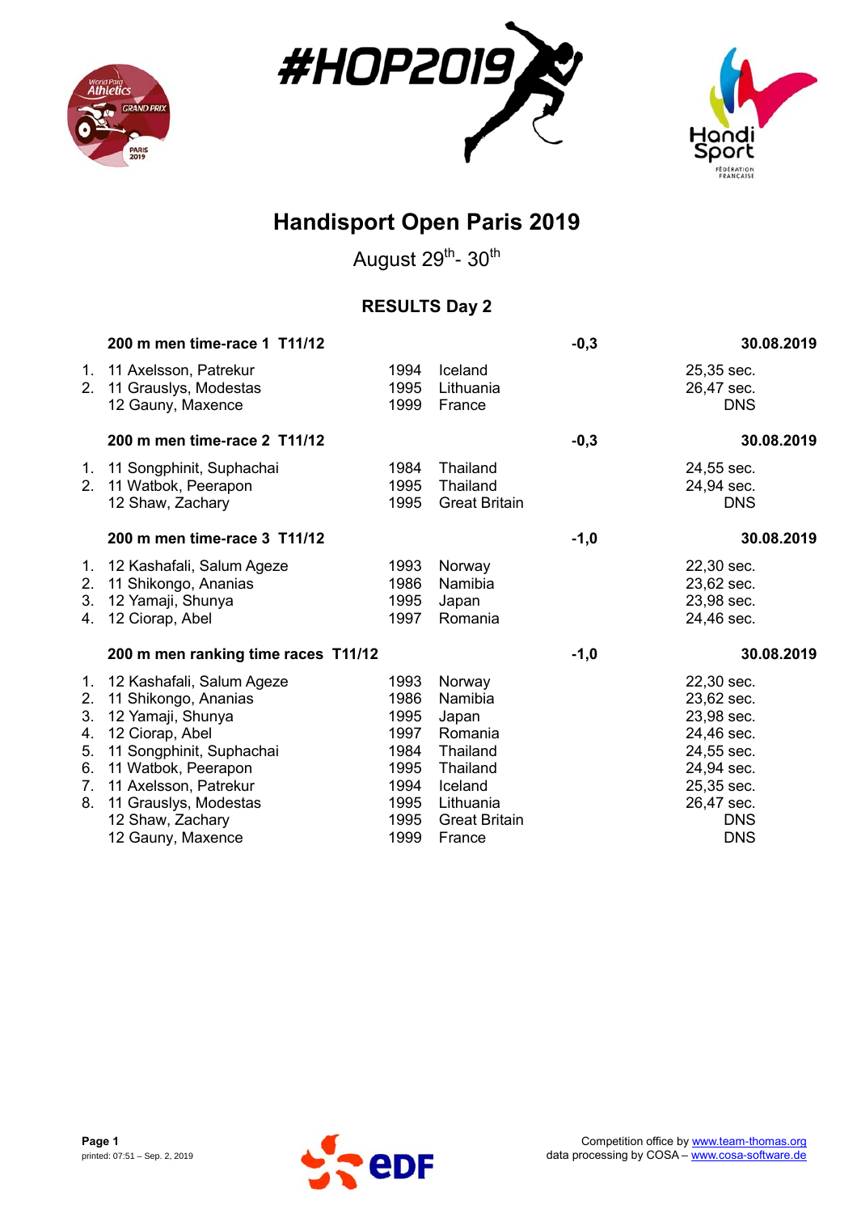# Handisport Open Paris 2019

August 29th- 30th

## RESULTS Day 2

| | 200 m men time-race 1 T11/12 | | | -0,3 | 30.08.2019 |
|---|---|---|---|---|---|
| 1. | 11 Axelsson, Patrekur | 1994 | Iceland | | 25,35 sec. |
| 2. | 11 Grauslys, Modestas | 1995 | Lithuania | | 26,47 sec. |
| | 12 Gauny, Maxence | 1999 | France | | DNS |

| | 200 m men time-race 2 T11/12 | | | -0,3 | 30.08.2019 |
|---|---|---|---|---|---|
| 1. | 11 Songphinit, Suphachai | 1984 | Thailand | | 24,55 sec. |
| 2. | 11 Watbok, Peerapon | 1995 | Thailand | | 24,94 sec. |
| | 12 Shaw, Zachary | 1995 | Great Britain | | DNS |

| | 200 m men time-race 3 T11/12 | | | -1,0 | 30.08.2019 |
|---|---|---|---|---|---|
| 1. | 12 Kashafali, Salum Ageze | 1993 | Norway | | 22,30 sec. |
| 2. | 11 Shikongo, Ananias | 1986 | Namibia | | 23,62 sec. |
| 3. | 12 Yamaji, Shunya | 1995 | Japan | | 23,98 sec. |
| 4. | 12 Ciorap, Abel | 1997 | Romania | | 24,46 sec. |

| | 200 m men ranking time races T11/12 | | | -1,0 | 30.08.2019 |
|---|---|---|---|---|---|
| 1. | 12 Kashafali, Salum Ageze | 1993 | Norway | | 22,30 sec. |
| 2. | 11 Shikongo, Ananias | 1986 | Namibia | | 23,62 sec. |
| 3. | 12 Yamaji, Shunya | 1995 | Japan | | 23,98 sec. |
| 4. | 12 Ciorap, Abel | 1997 | Romania | | 24,46 sec. |
| 5. | 11 Songphinit, Suphachai | 1984 | Thailand | | 24,55 sec. |
| 6. | 11 Watbok, Peerapon | 1995 | Thailand | | 24,94 sec. |
| 7. | 11 Axelsson, Patrekur | 1994 | Iceland | | 25,35 sec. |
| 8. | 11 Grauslys, Modestas | 1995 | Lithuania | | 26,47 sec. |
| | 12 Shaw, Zachary | 1995 | Great Britain | | DNS |
| | 12 Gauny, Maxence | 1999 | France | | DNS |

Page 1
printed: 07:51 – Sep. 2, 2019

Competition office by www.team-thomas.org
data processing by COSA – www.cosa-software.de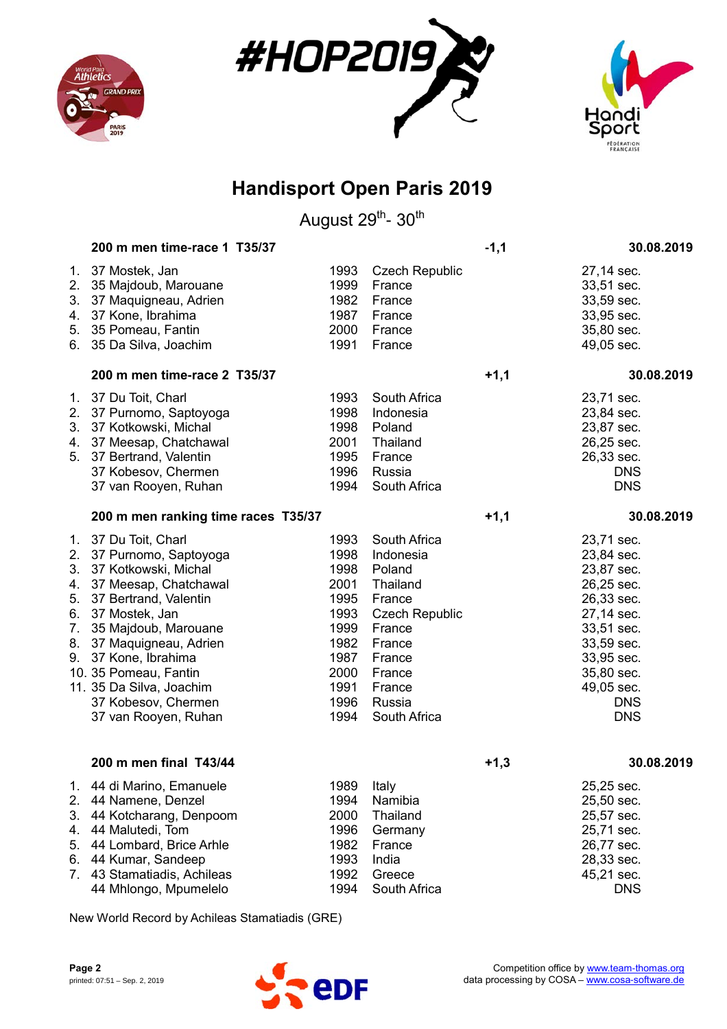# Handisport Open Paris 2019

August 29th- 30th

### 200 m men time-race 1 T35/37 — -1,1 — 30.08.2019

| | Name | Year | Country | Result |
|---|---|---|---|---|
| 1. | 37 Mostek, Jan | 1993 | Czech Republic | 27,14 sec. |
| 2. | 35 Majdoub, Marouane | 1999 | France | 33,51 sec. |
| 3. | 37 Maquigneau, Adrien | 1982 | France | 33,59 sec. |
| 4. | 37 Kone, Ibrahima | 1987 | France | 33,95 sec. |
| 5. | 35 Pomeau, Fantin | 2000 | France | 35,80 sec. |
| 6. | 35 Da Silva, Joachim | 1991 | France | 49,05 sec. |

### 200 m men time-race 2 T35/37 — +1,1 — 30.08.2019

| | Name | Year | Country | Result |
|---|---|---|---|---|
| 1. | 37 Du Toit, Charl | 1993 | South Africa | 23,71 sec. |
| 2. | 37 Purnomo, Saptoyoga | 1998 | Indonesia | 23,84 sec. |
| 3. | 37 Kotkowski, Michal | 1998 | Poland | 23,87 sec. |
| 4. | 37 Meesap, Chatchawal | 2001 | Thailand | 26,25 sec. |
| 5. | 37 Bertrand, Valentin | 1995 | France | 26,33 sec. |
| | 37 Kobesov, Chermen | 1996 | Russia | DNS |
| | 37 van Rooyen, Ruhan | 1994 | South Africa | DNS |

### 200 m men ranking time races T35/37 — +1,1 — 30.08.2019

| | Name | Year | Country | Result |
|---|---|---|---|---|
| 1. | 37 Du Toit, Charl | 1993 | South Africa | 23,71 sec. |
| 2. | 37 Purnomo, Saptoyoga | 1998 | Indonesia | 23,84 sec. |
| 3. | 37 Kotkowski, Michal | 1998 | Poland | 23,87 sec. |
| 4. | 37 Meesap, Chatchawal | 2001 | Thailand | 26,25 sec. |
| 5. | 37 Bertrand, Valentin | 1995 | France | 26,33 sec. |
| 6. | 37 Mostek, Jan | 1993 | Czech Republic | 27,14 sec. |
| 7. | 35 Majdoub, Marouane | 1999 | France | 33,51 sec. |
| 8. | 37 Maquigneau, Adrien | 1982 | France | 33,59 sec. |
| 9. | 37 Kone, Ibrahima | 1987 | France | 33,95 sec. |
| 10. | 35 Pomeau, Fantin | 2000 | France | 35,80 sec. |
| 11. | 35 Da Silva, Joachim | 1991 | France | 49,05 sec. |
| | 37 Kobesov, Chermen | 1996 | Russia | DNS |
| | 37 van Rooyen, Ruhan | 1994 | South Africa | DNS |

### 200 m men final T43/44 — +1,3 — 30.08.2019

| | Name | Year | Country | Result |
|---|---|---|---|---|
| 1. | 44 di Marino, Emanuele | 1989 | Italy | 25,25 sec. |
| 2. | 44 Namene, Denzel | 1994 | Namibia | 25,50 sec. |
| 3. | 44 Kotcharang, Denpoom | 2000 | Thailand | 25,57 sec. |
| 4. | 44 Malutedi, Tom | 1996 | Germany | 25,71 sec. |
| 5. | 44 Lombard, Brice Arhle | 1982 | France | 26,77 sec. |
| 6. | 44 Kumar, Sandeep | 1993 | India | 28,33 sec. |
| 7. | 43 Stamatiadis, Achileas | 1992 | Greece | 45,21 sec. |
| | 44 Mhlongo, Mpumelelo | 1994 | South Africa | DNS |

New World Record by Achileas Stamatiadis (GRE)

printed: 07:51 – Sep. 2, 2019

Competition office by www.team-thomas.org
data processing by COSA – www.cosa-software.de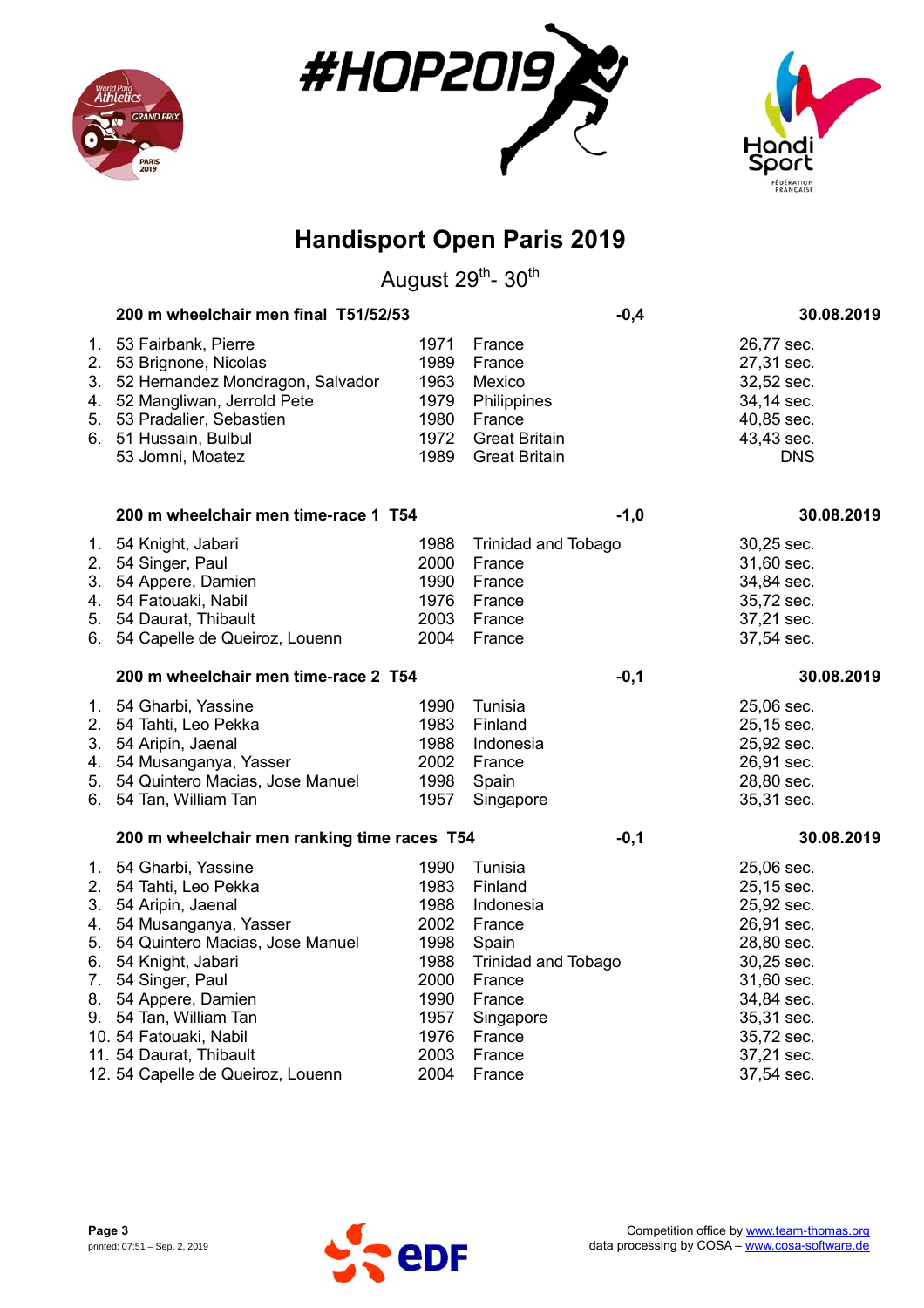# Handisport Open Paris 2019

August 29th- 30th

### 200 m wheelchair men final T51/52/53 — -0,4 — 30.08.2019

| | Class | Name | Year | Country | Result |
|---|---|---|---|---|---|
| 1. | 53 | Fairbank, Pierre | 1971 | France | 26,77 sec. |
| 2. | 53 | Brignone, Nicolas | 1989 | France | 27,31 sec. |
| 3. | 52 | Hernandez Mondragon, Salvador | 1963 | Mexico | 32,52 sec. |
| 4. | 52 | Mangliwan, Jerrold Pete | 1979 | Philippines | 34,14 sec. |
| 5. | 53 | Pradalier, Sebastien | 1980 | France | 40,85 sec. |
| 6. | 51 | Hussain, Bulbul | 1972 | Great Britain | 43,43 sec. |
| | 53 | Jomni, Moatez | 1989 | Great Britain | DNS |

### 200 m wheelchair men time-race 1 T54 — -1,0 — 30.08.2019

| | Class | Name | Year | Country | Result |
|---|---|---|---|---|---|
| 1. | 54 | Knight, Jabari | 1988 | Trinidad and Tobago | 30,25 sec. |
| 2. | 54 | Singer, Paul | 2000 | France | 31,60 sec. |
| 3. | 54 | Appere, Damien | 1990 | France | 34,84 sec. |
| 4. | 54 | Fatouaki, Nabil | 1976 | France | 35,72 sec. |
| 5. | 54 | Daurat, Thibault | 2003 | France | 37,21 sec. |
| 6. | 54 | Capelle de Queiroz, Louenn | 2004 | France | 37,54 sec. |

### 200 m wheelchair men time-race 2 T54 — -0,1 — 30.08.2019

| | Class | Name | Year | Country | Result |
|---|---|---|---|---|---|
| 1. | 54 | Gharbi, Yassine | 1990 | Tunisia | 25,06 sec. |
| 2. | 54 | Tahti, Leo Pekka | 1983 | Finland | 25,15 sec. |
| 3. | 54 | Aripin, Jaenal | 1988 | Indonesia | 25,92 sec. |
| 4. | 54 | Musanganya, Yasser | 2002 | France | 26,91 sec. |
| 5. | 54 | Quintero Macias, Jose Manuel | 1998 | Spain | 28,80 sec. |
| 6. | 54 | Tan, William Tan | 1957 | Singapore | 35,31 sec. |

### 200 m wheelchair men ranking time races T54 — -0,1 — 30.08.2019

| | Class | Name | Year | Country | Result |
|---|---|---|---|---|---|
| 1. | 54 | Gharbi, Yassine | 1990 | Tunisia | 25,06 sec. |
| 2. | 54 | Tahti, Leo Pekka | 1983 | Finland | 25,15 sec. |
| 3. | 54 | Aripin, Jaenal | 1988 | Indonesia | 25,92 sec. |
| 4. | 54 | Musanganya, Yasser | 2002 | France | 26,91 sec. |
| 5. | 54 | Quintero Macias, Jose Manuel | 1998 | Spain | 28,80 sec. |
| 6. | 54 | Knight, Jabari | 1988 | Trinidad and Tobago | 30,25 sec. |
| 7. | 54 | Singer, Paul | 2000 | France | 31,60 sec. |
| 8. | 54 | Appere, Damien | 1990 | France | 34,84 sec. |
| 9. | 54 | Tan, William Tan | 1957 | Singapore | 35,31 sec. |
| 10. | 54 | Fatouaki, Nabil | 1976 | France | 35,72 sec. |
| 11. | 54 | Daurat, Thibault | 2003 | France | 37,21 sec. |
| 12. | 54 | Capelle de Queiroz, Louenn | 2004 | France | 37,54 sec. |

printed: 07:51 – Sep. 2, 2019

Competition office by www.team-thomas.org
data processing by COSA – www.cosa-software.de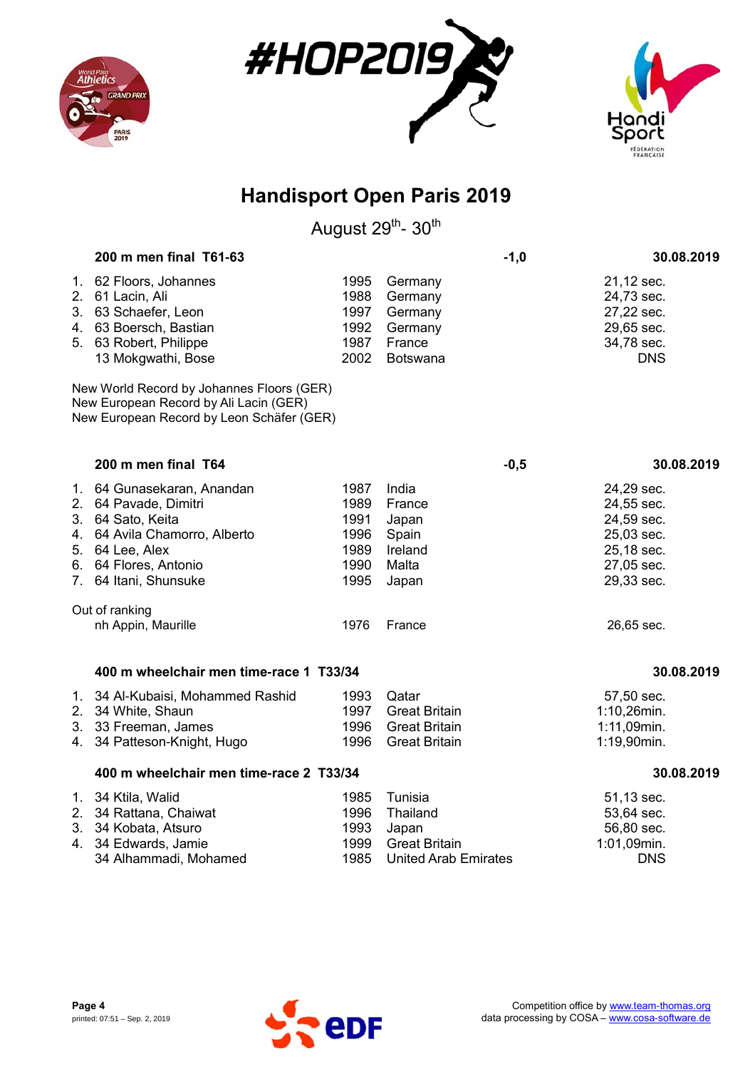# Handisport Open Paris 2019

August 29th- 30th

### 200 m men final T61-63 — -1,0 — 30.08.2019

| Rank | Class | Name | Year | Country | Result |
|---|---|---|---|---|---|
| 1. | 62 | Floors, Johannes | 1995 | Germany | 21,12 sec. |
| 2. | 61 | Lacin, Ali | 1988 | Germany | 24,73 sec. |
| 3. | 63 | Schaefer, Leon | 1997 | Germany | 27,22 sec. |
| 4. | 63 | Boersch, Bastian | 1992 | Germany | 29,65 sec. |
| 5. | 63 | Robert, Philippe | 1987 | France | 34,78 sec. |
| | 13 | Mokgwathi, Bose | 2002 | Botswana | DNS |

New World Record by Johannes Floors (GER)
New European Record by Ali Lacin (GER)
New European Record by Leon Schäfer (GER)

### 200 m men final T64 — -0,5 — 30.08.2019

| Rank | Class | Name | Year | Country | Result |
|---|---|---|---|---|---|
| 1. | 64 | Gunasekaran, Anandan | 1987 | India | 24,29 sec. |
| 2. | 64 | Pavade, Dimitri | 1989 | France | 24,55 sec. |
| 3. | 64 | Sato, Keita | 1991 | Japan | 24,59 sec. |
| 4. | 64 | Avila Chamorro, Alberto | 1996 | Spain | 25,03 sec. |
| 5. | 64 | Lee, Alex | 1989 | Ireland | 25,18 sec. |
| 6. | 64 | Flores, Antonio | 1990 | Malta | 27,05 sec. |
| 7. | 64 | Itani, Shunsuke | 1995 | Japan | 29,33 sec. |

Out of ranking

| Rank | Class | Name | Year | Country | Result |
|---|---|---|---|---|---|
| | nh | Appin, Maurille | 1976 | France | 26,65 sec. |

### 400 m wheelchair men time-race 1 T33/34 — 30.08.2019

| Rank | Class | Name | Year | Country | Result |
|---|---|---|---|---|---|
| 1. | 34 | Al-Kubaisi, Mohammed Rashid | 1993 | Qatar | 57,50 sec. |
| 2. | 34 | White, Shaun | 1997 | Great Britain | 1:10,26min. |
| 3. | 33 | Freeman, James | 1996 | Great Britain | 1:11,09min. |
| 4. | 34 | Patteson-Knight, Hugo | 1996 | Great Britain | 1:19,90min. |

### 400 m wheelchair men time-race 2 T33/34 — 30.08.2019

| Rank | Class | Name | Year | Country | Result |
|---|---|---|---|---|---|
| 1. | 34 | Ktila, Walid | 1985 | Tunisia | 51,13 sec. |
| 2. | 34 | Rattana, Chaiwat | 1996 | Thailand | 53,64 sec. |
| 3. | 34 | Kobata, Atsuro | 1993 | Japan | 56,80 sec. |
| 4. | 34 | Edwards, Jamie | 1999 | Great Britain | 1:01,09min. |
| | 34 | Alhammadi, Mohamed | 1985 | United Arab Emirates | DNS |

Competition office by www.team-thomas.org
data processing by COSA – www.cosa-software.de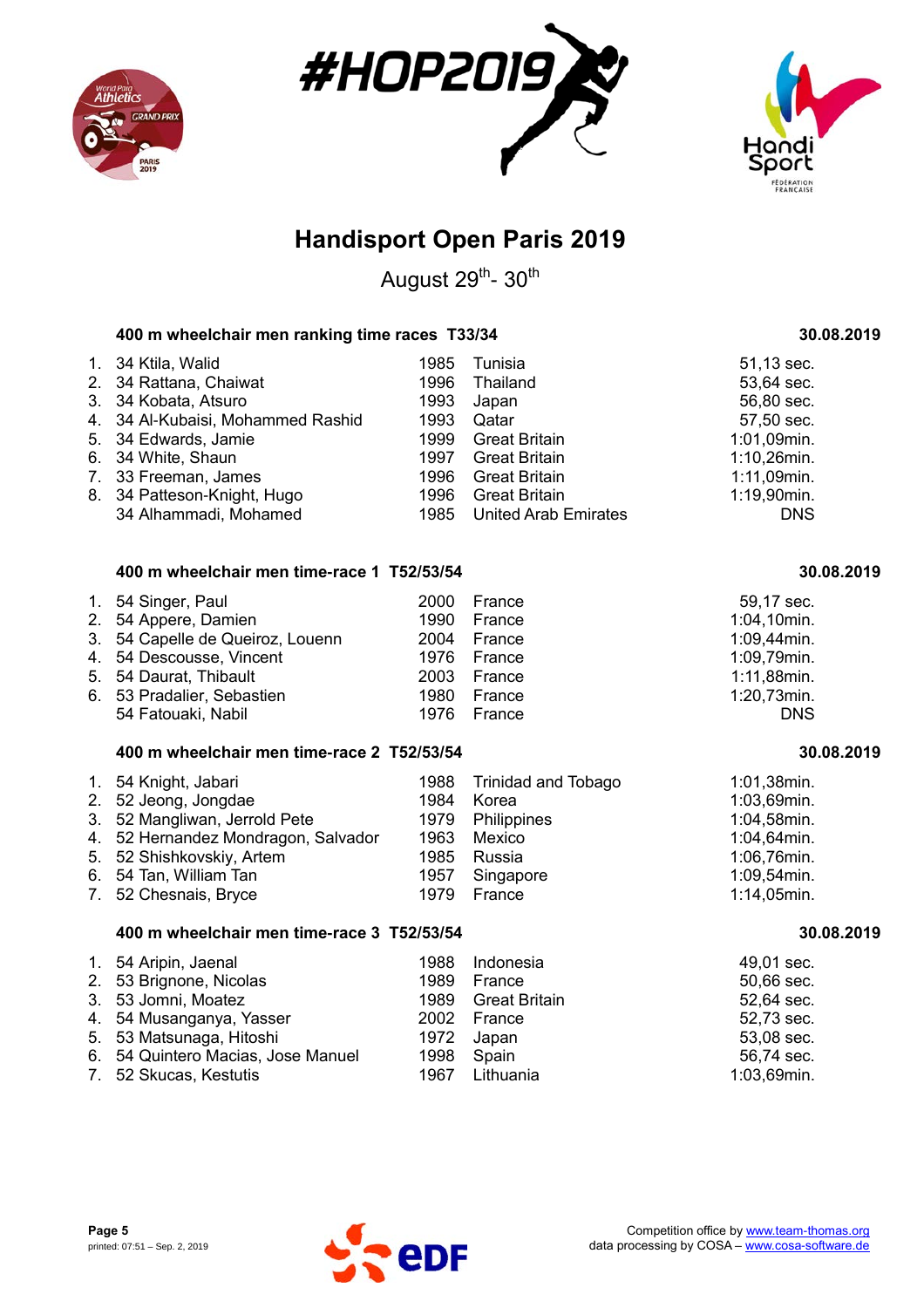# Handisport Open Paris 2019

August 29th- 30th

### 400 m wheelchair men ranking time races T33/34

30.08.2019

| Rank | Class | Name | Year | Country | Result |
|---|---|---|---|---|---|
| 1. | 34 | Ktila, Walid | 1985 | Tunisia | 51,13 sec. |
| 2. | 34 | Rattana, Chaiwat | 1996 | Thailand | 53,64 sec. |
| 3. | 34 | Kobata, Atsuro | 1993 | Japan | 56,80 sec. |
| 4. | 34 | Al-Kubaisi, Mohammed Rashid | 1993 | Qatar | 57,50 sec. |
| 5. | 34 | Edwards, Jamie | 1999 | Great Britain | 1:01,09min. |
| 6. | 34 | White, Shaun | 1997 | Great Britain | 1:10,26min. |
| 7. | 33 | Freeman, James | 1996 | Great Britain | 1:11,09min. |
| 8. | 34 | Patteson-Knight, Hugo | 1996 | Great Britain | 1:19,90min. |
| | 34 | Alhammadi, Mohamed | 1985 | United Arab Emirates | DNS |

### 400 m wheelchair men time-race 1 T52/53/54

30.08.2019

| Rank | Class | Name | Year | Country | Result |
|---|---|---|---|---|---|
| 1. | 54 | Singer, Paul | 2000 | France | 59,17 sec. |
| 2. | 54 | Appere, Damien | 1990 | France | 1:04,10min. |
| 3. | 54 | Capelle de Queiroz, Louenn | 2004 | France | 1:09,44min. |
| 4. | 54 | Descousse, Vincent | 1976 | France | 1:09,79min. |
| 5. | 54 | Daurat, Thibault | 2003 | France | 1:11,88min. |
| 6. | 53 | Pradalier, Sebastien | 1980 | France | 1:20,73min. |
| | 54 | Fatouaki, Nabil | 1976 | France | DNS |

### 400 m wheelchair men time-race 2 T52/53/54

30.08.2019

| Rank | Class | Name | Year | Country | Result |
|---|---|---|---|---|---|
| 1. | 54 | Knight, Jabari | 1988 | Trinidad and Tobago | 1:01,38min. |
| 2. | 52 | Jeong, Jongdae | 1984 | Korea | 1:03,69min. |
| 3. | 52 | Mangliwan, Jerrold Pete | 1979 | Philippines | 1:04,58min. |
| 4. | 52 | Hernandez Mondragon, Salvador | 1963 | Mexico | 1:04,64min. |
| 5. | 52 | Shishkovskiy, Artem | 1985 | Russia | 1:06,76min. |
| 6. | 54 | Tan, William Tan | 1957 | Singapore | 1:09,54min. |
| 7. | 52 | Chesnais, Bryce | 1979 | France | 1:14,05min. |

### 400 m wheelchair men time-race 3 T52/53/54

30.08.2019

| Rank | Class | Name | Year | Country | Result |
|---|---|---|---|---|---|
| 1. | 54 | Aripin, Jaenal | 1988 | Indonesia | 49,01 sec. |
| 2. | 53 | Brignone, Nicolas | 1989 | France | 50,66 sec. |
| 3. | 53 | Jomni, Moatez | 1989 | Great Britain | 52,64 sec. |
| 4. | 54 | Musanganya, Yasser | 2002 | France | 52,73 sec. |
| 5. | 53 | Matsunaga, Hitoshi | 1972 | Japan | 53,08 sec. |
| 6. | 54 | Quintero Macias, Jose Manuel | 1998 | Spain | 56,74 sec. |
| 7. | 52 | Skucas, Kestutis | 1967 | Lithuania | 1:03,69min. |

printed: 07:51 – Sep. 2, 2019

Competition office by www.team-thomas.org
data processing by COSA – www.cosa-software.de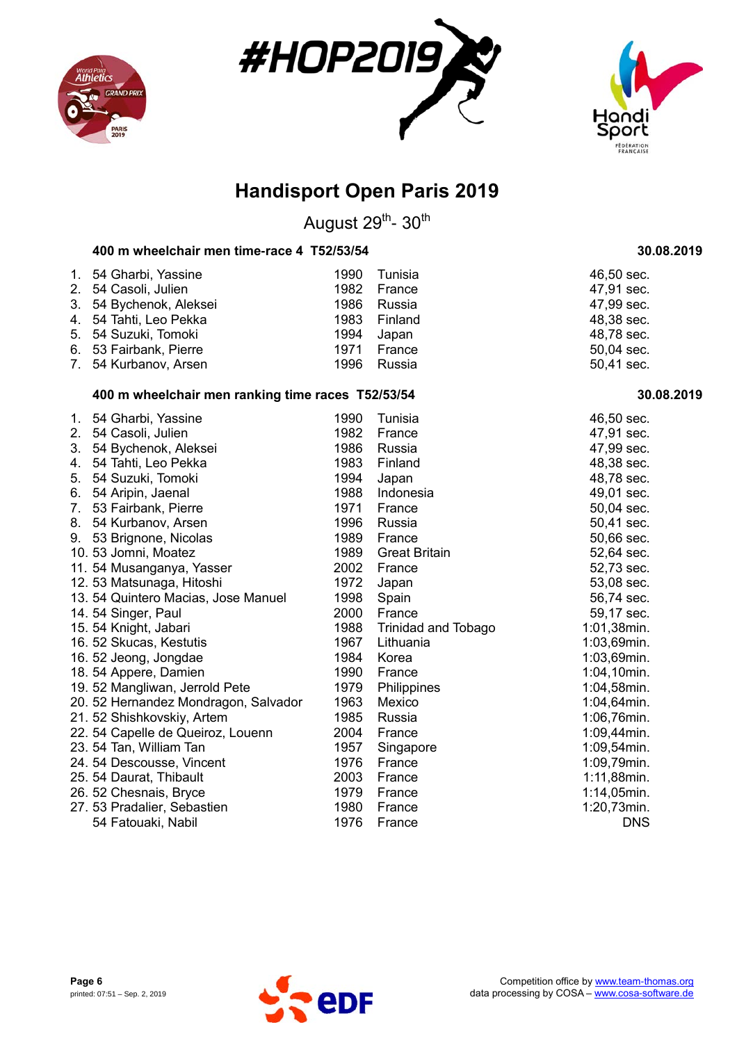# Handisport Open Paris 2019

August 29th- 30th

### 400 m wheelchair men time-race 4 T52/53/54 — 30.08.2019

| Rank | Class | Name | Year | Country | Result |
|---|---|---|---|---|---|
| 1. | 54 | Gharbi, Yassine | 1990 | Tunisia | 46,50 sec. |
| 2. | 54 | Casoli, Julien | 1982 | France | 47,91 sec. |
| 3. | 54 | Bychenok, Aleksei | 1986 | Russia | 47,99 sec. |
| 4. | 54 | Tahti, Leo Pekka | 1983 | Finland | 48,38 sec. |
| 5. | 54 | Suzuki, Tomoki | 1994 | Japan | 48,78 sec. |
| 6. | 53 | Fairbank, Pierre | 1971 | France | 50,04 sec. |
| 7. | 54 | Kurbanov, Arsen | 1996 | Russia | 50,41 sec. |

### 400 m wheelchair men ranking time races T52/53/54 — 30.08.2019

| Rank | Class | Name | Year | Country | Result |
|---|---|---|---|---|---|
| 1. | 54 | Gharbi, Yassine | 1990 | Tunisia | 46,50 sec. |
| 2. | 54 | Casoli, Julien | 1982 | France | 47,91 sec. |
| 3. | 54 | Bychenok, Aleksei | 1986 | Russia | 47,99 sec. |
| 4. | 54 | Tahti, Leo Pekka | 1983 | Finland | 48,38 sec. |
| 5. | 54 | Suzuki, Tomoki | 1994 | Japan | 48,78 sec. |
| 6. | 54 | Aripin, Jaenal | 1988 | Indonesia | 49,01 sec. |
| 7. | 53 | Fairbank, Pierre | 1971 | France | 50,04 sec. |
| 8. | 54 | Kurbanov, Arsen | 1996 | Russia | 50,41 sec. |
| 9. | 53 | Brignone, Nicolas | 1989 | France | 50,66 sec. |
| 10. | 53 | Jomni, Moatez | 1989 | Great Britain | 52,64 sec. |
| 11. | 54 | Musanganya, Yasser | 2002 | France | 52,73 sec. |
| 12. | 53 | Matsunaga, Hitoshi | 1972 | Japan | 53,08 sec. |
| 13. | 54 | Quintero Macias, Jose Manuel | 1998 | Spain | 56,74 sec. |
| 14. | 54 | Singer, Paul | 2000 | France | 59,17 sec. |
| 15. | 54 | Knight, Jabari | 1988 | Trinidad and Tobago | 1:01,38min. |
| 16. | 52 | Skucas, Kestutis | 1967 | Lithuania | 1:03,69min. |
| 16. | 52 | Jeong, Jongdae | 1984 | Korea | 1:03,69min. |
| 18. | 54 | Appere, Damien | 1990 | France | 1:04,10min. |
| 19. | 52 | Mangliwan, Jerrold Pete | 1979 | Philippines | 1:04,58min. |
| 20. | 52 | Hernandez Mondragon, Salvador | 1963 | Mexico | 1:04,64min. |
| 21. | 52 | Shishkovskiy, Artem | 1985 | Russia | 1:06,76min. |
| 22. | 54 | Capelle de Queiroz, Louenn | 2004 | France | 1:09,44min. |
| 23. | 54 | Tan, William Tan | 1957 | Singapore | 1:09,54min. |
| 24. | 54 | Descousse, Vincent | 1976 | France | 1:09,79min. |
| 25. | 54 | Daurat, Thibault | 2003 | France | 1:11,88min. |
| 26. | 52 | Chesnais, Bryce | 1979 | France | 1:14,05min. |
| 27. | 53 | Pradalier, Sebastien | 1980 | France | 1:20,73min. |
| | 54 | Fatouaki, Nabil | 1976 | France | DNS |

Competition office by www.team-thomas.org
data processing by COSA – www.cosa-software.de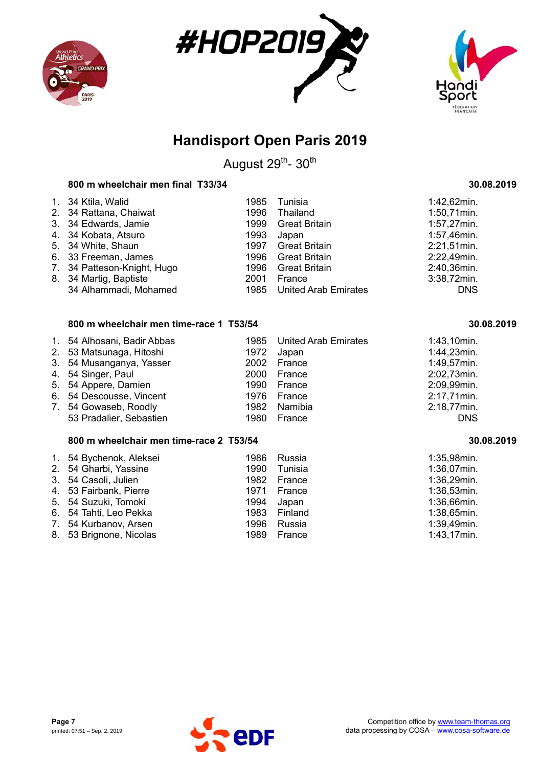# Handisport Open Paris 2019

August 29th- 30th

### 800 m wheelchair men final T33/34 — 30.08.2019

| Rank | Class | Name | Year | Country | Result |
|---|---|---|---|---|---|
| 1. | 34 | Ktila, Walid | 1985 | Tunisia | 1:42,62min. |
| 2. | 34 | Rattana, Chaiwat | 1996 | Thailand | 1:50,71min. |
| 3. | 34 | Edwards, Jamie | 1999 | Great Britain | 1:57,27min. |
| 4. | 34 | Kobata, Atsuro | 1993 | Japan | 1:57,46min. |
| 5. | 34 | White, Shaun | 1997 | Great Britain | 2:21,51min. |
| 6. | 33 | Freeman, James | 1996 | Great Britain | 2:22,49min. |
| 7. | 34 | Patteson-Knight, Hugo | 1996 | Great Britain | 2:40,36min. |
| 8. | 34 | Martig, Baptiste | 2001 | France | 3:38,72min. |
| | 34 | Alhammadi, Mohamed | 1985 | United Arab Emirates | DNS |

### 800 m wheelchair men time-race 1 T53/54 — 30.08.2019

| Rank | Class | Name | Year | Country | Result |
|---|---|---|---|---|---|
| 1. | 54 | Alhosani, Badir Abbas | 1985 | United Arab Emirates | 1:43,10min. |
| 2. | 53 | Matsunaga, Hitoshi | 1972 | Japan | 1:44,23min. |
| 3. | 54 | Musanganya, Yasser | 2002 | France | 1:49,57min. |
| 4. | 54 | Singer, Paul | 2000 | France | 2:02,73min. |
| 5. | 54 | Appere, Damien | 1990 | France | 2:09,99min. |
| 6. | 54 | Descousse, Vincent | 1976 | France | 2:17,71min. |
| 7. | 54 | Gowaseb, Roodly | 1982 | Namibia | 2:18,77min. |
| | 53 | Pradalier, Sebastien | 1980 | France | DNS |

### 800 m wheelchair men time-race 2 T53/54 — 30.08.2019

| Rank | Class | Name | Year | Country | Result |
|---|---|---|---|---|---|
| 1. | 54 | Bychenok, Aleksei | 1986 | Russia | 1:35,98min. |
| 2. | 54 | Gharbi, Yassine | 1990 | Tunisia | 1:36,07min. |
| 3. | 54 | Casoli, Julien | 1982 | France | 1:36,29min. |
| 4. | 53 | Fairbank, Pierre | 1971 | France | 1:36,53min. |
| 5. | 54 | Suzuki, Tomoki | 1994 | Japan | 1:36,66min. |
| 6. | 54 | Tahti, Leo Pekka | 1983 | Finland | 1:38,65min. |
| 7. | 54 | Kurbanov, Arsen | 1996 | Russia | 1:39,49min. |
| 8. | 53 | Brignone, Nicolas | 1989 | France | 1:43,17min. |

Competition office by www.team-thomas.org
data processing by COSA – www.cosa-software.de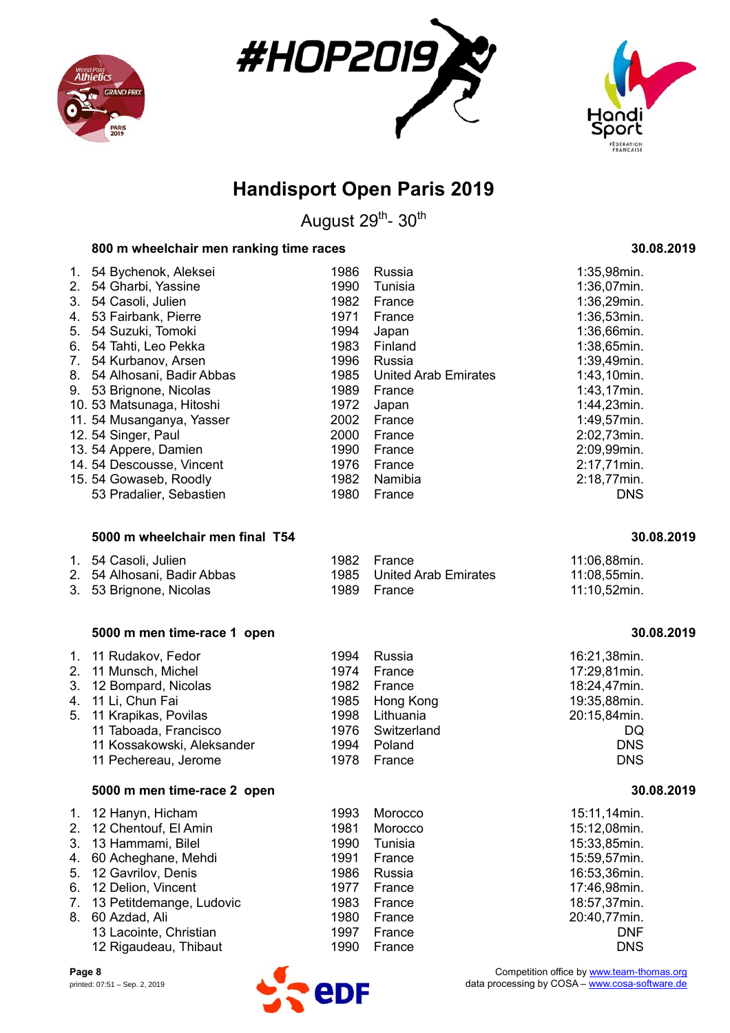# Handisport Open Paris 2019

August 29th- 30th

### 800 m wheelchair men ranking time races — 30.08.2019

| Rank | Class | Name | Year | Country | Result |
|---|---|---|---|---|---|
| 1. | 54 | Bychenok, Aleksei | 1986 | Russia | 1:35,98min. |
| 2. | 54 | Gharbi, Yassine | 1990 | Tunisia | 1:36,07min. |
| 3. | 54 | Casoli, Julien | 1982 | France | 1:36,29min. |
| 4. | 53 | Fairbank, Pierre | 1971 | France | 1:36,53min. |
| 5. | 54 | Suzuki, Tomoki | 1994 | Japan | 1:36,66min. |
| 6. | 54 | Tahti, Leo Pekka | 1983 | Finland | 1:38,65min. |
| 7. | 54 | Kurbanov, Arsen | 1996 | Russia | 1:39,49min. |
| 8. | 54 | Alhosani, Badir Abbas | 1985 | United Arab Emirates | 1:43,10min. |
| 9. | 53 | Brignone, Nicolas | 1989 | France | 1:43,17min. |
| 10. | 53 | Matsunaga, Hitoshi | 1972 | Japan | 1:44,23min. |
| 11. | 54 | Musanganya, Yasser | 2002 | France | 1:49,57min. |
| 12. | 54 | Singer, Paul | 2000 | France | 2:02,73min. |
| 13. | 54 | Appere, Damien | 1990 | France | 2:09,99min. |
| 14. | 54 | Descousse, Vincent | 1976 | France | 2:17,71min. |
| 15. | 54 | Gowaseb, Roodly | 1982 | Namibia | 2:18,77min. |
| | 53 | Pradalier, Sebastien | 1980 | France | DNS |

### 5000 m wheelchair men final T54 — 30.08.2019

| Rank | Class | Name | Year | Country | Result |
|---|---|---|---|---|---|
| 1. | 54 | Casoli, Julien | 1982 | France | 11:06,88min. |
| 2. | 54 | Alhosani, Badir Abbas | 1985 | United Arab Emirates | 11:08,55min. |
| 3. | 53 | Brignone, Nicolas | 1989 | France | 11:10,52min. |

### 5000 m men time-race 1 open — 30.08.2019

| Rank | Class | Name | Year | Country | Result |
|---|---|---|---|---|---|
| 1. | 11 | Rudakov, Fedor | 1994 | Russia | 16:21,38min. |
| 2. | 11 | Munsch, Michel | 1974 | France | 17:29,81min. |
| 3. | 12 | Bompard, Nicolas | 1982 | France | 18:24,47min. |
| 4. | 11 | Li, Chun Fai | 1985 | Hong Kong | 19:35,88min. |
| 5. | 11 | Krapikas, Povilas | 1998 | Lithuania | 20:15,84min. |
| | 11 | Taboada, Francisco | 1976 | Switzerland | DQ |
| | 11 | Kossakowski, Aleksander | 1994 | Poland | DNS |
| | 11 | Pechereau, Jerome | 1978 | France | DNS |

### 5000 m men time-race 2 open — 30.08.2019

| Rank | Class | Name | Year | Country | Result |
|---|---|---|---|---|---|
| 1. | 12 | Hanyn, Hicham | 1993 | Morocco | 15:11,14min. |
| 2. | 12 | Chentouf, El Amin | 1981 | Morocco | 15:12,08min. |
| 3. | 13 | Hammami, Bilel | 1990 | Tunisia | 15:33,85min. |
| 4. | 60 | Acheghane, Mehdi | 1991 | France | 15:59,57min. |
| 5. | 12 | Gavrilov, Denis | 1986 | Russia | 16:53,36min. |
| 6. | 12 | Delion, Vincent | 1977 | France | 17:46,98min. |
| 7. | 13 | Petitdemange, Ludovic | 1983 | France | 18:57,37min. |
| 8. | 60 | Azdad, Ali | 1980 | France | 20:40,77min. |
| | 13 | Lacointe, Christian | 1997 | France | DNF |
| | 12 | Rigaudeau, Thibaut | 1990 | France | DNS |

printed: 07:51 – Sep. 2, 2019

Competition office by www.team-thomas.org
data processing by COSA – www.cosa-software.de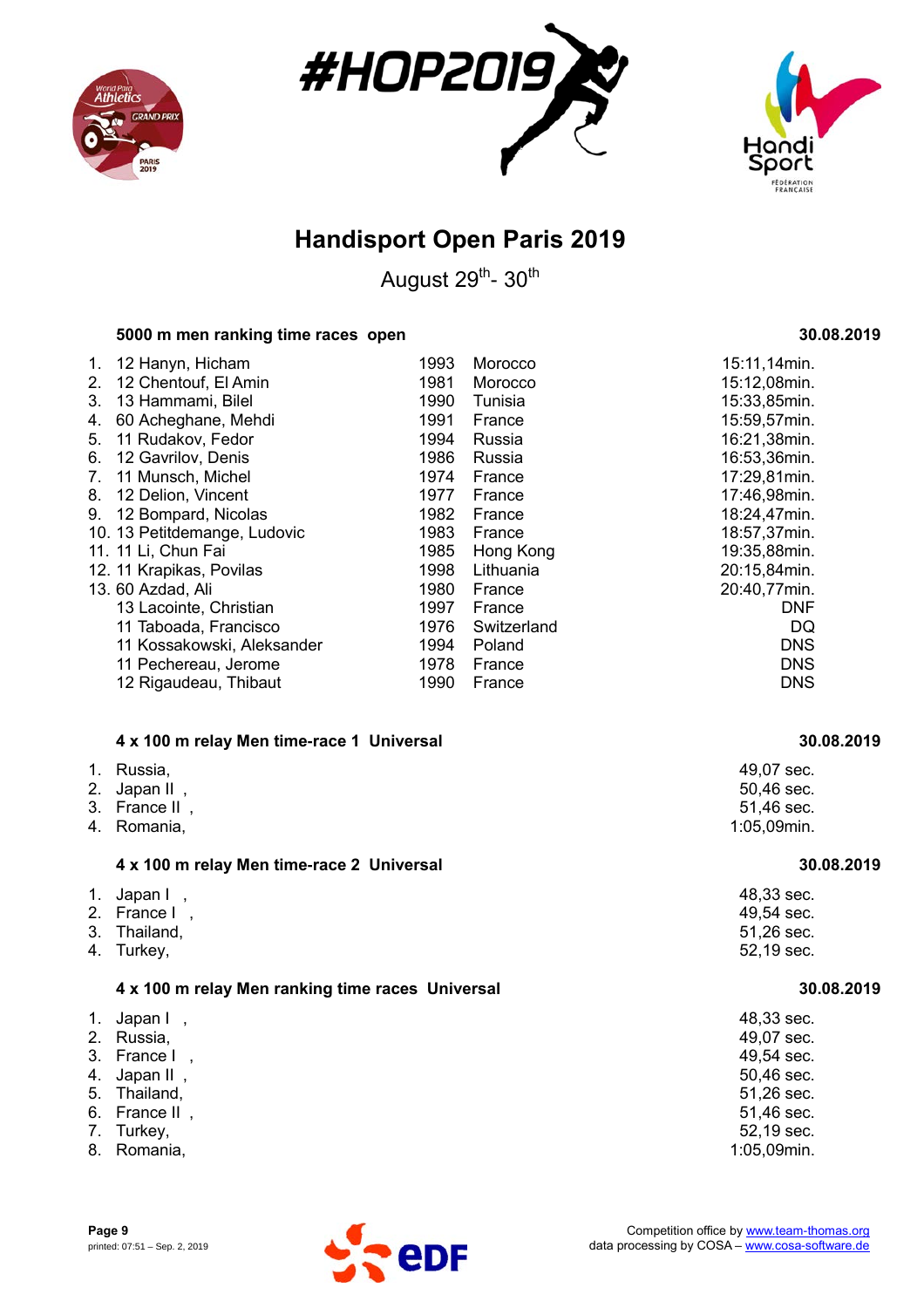# Handisport Open Paris 2019

August 29th- 30th

**5000 m men ranking time races open** **30.08.2019**

| Rank | Class | Name | Year | Country | Result |
|---|---|---|---|---|---|
| 1. | 12 | Hanyn, Hicham | 1993 | Morocco | 15:11,14min. |
| 2. | 12 | Chentouf, El Amin | 1981 | Morocco | 15:12,08min. |
| 3. | 13 | Hammami, Bilel | 1990 | Tunisia | 15:33,85min. |
| 4. | 60 | Acheghane, Mehdi | 1991 | France | 15:59,57min. |
| 5. | 11 | Rudakov, Fedor | 1994 | Russia | 16:21,38min. |
| 6. | 12 | Gavrilov, Denis | 1986 | Russia | 16:53,36min. |
| 7. | 11 | Munsch, Michel | 1974 | France | 17:29,81min. |
| 8. | 12 | Delion, Vincent | 1977 | France | 17:46,98min. |
| 9. | 12 | Bompard, Nicolas | 1982 | France | 18:24,47min. |
| 10. | 13 | Petitdemange, Ludovic | 1983 | France | 18:57,37min. |
| 11. | 11 | Li, Chun Fai | 1985 | Hong Kong | 19:35,88min. |
| 12. | 11 | Krapikas, Povilas | 1998 | Lithuania | 20:15,84min. |
| 13. | 60 | Azdad, Ali | 1980 | France | 20:40,77min. |
| | 13 | Lacointe, Christian | 1997 | France | DNF |
| | 11 | Taboada, Francisco | 1976 | Switzerland | DQ |
| | 11 | Kossakowski, Aleksander | 1994 | Poland | DNS |
| | 11 | Pechereau, Jerome | 1978 | France | DNS |
| | 12 | Rigaudeau, Thibaut | 1990 | France | DNS |

**4 x 100 m relay Men time-race 1 Universal** **30.08.2019**

| Rank | Team | Result |
|---|---|---|
| 1. | Russia, | 49,07 sec. |
| 2. | Japan II , | 50,46 sec. |
| 3. | France II , | 51,46 sec. |
| 4. | Romania, | 1:05,09min. |

**4 x 100 m relay Men time-race 2 Universal** **30.08.2019**

| Rank | Team | Result |
|---|---|---|
| 1. | Japan I , | 48,33 sec. |
| 2. | France I , | 49,54 sec. |
| 3. | Thailand, | 51,26 sec. |
| 4. | Turkey, | 52,19 sec. |

**4 x 100 m relay Men ranking time races Universal** **30.08.2019**

| Rank | Team | Result |
|---|---|---|
| 1. | Japan I , | 48,33 sec. |
| 2. | Russia, | 49,07 sec. |
| 3. | France I , | 49,54 sec. |
| 4. | Japan II , | 50,46 sec. |
| 5. | Thailand, | 51,26 sec. |
| 6. | France II , | 51,46 sec. |
| 7. | Turkey, | 52,19 sec. |
| 8. | Romania, | 1:05,09min. |

printed: 07:51 – Sep. 2, 2019

Competition office by www.team-thomas.org
data processing by COSA – www.cosa-software.de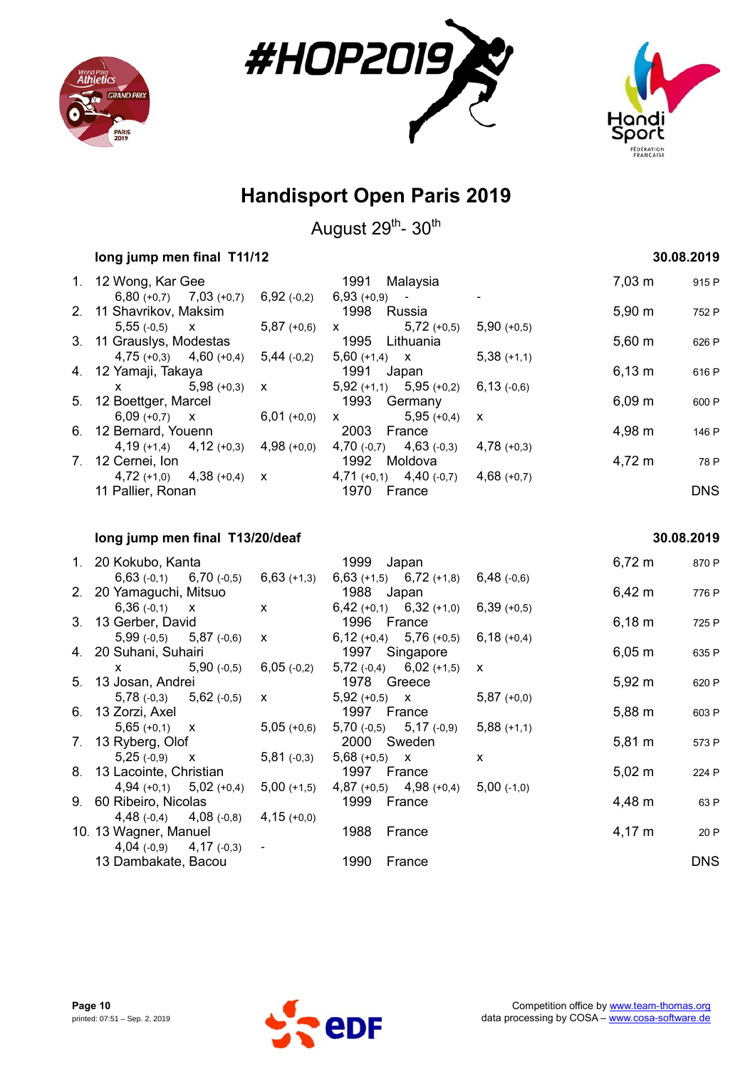# Handisport Open Paris 2019

August 29th- 30th

## long jump men final T11/12

30.08.2019

| Rank | Class / Name | Year | Country | Result | Points |
|---|---|---|---|---|---|
| 1. | 12 Wong, Kar Gee | 1991 | Malaysia | 7,03 m | 915 P |
| | 6,80 (+0,7) 7,03 (+0,7) 6,92 (-0,2) 6,93 (+0,9) - - | | | | |
| 2. | 11 Shavrikov, Maksim | 1998 | Russia | 5,90 m | 752 P |
| | 5,55 (-0,5) x 5,87 (+0,6) x 5,72 (+0,5) 5,90 (+0,5) | | | | |
| 3. | 11 Grauslys, Modestas | 1995 | Lithuania | 5,60 m | 626 P |
| | 4,75 (+0,3) 4,60 (+0,4) 5,44 (-0,2) 5,60 (+1,4) x 5,38 (+1,1) | | | | |
| 4. | 12 Yamaji, Takaya | 1991 | Japan | 6,13 m | 616 P |
| | x 5,98 (+0,3) x 5,92 (+1,1) 5,95 (+0,2) 6,13 (-0,6) | | | | |
| 5. | 12 Boettger, Marcel | 1993 | Germany | 6,09 m | 600 P |
| | 6,09 (+0,7) x 6,01 (+0,0) x 5,95 (+0,4) x | | | | |
| 6. | 12 Bernard, Youenn | 2003 | France | 4,98 m | 146 P |
| | 4,19 (+1,4) 4,12 (+0,3) 4,98 (+0,0) 4,70 (-0,7) 4,63 (-0,3) 4,78 (+0,3) | | | | |
| 7. | 12 Cernei, Ion | 1992 | Moldova | 4,72 m | 78 P |
| | 4,72 (+1,0) 4,38 (+0,4) x 4,71 (+0,1) 4,40 (-0,7) 4,68 (+0,7) | | | | |
| | 11 Pallier, Ronan | 1970 | France | DNS | |

## long jump men final T13/20/deaf

30.08.2019

| Rank | Class / Name | Year | Country | Result | Points |
|---|---|---|---|---|---|
| 1. | 20 Kokubo, Kanta | 1999 | Japan | 6,72 m | 870 P |
| | 6,63 (-0,1) 6,70 (-0,5) 6,63 (+1,3) 6,63 (+1,5) 6,72 (+1,8) 6,48 (-0,6) | | | | |
| 2. | 20 Yamaguchi, Mitsuo | 1988 | Japan | 6,42 m | 776 P |
| | 6,36 (-0,1) x x 6,42 (+0,1) 6,32 (+1,0) 6,39 (+0,5) | | | | |
| 3. | 13 Gerber, David | 1996 | France | 6,18 m | 725 P |
| | 5,99 (-0,5) 5,87 (-0,6) x 6,12 (+0,4) 5,76 (+0,5) 6,18 (+0,4) | | | | |
| 4. | 20 Suhani, Suhairi | 1997 | Singapore | 6,05 m | 635 P |
| | x 5,90 (-0,5) 6,05 (-0,2) 5,72 (-0,4) 6,02 (+1,5) x | | | | |
| 5. | 13 Josan, Andrei | 1978 | Greece | 5,92 m | 620 P |
| | 5,78 (-0,3) 5,62 (-0,5) x 5,92 (+0,5) x 5,87 (+0,0) | | | | |
| 6. | 13 Zorzi, Axel | 1997 | France | 5,88 m | 603 P |
| | 5,65 (+0,1) x 5,05 (+0,6) 5,70 (-0,5) 5,17 (-0,9) 5,88 (+1,1) | | | | |
| 7. | 13 Ryberg, Olof | 2000 | Sweden | 5,81 m | 573 P |
| | 5,25 (-0,9) x 5,81 (-0,3) 5,68 (+0,5) x x | | | | |
| 8. | 13 Lacointe, Christian | 1997 | France | 5,02 m | 224 P |
| | 4,94 (+0,1) 5,02 (+0,4) 5,00 (+1,5) 4,87 (+0,5) 4,98 (+0,4) 5,00 (-1,0) | | | | |
| 9. | 60 Ribeiro, Nicolas | 1999 | France | 4,48 m | 63 P |
| | 4,48 (-0,4) 4,08 (-0,8) 4,15 (+0,0) | | | | |
| 10. | 13 Wagner, Manuel | 1988 | France | 4,17 m | 20 P |
| | 4,04 (-0,9) 4,17 (-0,3) - | | | | |
| | 13 Dambakate, Bacou | 1990 | France | DNS | |

Competition office by www.team-thomas.org
data processing by COSA – www.cosa-software.de

printed: 07:51 – Sep. 2, 2019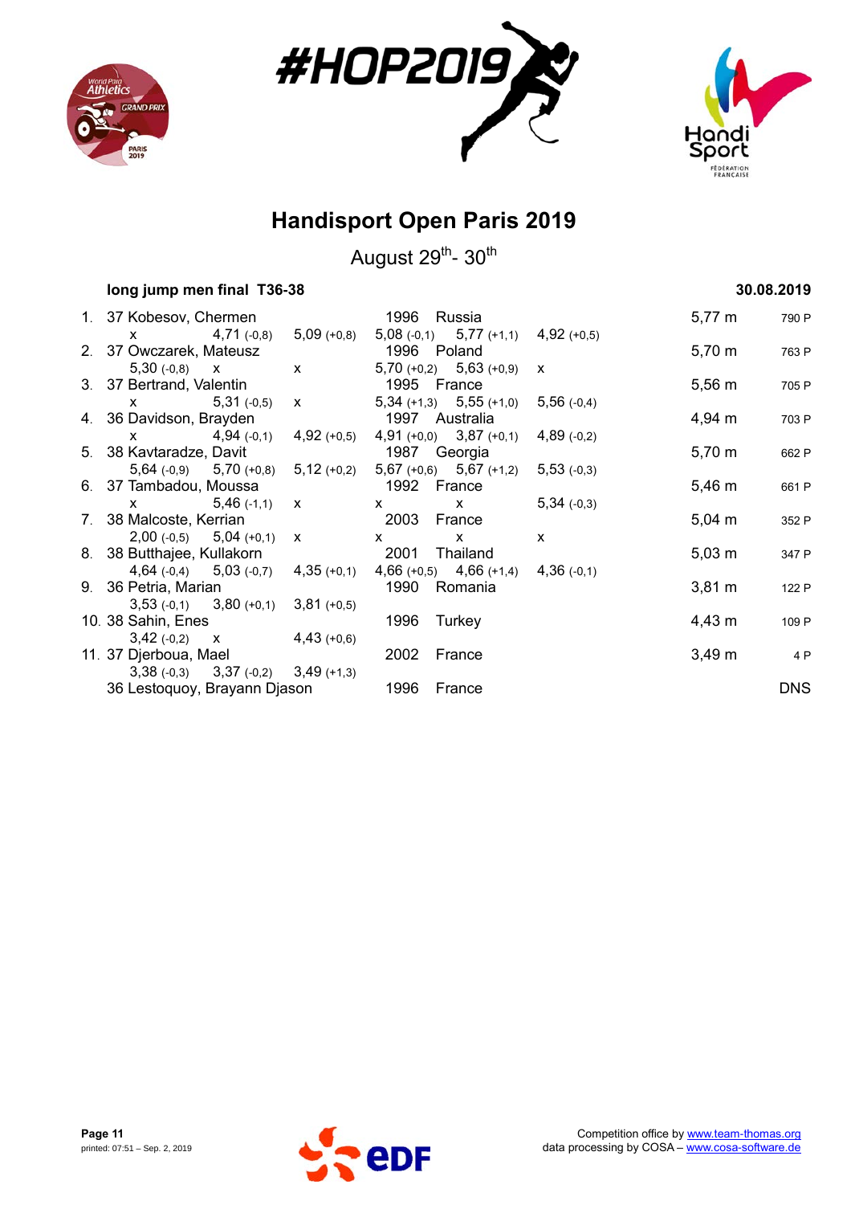# Handisport Open Paris 2019

August 29th- 30th

**long jump men final T36-38** **30.08.2019**

| Rank | Class | Name | Born | Nation | Result | Points |
|---|---|---|---|---|---|---|
| 1. | 37 | Kobesov, Chermen | 1996 | Russia | 5,77 m | 790 P |
| | | x · 4,71 (-0,8) · 5,09 (+0,8) · 5,08 (-0,1) · 5,77 (+1,1) · 4,92 (+0,5) | | | | |
| 2. | 37 | Owczarek, Mateusz | 1996 | Poland | 5,70 m | 763 P |
| | | 5,30 (-0,8) · x · x · 5,70 (+0,2) · 5,63 (+0,9) · x | | | | |
| 3. | 37 | Bertrand, Valentin | 1995 | France | 5,56 m | 705 P |
| | | x · 5,31 (-0,5) · x · 5,34 (+1,3) · 5,55 (+1,0) · 5,56 (-0,4) | | | | |
| 4. | 36 | Davidson, Brayden | 1997 | Australia | 4,94 m | 703 P |
| | | x · 4,94 (-0,1) · 4,92 (+0,5) · 4,91 (+0,0) · 3,87 (+0,1) · 4,89 (-0,2) | | | | |
| 5. | 38 | Kavtaradze, Davit | 1987 | Georgia | 5,70 m | 662 P |
| | | 5,64 (-0,9) · 5,70 (+0,8) · 5,12 (+0,2) · 5,67 (+0,6) · 5,67 (+1,2) · 5,53 (-0,3) | | | | |
| 6. | 37 | Tambadou, Moussa | 1992 | France | 5,46 m | 661 P |
| | | x · 5,46 (-1,1) · x · x · x · 5,34 (-0,3) | | | | |
| 7. | 38 | Malcoste, Kerrian | 2003 | France | 5,04 m | 352 P |
| | | 2,00 (-0,5) · 5,04 (+0,1) · x · x · x · x | | | | |
| 8. | 38 | Butthajee, Kullakorn | 2001 | Thailand | 5,03 m | 347 P |
| | | 4,64 (-0,4) · 5,03 (-0,7) · 4,35 (+0,1) · 4,66 (+0,5) · 4,66 (+1,4) · 4,36 (-0,1) | | | | |
| 9. | 36 | Petria, Marian | 1990 | Romania | 3,81 m | 122 P |
| | | 3,53 (-0,1) · 3,80 (+0,1) · 3,81 (+0,5) | | | | |
| 10. | 38 | Sahin, Enes | 1996 | Turkey | 4,43 m | 109 P |
| | | 3,42 (-0,2) · x · 4,43 (+0,6) | | | | |
| 11. | 37 | Djerboua, Mael | 2002 | France | 3,49 m | 4 P |
| | | 3,38 (-0,3) · 3,37 (-0,2) · 3,49 (+1,3) | | | | |
| | 36 | Lestoquoy, Brayann Djason | 1996 | France | DNS | |

Competition office by www.team-thomas.org
data processing by COSA – www.cosa-software.de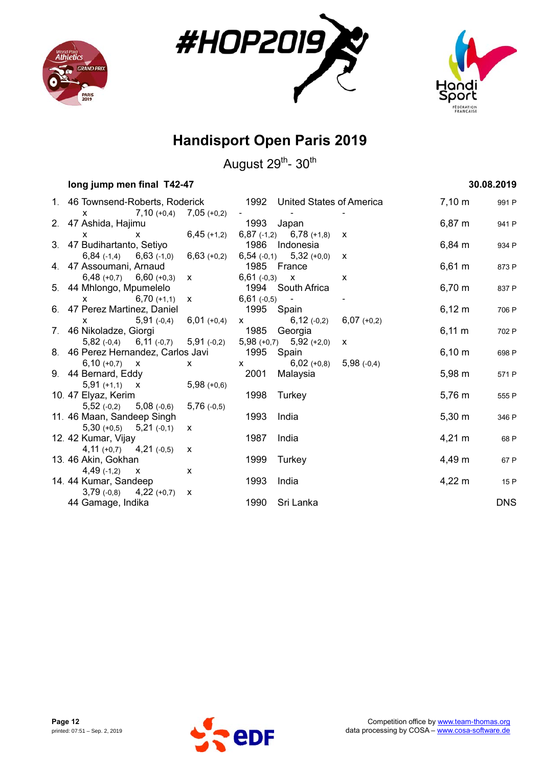# Handisport Open Paris 2019

August 29th- 30th

**long jump men final T42-47** — **30.08.2019**

| Rank | Class | Name | Year | Country | Result | Points |
|---|---|---|---|---|---|---|
| 1. | 46 | Townsend-Roberts, Roderick | 1992 | United States of America | 7,10 m | 991 P |
| | | x · 7,10 (+0,4) · 7,05 (+0,2) · - · - · - | | | | |
| 2. | 47 | Ashida, Hajimu | 1993 | Japan | 6,87 m | 941 P |
| | | x · x · 6,45 (+1,2) · 6,87 (-1,2) · 6,78 (+1,8) · x | | | | |
| 3. | 47 | Budihartanto, Setiyo | 1986 | Indonesia | 6,84 m | 934 P |
| | | 6,84 (-1,4) · 6,63 (-1,0) · 6,63 (+0,2) · 6,54 (-0,1) · 5,32 (+0,0) · x | | | | |
| 4. | 47 | Assoumani, Arnaud | 1985 | France | 6,61 m | 873 P |
| | | 6,48 (+0,7) · 6,60 (+0,3) · x · 6,61 (-0,3) · x · x | | | | |
| 5. | 44 | Mhlongo, Mpumelelo | 1994 | South Africa | 6,70 m | 837 P |
| | | x · 6,70 (+1,1) · x · 6,61 (-0,5) · - · - | | | | |
| 6. | 47 | Perez Martinez, Daniel | 1995 | Spain | 6,12 m | 706 P |
| | | x · 5,91 (-0,4) · 6,01 (+0,4) · x · 6,12 (-0,2) · 6,07 (+0,2) | | | | |
| 7. | 46 | Nikoladze, Giorgi | 1985 | Georgia | 6,11 m | 702 P |
| | | 5,82 (-0,4) · 6,11 (-0,7) · 5,91 (-0,2) · 5,98 (+0,7) · 5,92 (+2,0) · x | | | | |
| 8. | 46 | Perez Hernandez, Carlos Javi | 1995 | Spain | 6,10 m | 698 P |
| | | 6,10 (+0,7) · x · x · x · 6,02 (+0,8) · 5,98 (-0,4) | | | | |
| 9. | 44 | Bernard, Eddy | 2001 | Malaysia | 5,98 m | 571 P |
| | | 5,91 (+1,1) · x · 5,98 (+0,6) | | | | |
| 10. | 47 | Elyaz, Kerim | 1998 | Turkey | 5,76 m | 555 P |
| | | 5,52 (-0,2) · 5,08 (-0,6) · 5,76 (-0,5) | | | | |
| 11. | 46 | Maan, Sandeep Singh | 1993 | India | 5,30 m | 346 P |
| | | 5,30 (+0,5) · 5,21 (-0,1) · x | | | | |
| 12. | 42 | Kumar, Vijay | 1987 | India | 4,21 m | 68 P |
| | | 4,11 (+0,7) · 4,21 (-0,5) · x | | | | |
| 13. | 46 | Akin, Gokhan | 1999 | Turkey | 4,49 m | 67 P |
| | | 4,49 (-1,2) · x · x | | | | |
| 14. | 44 | Kumar, Sandeep | 1993 | India | 4,22 m | 15 P |
| | | 3,79 (-0,8) · 4,22 (+0,7) · x | | | | |
| | 44 | Gamage, Indika | 1990 | Sri Lanka | DNS | |

Competition office by www.team-thomas.org
data processing by COSA – www.cosa-software.de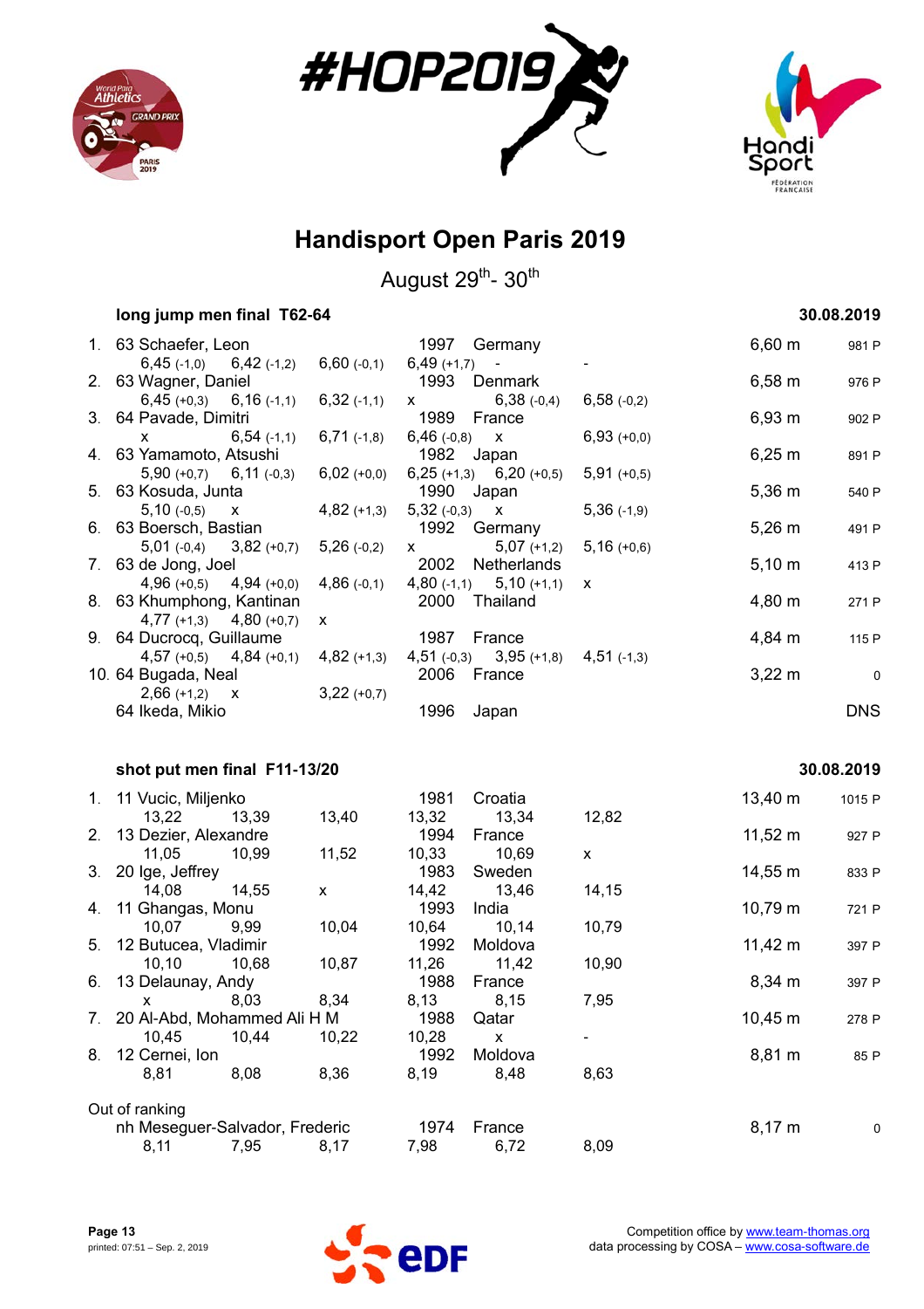# Handisport Open Paris 2019

August 29[th]- 30[th]

## long jump men final T62-64

30.08.2019

| Rank | Class | Name | Year | Country | Result | Points |
|---|---|---|---|---|---|---|
| 1. | 63 | Schaefer, Leon | 1997 | Germany | 6,60 m | 981 P |
| | | 6,45 (-1,0) · 6,42 (-1,2) · 6,60 (-0,1) · 6,49 (+1,7) · - · - | | | | |
| 2. | 63 | Wagner, Daniel | 1993 | Denmark | 6,58 m | 976 P |
| | | 6,45 (+0,3) · 6,16 (-1,1) · 6,32 (-1,1) · x · 6,38 (-0,4) · 6,58 (-0,2) | | | | |
| 3. | 64 | Pavade, Dimitri | 1989 | France | 6,93 m | 902 P |
| | | x · 6,54 (-1,1) · 6,71 (-1,8) · 6,46 (-0,8) · x · 6,93 (+0,0) | | | | |
| 4. | 63 | Yamamoto, Atsushi | 1982 | Japan | 6,25 m | 891 P |
| | | 5,90 (+0,7) · 6,11 (-0,3) · 6,02 (+0,0) · 6,25 (+1,3) · 6,20 (+0,5) · 5,91 (+0,5) | | | | |
| 5. | 63 | Kosuda, Junta | 1990 | Japan | 5,36 m | 540 P |
| | | 5,10 (-0,5) · x · 4,82 (+1,3) · 5,32 (-0,3) · x · 5,36 (-1,9) | | | | |
| 6. | 63 | Boersch, Bastian | 1992 | Germany | 5,26 m | 491 P |
| | | 5,01 (-0,4) · 3,82 (+0,7) · 5,26 (-0,2) · x · 5,07 (+1,2) · 5,16 (+0,6) | | | | |
| 7. | 63 | de Jong, Joel | 2002 | Netherlands | 5,10 m | 413 P |
| | | 4,96 (+0,5) · 4,94 (+0,0) · 4,86 (-0,1) · 4,80 (-1,1) · 5,10 (+1,1) · x | | | | |
| 8. | 63 | Khumphong, Kantinan | 2000 | Thailand | 4,80 m | 271 P |
| | | 4,77 (+1,3) · 4,80 (+0,7) · x | | | | |
| 9. | 64 | Ducrocq, Guillaume | 1987 | France | 4,84 m | 115 P |
| | | 4,57 (+0,5) · 4,84 (+0,1) · 4,82 (+1,3) · 4,51 (-0,3) · 3,95 (+1,8) · 4,51 (-1,3) | | | | |
| 10. | 64 | Bugada, Neal | 2006 | France | 3,22 m | 0 |
| | | 2,66 (+1,2) · x · 3,22 (+0,7) | | | | |
| | 64 | Ikeda, Mikio | 1996 | Japan | DNS | |

## shot put men final F11-13/20

30.08.2019

| Rank | Class | Name | Year | Country | Result | Points |
|---|---|---|---|---|---|---|
| 1. | 11 | Vucic, Miljenko | 1981 | Croatia | 13,40 m | 1015 P |
| | | 13,22 · 13,39 · 13,40 · 13,32 · 13,34 · 12,82 | | | | |
| 2. | 13 | Dezier, Alexandre | 1994 | France | 11,52 m | 927 P |
| | | 11,05 · 10,99 · 11,52 · 10,33 · 10,69 · x | | | | |
| 3. | 20 | Ige, Jeffrey | 1983 | Sweden | 14,55 m | 833 P |
| | | 14,08 · 14,55 · x · 14,42 · 13,46 · 14,15 | | | | |
| 4. | 11 | Ghangas, Monu | 1993 | India | 10,79 m | 721 P |
| | | 10,07 · 9,99 · 10,04 · 10,64 · 10,14 · 10,79 | | | | |
| 5. | 12 | Butucea, Vladimir | 1992 | Moldova | 11,42 m | 397 P |
| | | 10,10 · 10,68 · 10,87 · 11,26 · 11,42 · 10,90 | | | | |
| 6. | 13 | Delaunay, Andy | 1988 | France | 8,34 m | 397 P |
| | | x · 8,03 · 8,34 · 8,13 · 8,15 · 7,95 | | | | |
| 7. | 20 | Al-Abd, Mohammed Ali H M | 1988 | Qatar | 10,45 m | 278 P |
| | | 10,45 · 10,44 · 10,22 · 10,28 · x · - | | | | |
| 8. | 12 | Cernei, Ion | 1992 | Moldova | 8,81 m | 85 P |
| | | 8,81 · 8,08 · 8,36 · 8,19 · 8,48 · 8,63 | | | | |

Out of ranking

| Class | Name | Year | Country | Result | Points |
|---|---|---|---|---|---|
| nh | Meseguer-Salvador, Frederic | 1974 | France | 8,17 m | 0 |
| | 8,11 · 7,95 · 8,17 · 7,98 · 6,72 · 8,09 | | | | |

Competition office by www.team-thomas.org
data processing by COSA – www.cosa-software.de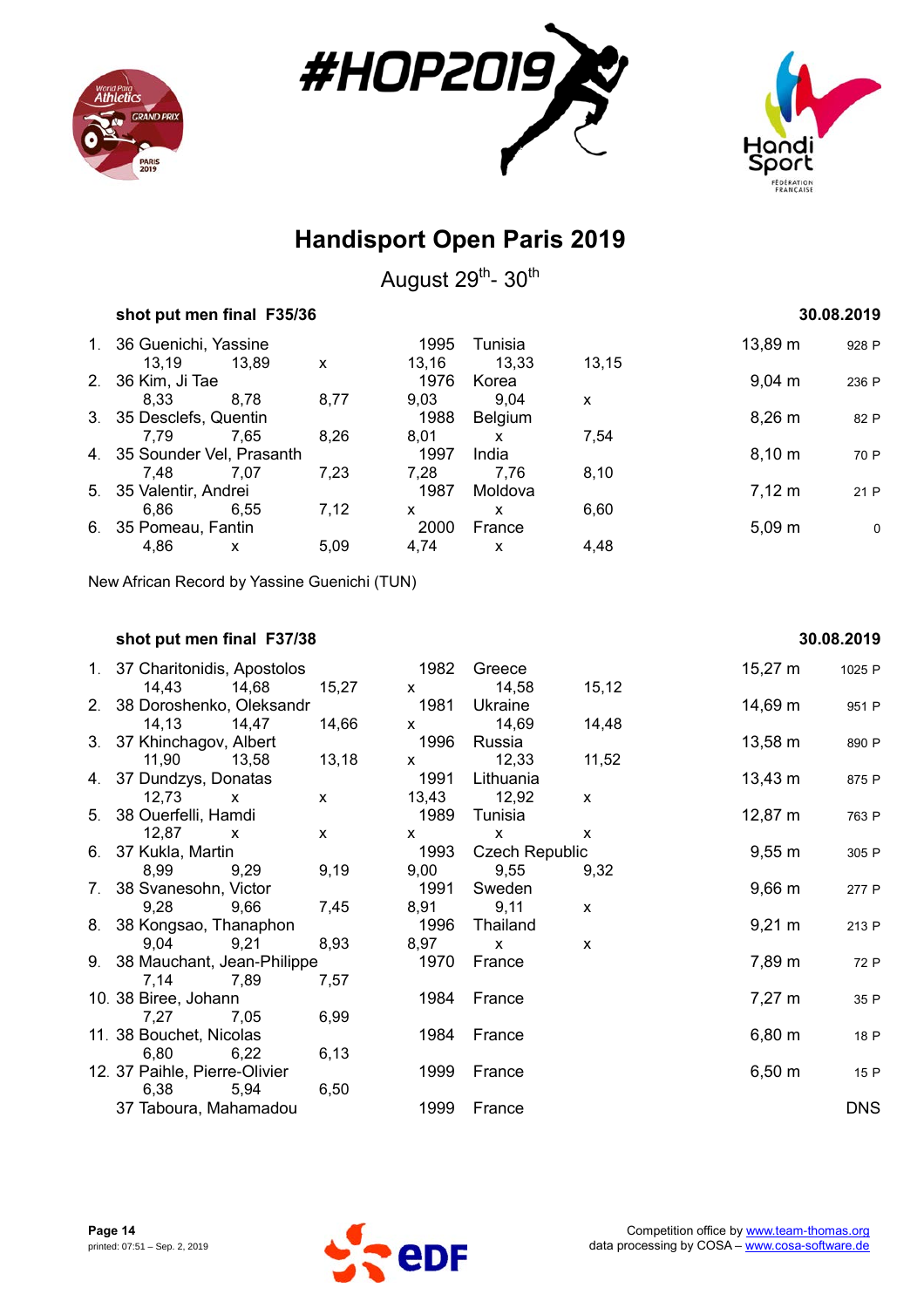# Handisport Open Paris 2019

August 29th- 30th

### shot put men final F35/36 — 30.08.2019

| Rank | Class | Name | Year | Country | Result | Points |
|---|---|---|---|---|---|---|
| 1. | 36 | Guenichi, Yassine | 1995 | Tunisia | 13,89 m | 928 P |
| | | 13,19 / 13,89 / x / 13,16 / 13,33 / 13,15 | | | | |
| 2. | 36 | Kim, Ji Tae | 1976 | Korea | 9,04 m | 236 P |
| | | 8,33 / 8,78 / 8,77 / 9,03 / 9,04 / x | | | | |
| 3. | 35 | Desclefs, Quentin | 1988 | Belgium | 8,26 m | 82 P |
| | | 7,79 / 7,65 / 8,26 / 8,01 / x / 7,54 | | | | |
| 4. | 35 | Sounder Vel, Prasanth | 1997 | India | 8,10 m | 70 P |
| | | 7,48 / 7,07 / 7,23 / 7,28 / 7,76 / 8,10 | | | | |
| 5. | 35 | Valentir, Andrei | 1987 | Moldova | 7,12 m | 21 P |
| | | 6,86 / 6,55 / 7,12 / x / x / 6,60 | | | | |
| 6. | 35 | Pomeau, Fantin | 2000 | France | 5,09 m | 0 |
| | | 4,86 / x / 5,09 / 4,74 / x / 4,48 | | | | |

New African Record by Yassine Guenichi (TUN)

### shot put men final F37/38 — 30.08.2019

| Rank | Class | Name | Year | Country | Result | Points |
|---|---|---|---|---|---|---|
| 1. | 37 | Charitonidis, Apostolos | 1982 | Greece | 15,27 m | 1025 P |
| | | 14,43 / 14,68 / 15,27 / x / 14,58 / 15,12 | | | | |
| 2. | 38 | Doroshenko, Oleksandr | 1981 | Ukraine | 14,69 m | 951 P |
| | | 14,13 / 14,47 / 14,66 / x / 14,69 / 14,48 | | | | |
| 3. | 37 | Khinchagov, Albert | 1996 | Russia | 13,58 m | 890 P |
| | | 11,90 / 13,58 / 13,18 / x / 12,33 / 11,52 | | | | |
| 4. | 37 | Dundzys, Donatas | 1991 | Lithuania | 13,43 m | 875 P |
| | | 12,73 / x / x / 13,43 / 12,92 / x | | | | |
| 5. | 38 | Ouerfelli, Hamdi | 1989 | Tunisia | 12,87 m | 763 P |
| | | 12,87 / x / x / x / x / x | | | | |
| 6. | 37 | Kukla, Martin | 1993 | Czech Republic | 9,55 m | 305 P |
| | | 8,99 / 9,29 / 9,19 / 9,00 / 9,55 / 9,32 | | | | |
| 7. | 38 | Svanesohn, Victor | 1991 | Sweden | 9,66 m | 277 P |
| | | 9,28 / 9,66 / 7,45 / 8,91 / 9,11 / x | | | | |
| 8. | 38 | Kongsao, Thanaphon | 1996 | Thailand | 9,21 m | 213 P |
| | | 9,04 / 9,21 / 8,93 / 8,97 / x / x | | | | |
| 9. | 38 | Mauchant, Jean-Philippe | 1970 | France | 7,89 m | 72 P |
| | | 7,14 / 7,89 / 7,57 | | | | |
| 10. | 38 | Biree, Johann | 1984 | France | 7,27 m | 35 P |
| | | 7,27 / 7,05 / 6,99 | | | | |
| 11. | 38 | Bouchet, Nicolas | 1984 | France | 6,80 m | 18 P |
| | | 6,80 / 6,22 / 6,13 | | | | |
| 12. | 37 | Paihle, Pierre-Olivier | 1999 | France | 6,50 m | 15 P |
| | | 6,38 / 5,94 / 6,50 | | | | |
| | 37 | Taboura, Mahamadou | 1999 | France | DNS | |

Competition office by www.team-thomas.org
data processing by COSA – www.cosa-software.de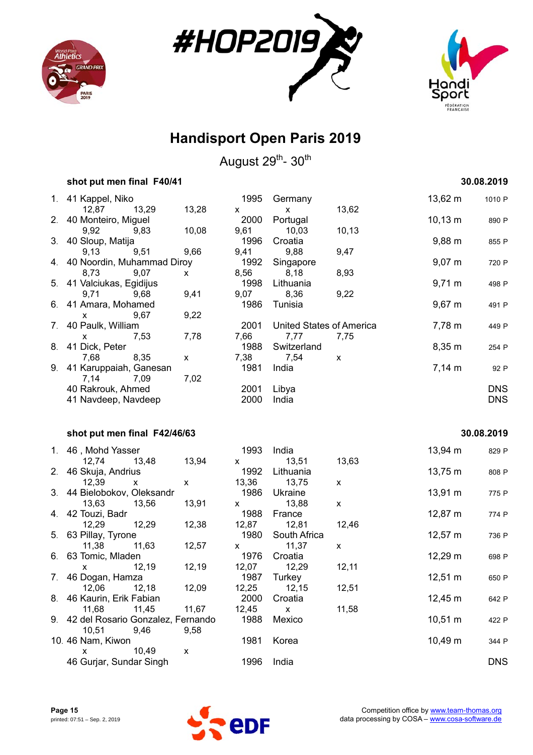# Handisport Open Paris 2019

August 29th- 30th

### shot put men final F40/41 — 30.08.2019

| Rank | Class | Name | Year | Country | Result | Points |
|---|---|---|---|---|---|---|
| 1. | 41 | Kappel, Niko | 1995 | Germany | 13,62 m | 1010 P |
| | | 12,87 / 13,29 / 13,28 / x / x / 13,62 | | | | |
| 2. | 40 | Monteiro, Miguel | 2000 | Portugal | 10,13 m | 890 P |
| | | 9,92 / 9,83 / 10,08 / 9,61 / 10,03 / 10,13 | | | | |
| 3. | 40 | Sloup, Matija | 1996 | Croatia | 9,88 m | 855 P |
| | | 9,13 / 9,51 / 9,66 / 9,41 / 9,88 / 9,47 | | | | |
| 4. | 40 | Noordin, Muhammad Diroy | 1992 | Singapore | 9,07 m | 720 P |
| | | 8,73 / 9,07 / x / 8,56 / 8,18 / 8,93 | | | | |
| 5. | 41 | Valciukas, Egidijus | 1998 | Lithuania | 9,71 m | 498 P |
| | | 9,71 / 9,68 / 9,41 / 9,07 / 8,36 / 9,22 | | | | |
| 6. | 41 | Amara, Mohamed | 1986 | Tunisia | 9,67 m | 491 P |
| | | x / 9,67 / 9,22 | | | | |
| 7. | 40 | Paulk, William | 2001 | United States of America | 7,78 m | 449 P |
| | | x / 7,53 / 7,78 / 7,66 / 7,77 / 7,75 | | | | |
| 8. | 41 | Dick, Peter | 1988 | Switzerland | 8,35 m | 254 P |
| | | 7,68 / 8,35 / x / 7,38 / 7,54 / x | | | | |
| 9. | 41 | Karuppaiah, Ganesan | 1981 | India | 7,14 m | 92 P |
| | | 7,14 / 7,09 / 7,02 | | | | |
| | 40 | Rakrouk, Ahmed | 2001 | Libya | | DNS |
| | 41 | Navdeep, Navdeep | 2000 | India | | DNS |

### shot put men final F42/46/63 — 30.08.2019

| Rank | Class | Name | Year | Country | Result | Points |
|---|---|---|---|---|---|---|
| 1. | 46 | , Mohd Yasser | 1993 | India | 13,94 m | 829 P |
| | | 12,74 / 13,48 / 13,94 / x / 13,51 / 13,63 | | | | |
| 2. | 46 | Skuja, Andrius | 1992 | Lithuania | 13,75 m | 808 P |
| | | 12,39 / x / x / 13,36 / 13,75 / x | | | | |
| 3. | 44 | Bielobokov, Oleksandr | 1986 | Ukraine | 13,91 m | 775 P |
| | | 13,63 / 13,56 / 13,91 / x / 13,88 / x | | | | |
| 4. | 42 | Touzi, Badr | 1988 | France | 12,87 m | 774 P |
| | | 12,29 / 12,29 / 12,38 / 12,87 / 12,81 / 12,46 | | | | |
| 5. | 63 | Pillay, Tyrone | 1980 | South Africa | 12,57 m | 736 P |
| | | 11,38 / 11,63 / 12,57 / x / 11,37 / x | | | | |
| 6. | 63 | Tomic, Mladen | 1976 | Croatia | 12,29 m | 698 P |
| | | x / 12,19 / 12,19 / 12,07 / 12,29 / 12,11 | | | | |
| 7. | 46 | Dogan, Hamza | 1987 | Turkey | 12,51 m | 650 P |
| | | 12,06 / 12,18 / 12,09 / 12,25 / 12,15 / 12,51 | | | | |
| 8. | 46 | Kaurin, Erik Fabian | 2000 | Croatia | 12,45 m | 642 P |
| | | 11,68 / 11,45 / 11,67 / 12,45 / x / 11,58 | | | | |
| 9. | 42 | del Rosario Gonzalez, Fernando | 1988 | Mexico | 10,51 m | 422 P |
| | | 10,51 / 9,46 / 9,58 | | | | |
| 10. | 46 | Nam, Kiwon | 1981 | Korea | 10,49 m | 344 P |
| | | x / 10,49 / x | | | | |
| | 46 | Gurjar, Sundar Singh | 1996 | India | | DNS |

Competition office by www.team-thomas.org
data processing by COSA – www.cosa-software.de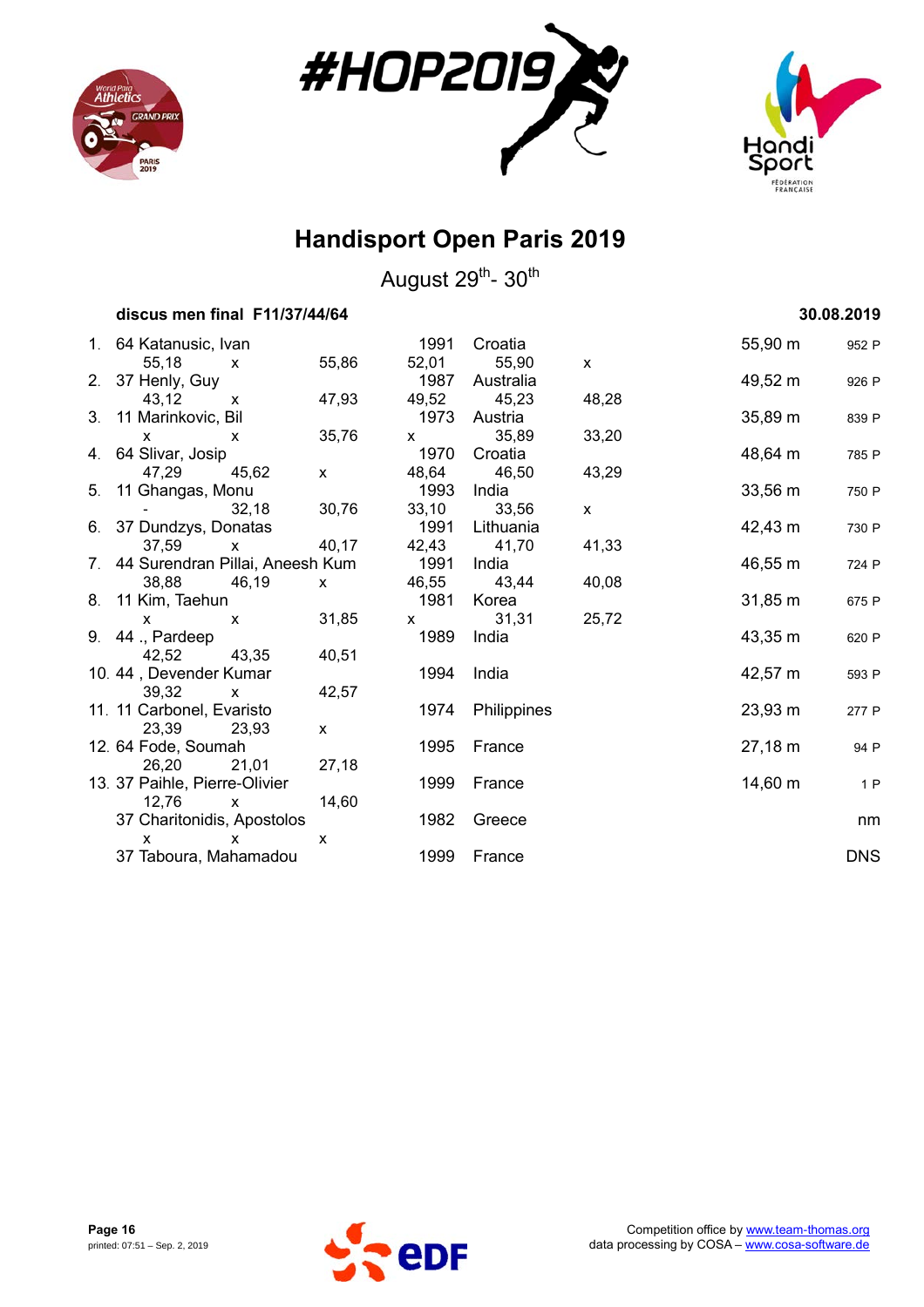# Handisport Open Paris 2019

August 29th- 30th

**discus men final F11/37/44/64** **30.08.2019**

| Rank | Class | Name | Year | Country | Result | Points |
|---|---|---|---|---|---|---|
| 1. | 64 | Katanusic, Ivan | 1991 | Croatia | 55,90 m | 952 P |
| | | 55,18 / x / 55,86 / 52,01 / 55,90 / x | | | | |
| 2. | 37 | Henly, Guy | 1987 | Australia | 49,52 m | 926 P |
| | | 43,12 / x / 47,93 / 49,52 / 45,23 / 48,28 | | | | |
| 3. | 11 | Marinkovic, Bil | 1973 | Austria | 35,89 m | 839 P |
| | | x / x / 35,76 / x / 35,89 / 33,20 | | | | |
| 4. | 64 | Slivar, Josip | 1970 | Croatia | 48,64 m | 785 P |
| | | 47,29 / 45,62 / x / 48,64 / 46,50 / 43,29 | | | | |
| 5. | 11 | Ghangas, Monu | 1993 | India | 33,56 m | 750 P |
| | | - / 32,18 / 30,76 / 33,10 / 33,56 / x | | | | |
| 6. | 37 | Dundzys, Donatas | 1991 | Lithuania | 42,43 m | 730 P |
| | | 37,59 / x / 40,17 / 42,43 / 41,70 / 41,33 | | | | |
| 7. | 44 | Surendran Pillai, Aneesh Kum | 1991 | India | 46,55 m | 724 P |
| | | 38,88 / 46,19 / x / 46,55 / 43,44 / 40,08 | | | | |
| 8. | 11 | Kim, Taehun | 1981 | Korea | 31,85 m | 675 P |
| | | x / x / 31,85 / x / 31,31 / 25,72 | | | | |
| 9. | 44 | ., Pardeep | 1989 | India | 43,35 m | 620 P |
| | | 42,52 / 43,35 / 40,51 | | | | |
| 10. | 44 | , Devender Kumar | 1994 | India | 42,57 m | 593 P |
| | | 39,32 / x / 42,57 | | | | |
| 11. | 11 | Carbonel, Evaristo | 1974 | Philippines | 23,93 m | 277 P |
| | | 23,39 / 23,93 / x | | | | |
| 12. | 64 | Fode, Soumah | 1995 | France | 27,18 m | 94 P |
| | | 26,20 / 21,01 / 27,18 | | | | |
| 13. | 37 | Paihle, Pierre-Olivier | 1999 | France | 14,60 m | 1 P |
| | | 12,76 / x / 14,60 | | | | |
| | 37 | Charitonidis, Apostolos | 1982 | Greece | | nm |
| | | x / x / x | | | | |
| | 37 | Taboura, Mahamadou | 1999 | France | | DNS |

Competition office by www.team-thomas.org
data processing by COSA – www.cosa-software.de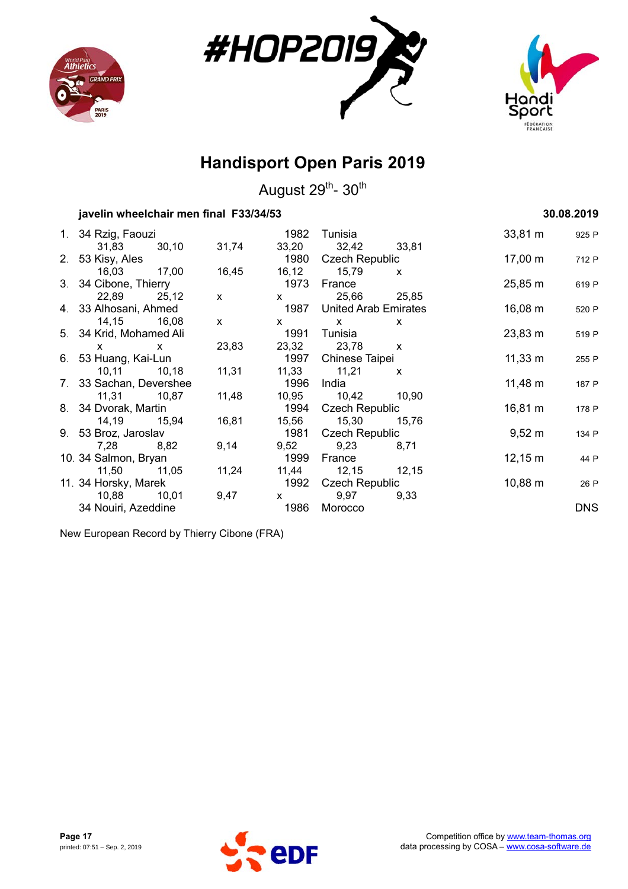# Handisport Open Paris 2019

August 29th- 30th

### javelin wheelchair men final F33/34/53 — 30.08.2019

| Rank | Class | Name | Year | Country | Result | Points |
|---|---|---|---|---|---|---|
| 1. | 34 | Rzig, Faouzi | 1982 | Tunisia | 33,81 m | 925 P |
| | | 31,83 · 30,10 · 31,74 · 33,20 · 32,42 · 33,81 | | | | |
| 2. | 53 | Kisy, Ales | 1980 | Czech Republic | 17,00 m | 712 P |
| | | 16,03 · 17,00 · 16,45 · 16,12 · 15,79 · x | | | | |
| 3. | 34 | Cibone, Thierry | 1973 | France | 25,85 m | 619 P |
| | | 22,89 · 25,12 · x · x · 25,66 · 25,85 | | | | |
| 4. | 33 | Alhosani, Ahmed | 1987 | United Arab Emirates | 16,08 m | 520 P |
| | | 14,15 · 16,08 · x · x · x · x | | | | |
| 5. | 34 | Krid, Mohamed Ali | 1991 | Tunisia | 23,83 m | 519 P |
| | | x · x · 23,83 · 23,32 · 23,78 · x | | | | |
| 6. | 53 | Huang, Kai-Lun | 1997 | Chinese Taipei | 11,33 m | 255 P |
| | | 10,11 · 10,18 · 11,31 · 11,33 · 11,21 · x | | | | |
| 7. | 33 | Sachan, Devershee | 1996 | India | 11,48 m | 187 P |
| | | 11,31 · 10,87 · 11,48 · 10,95 · 10,42 · 10,90 | | | | |
| 8. | 34 | Dvorak, Martin | 1994 | Czech Republic | 16,81 m | 178 P |
| | | 14,19 · 15,94 · 16,81 · 15,56 · 15,30 · 15,76 | | | | |
| 9. | 53 | Broz, Jaroslav | 1981 | Czech Republic | 9,52 m | 134 P |
| | | 7,28 · 8,82 · 9,14 · 9,52 · 9,23 · 8,71 | | | | |
| 10. | 34 | Salmon, Bryan | 1999 | France | 12,15 m | 44 P |
| | | 11,50 · 11,05 · 11,24 · 11,44 · 12,15 · 12,15 | | | | |
| 11. | 34 | Horsky, Marek | 1992 | Czech Republic | 10,88 m | 26 P |
| | | 10,88 · 10,01 · 9,47 · x · 9,97 · 9,33 | | | | |
| | 34 | Nouiri, Azeddine | 1986 | Morocco | DNS | |

New European Record by Thierry Cibone (FRA)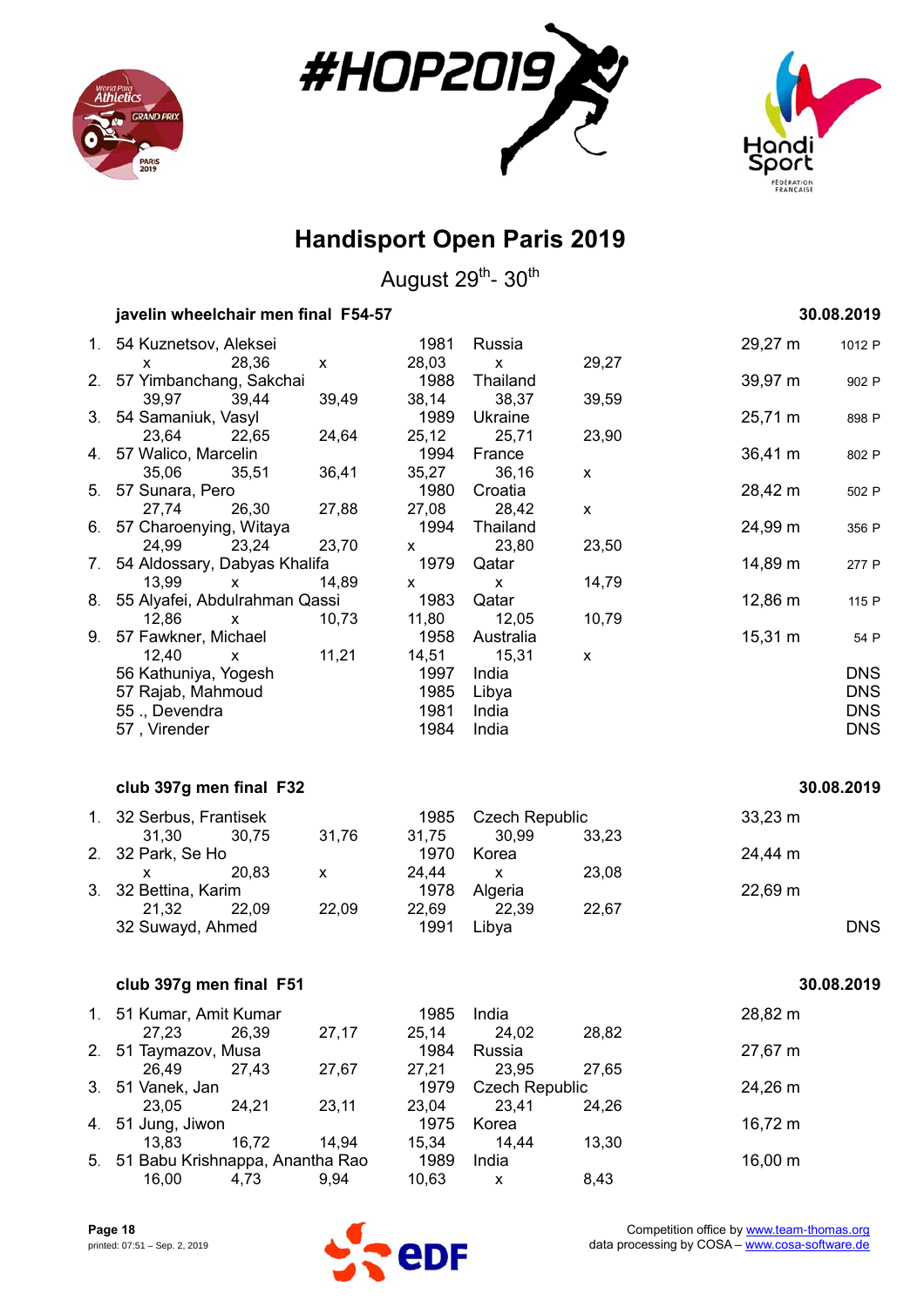# Handisport Open Paris 2019

August 29[th]- 30[th]

### javelin wheelchair men final F54-57 — 30.08.2019

| Rank | Class | Name | Born | Country | Result | Points |
|---|---|---|---|---|---|---|
| 1. | 54 | Kuznetsov, Aleksei | 1981 | Russia | 29,27 m | 1012 P |
| | | x 28,36 x 28,03 x 29,27 | | | | |
| 2. | 57 | Yimbanchang, Sakchai | 1988 | Thailand | 39,97 m | 902 P |
| | | 39,97 39,44 39,49 38,14 38,37 39,59 | | | | |
| 3. | 54 | Samaniuk, Vasyl | 1989 | Ukraine | 25,71 m | 898 P |
| | | 23,64 22,65 24,64 25,12 25,71 23,90 | | | | |
| 4. | 57 | Walico, Marcelin | 1994 | France | 36,41 m | 802 P |
| | | 35,06 35,51 36,41 35,27 36,16 x | | | | |
| 5. | 57 | Sunara, Pero | 1980 | Croatia | 28,42 m | 502 P |
| | | 27,74 26,30 27,88 27,08 28,42 x | | | | |
| 6. | 57 | Charoenying, Witaya | 1994 | Thailand | 24,99 m | 356 P |
| | | 24,99 23,24 23,70 x 23,80 23,50 | | | | |
| 7. | 54 | Aldossary, Dabyas Khalifa | 1979 | Qatar | 14,89 m | 277 P |
| | | 13,99 x 14,89 x x 14,79 | | | | |
| 8. | 55 | Alyafei, Abdulrahman Qassi | 1983 | Qatar | 12,86 m | 115 P |
| | | 12,86 x 10,73 11,80 12,05 10,79 | | | | |
| 9. | 57 | Fawkner, Michael | 1958 | Australia | 15,31 m | 54 P |
| | | 12,40 x 11,21 14,51 15,31 x | | | | |
| | 56 | Kathuniya, Yogesh | 1997 | India | DNS | |
| | 57 | Rajab, Mahmoud | 1985 | Libya | DNS | |
| | 55 | ., Devendra | 1981 | India | DNS | |
| | 57 | , Virender | 1984 | India | DNS | |

### club 397g men final F32 — 30.08.2019

| Rank | Class | Name | Born | Country | Result |
|---|---|---|---|---|---|
| 1. | 32 | Serbus, Frantisek | 1985 | Czech Republic | 33,23 m |
| | | 31,30 30,75 31,76 31,75 30,99 33,23 | | | |
| 2. | 32 | Park, Se Ho | 1970 | Korea | 24,44 m |
| | | x 20,83 x 24,44 x 23,08 | | | |
| 3. | 32 | Bettina, Karim | 1978 | Algeria | 22,69 m |
| | | 21,32 22,09 22,09 22,69 22,39 22,67 | | | |
| | 32 | Suwayd, Ahmed | 1991 | Libya | DNS |

### club 397g men final F51 — 30.08.2019

| Rank | Class | Name | Born | Country | Result |
|---|---|---|---|---|---|
| 1. | 51 | Kumar, Amit Kumar | 1985 | India | 28,82 m |
| | | 27,23 26,39 27,17 25,14 24,02 28,82 | | | |
| 2. | 51 | Taymazov, Musa | 1984 | Russia | 27,67 m |
| | | 26,49 27,43 27,67 27,21 23,95 27,65 | | | |
| 3. | 51 | Vanek, Jan | 1979 | Czech Republic | 24,26 m |
| | | 23,05 24,21 23,11 23,04 23,41 24,26 | | | |
| 4. | 51 | Jung, Jiwon | 1975 | Korea | 16,72 m |
| | | 13,83 16,72 14,94 15,34 14,44 13,30 | | | |
| 5. | 51 | Babu Krishnappa, Anantha Rao | 1989 | India | 16,00 m |
| | | 16,00 4,73 9,94 10,63 x 8,43 | | | |

Competition office by www.team-thomas.org
data processing by COSA – www.cosa-software.de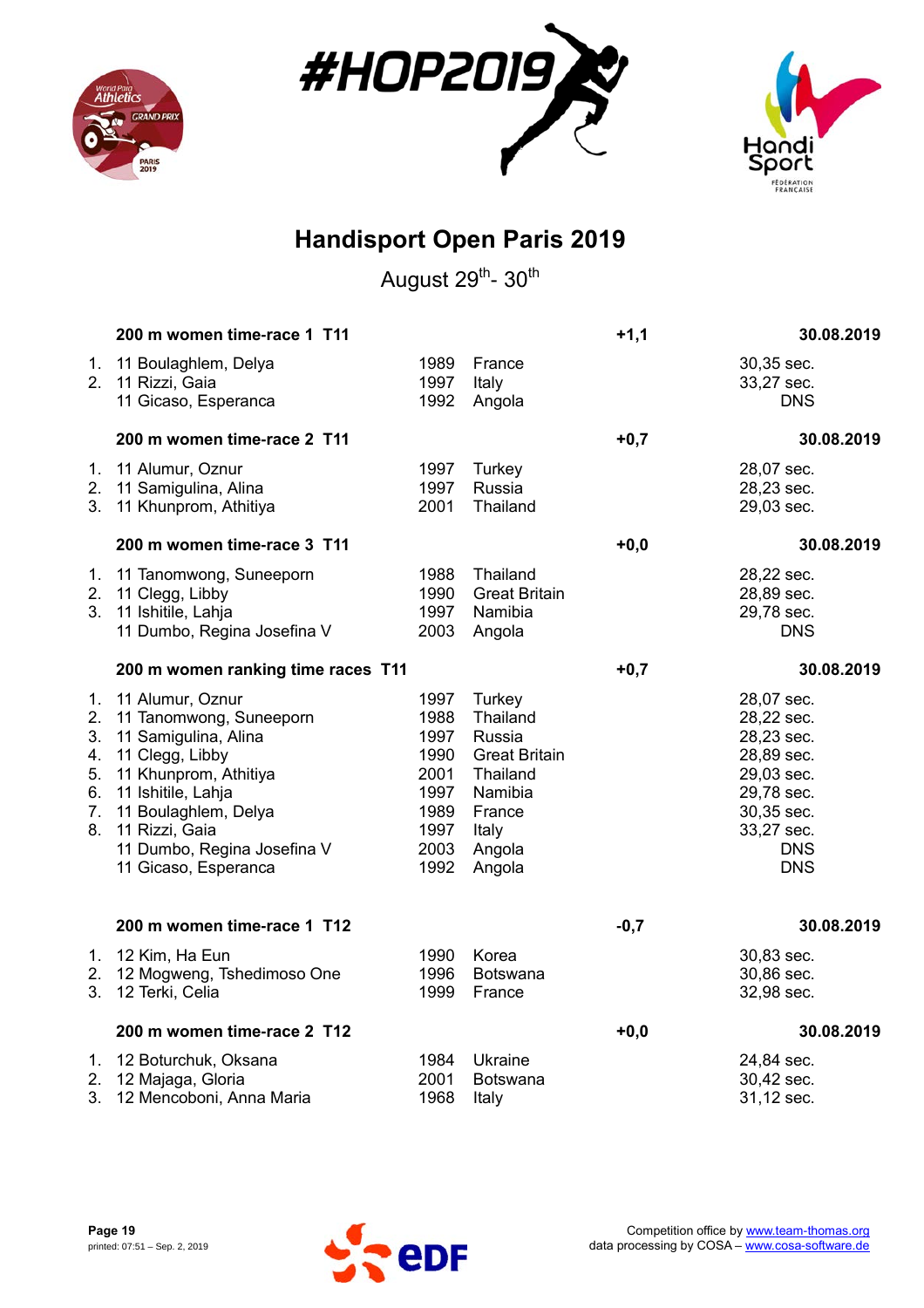# Handisport Open Paris 2019

August 29[th]- 30[th]

### 200 m women time-race 1 T11

+1,1 — 30.08.2019

| Rank | Class | Name | Year | Country | Result |
|---|---|---|---|---|---|
| 1. | 11 | Boulaghlem, Delya | 1989 | France | 30,35 sec. |
| 2. | 11 | Rizzi, Gaia | 1997 | Italy | 33,27 sec. |
| | 11 | Gicaso, Esperanca | 1992 | Angola | DNS |

### 200 m women time-race 2 T11

+0,7 — 30.08.2019

| Rank | Class | Name | Year | Country | Result |
|---|---|---|---|---|---|
| 1. | 11 | Alumur, Oznur | 1997 | Turkey | 28,07 sec. |
| 2. | 11 | Samigulina, Alina | 1997 | Russia | 28,23 sec. |
| 3. | 11 | Khunprom, Athitiya | 2001 | Thailand | 29,03 sec. |

### 200 m women time-race 3 T11

+0,0 — 30.08.2019

| Rank | Class | Name | Year | Country | Result |
|---|---|---|---|---|---|
| 1. | 11 | Tanomwong, Suneeporn | 1988 | Thailand | 28,22 sec. |
| 2. | 11 | Clegg, Libby | 1990 | Great Britain | 28,89 sec. |
| 3. | 11 | Ishitile, Lahja | 1997 | Namibia | 29,78 sec. |
| | 11 | Dumbo, Regina Josefina V | 2003 | Angola | DNS |

### 200 m women ranking time races T11

+0,7 — 30.08.2019

| Rank | Class | Name | Year | Country | Result |
|---|---|---|---|---|---|
| 1. | 11 | Alumur, Oznur | 1997 | Turkey | 28,07 sec. |
| 2. | 11 | Tanomwong, Suneeporn | 1988 | Thailand | 28,22 sec. |
| 3. | 11 | Samigulina, Alina | 1997 | Russia | 28,23 sec. |
| 4. | 11 | Clegg, Libby | 1990 | Great Britain | 28,89 sec. |
| 5. | 11 | Khunprom, Athitiya | 2001 | Thailand | 29,03 sec. |
| 6. | 11 | Ishitile, Lahja | 1997 | Namibia | 29,78 sec. |
| 7. | 11 | Boulaghlem, Delya | 1989 | France | 30,35 sec. |
| 8. | 11 | Rizzi, Gaia | 1997 | Italy | 33,27 sec. |
| | 11 | Dumbo, Regina Josefina V | 2003 | Angola | DNS |
| | 11 | Gicaso, Esperanca | 1992 | Angola | DNS |

### 200 m women time-race 1 T12

-0,7 — 30.08.2019

| Rank | Class | Name | Year | Country | Result |
|---|---|---|---|---|---|
| 1. | 12 | Kim, Ha Eun | 1990 | Korea | 30,83 sec. |
| 2. | 12 | Mogweng, Tshedimoso One | 1996 | Botswana | 30,86 sec. |
| 3. | 12 | Terki, Celia | 1999 | France | 32,98 sec. |

### 200 m women time-race 2 T12

+0,0 — 30.08.2019

| Rank | Class | Name | Year | Country | Result |
|---|---|---|---|---|---|
| 1. | 12 | Boturchuk, Oksana | 1984 | Ukraine | 24,84 sec. |
| 2. | 12 | Majaga, Gloria | 2001 | Botswana | 30,42 sec. |
| 3. | 12 | Mencoboni, Anna Maria | 1968 | Italy | 31,12 sec. |

Competition office by www.team-thomas.org
data processing by COSA – www.cosa-software.de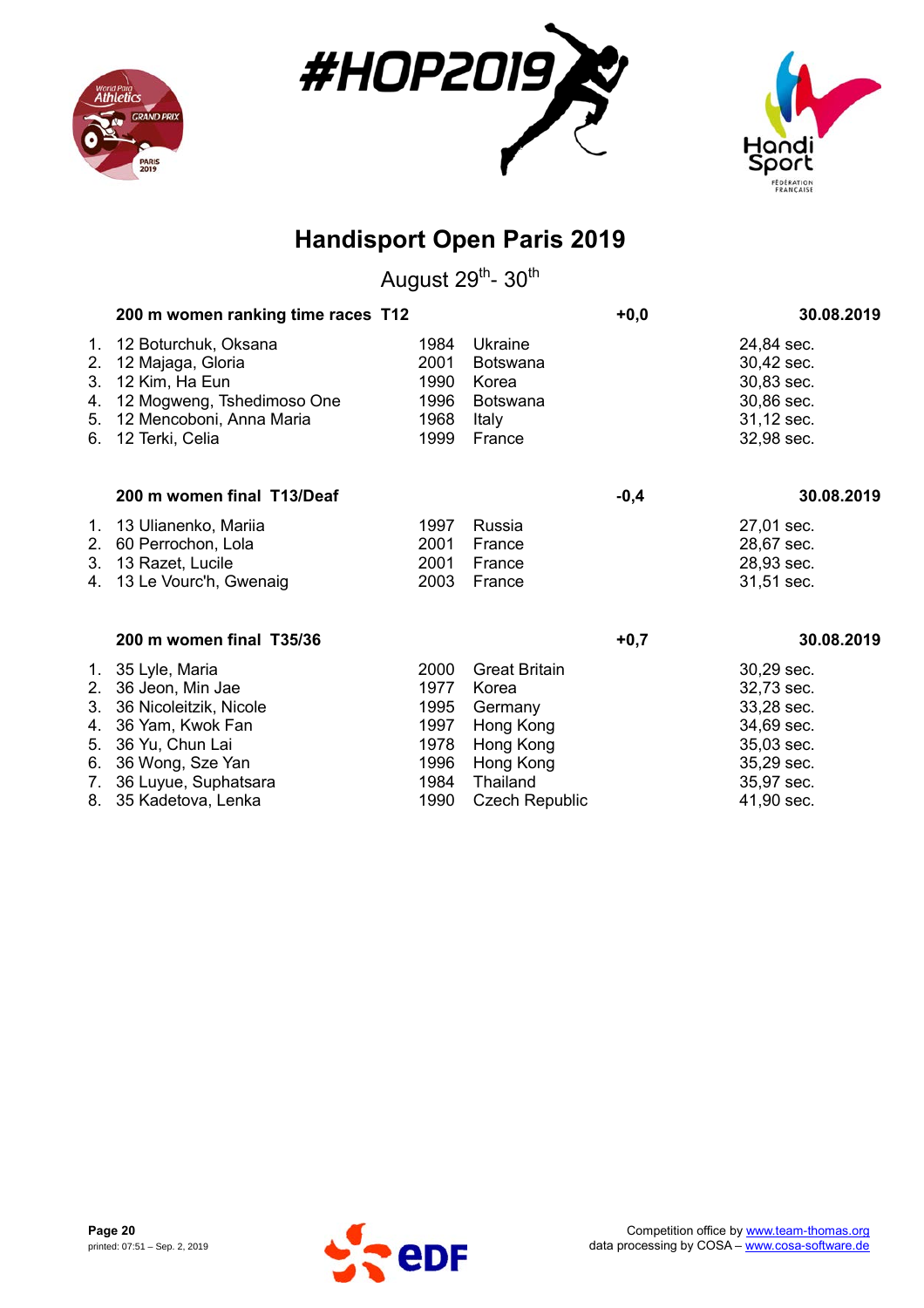# Handisport Open Paris 2019

August 29th- 30th

### 200 m women ranking time races T12 — +0,0 — 30.08.2019

| Rank | Class | Name | Year | Country | Result |
|---|---|---|---|---|---|
| 1. | 12 | Boturchuk, Oksana | 1984 | Ukraine | 24,84 sec. |
| 2. | 12 | Majaga, Gloria | 2001 | Botswana | 30,42 sec. |
| 3. | 12 | Kim, Ha Eun | 1990 | Korea | 30,83 sec. |
| 4. | 12 | Mogweng, Tshedimoso One | 1996 | Botswana | 30,86 sec. |
| 5. | 12 | Mencoboni, Anna Maria | 1968 | Italy | 31,12 sec. |
| 6. | 12 | Terki, Celia | 1999 | France | 32,98 sec. |

### 200 m women final T13/Deaf — -0,4 — 30.08.2019

| Rank | Class | Name | Year | Country | Result |
|---|---|---|---|---|---|
| 1. | 13 | Ulianenko, Mariia | 1997 | Russia | 27,01 sec. |
| 2. | 60 | Perrochon, Lola | 2001 | France | 28,67 sec. |
| 3. | 13 | Razet, Lucile | 2001 | France | 28,93 sec. |
| 4. | 13 | Le Vourc'h, Gwenaig | 2003 | France | 31,51 sec. |

### 200 m women final T35/36 — +0,7 — 30.08.2019

| Rank | Class | Name | Year | Country | Result |
|---|---|---|---|---|---|
| 1. | 35 | Lyle, Maria | 2000 | Great Britain | 30,29 sec. |
| 2. | 36 | Jeon, Min Jae | 1977 | Korea | 32,73 sec. |
| 3. | 36 | Nicoleitzik, Nicole | 1995 | Germany | 33,28 sec. |
| 4. | 36 | Yam, Kwok Fan | 1997 | Hong Kong | 34,69 sec. |
| 5. | 36 | Yu, Chun Lai | 1978 | Hong Kong | 35,03 sec. |
| 6. | 36 | Wong, Sze Yan | 1996 | Hong Kong | 35,29 sec. |
| 7. | 36 | Luyue, Suphatsara | 1984 | Thailand | 35,97 sec. |
| 8. | 35 | Kadetova, Lenka | 1990 | Czech Republic | 41,90 sec. |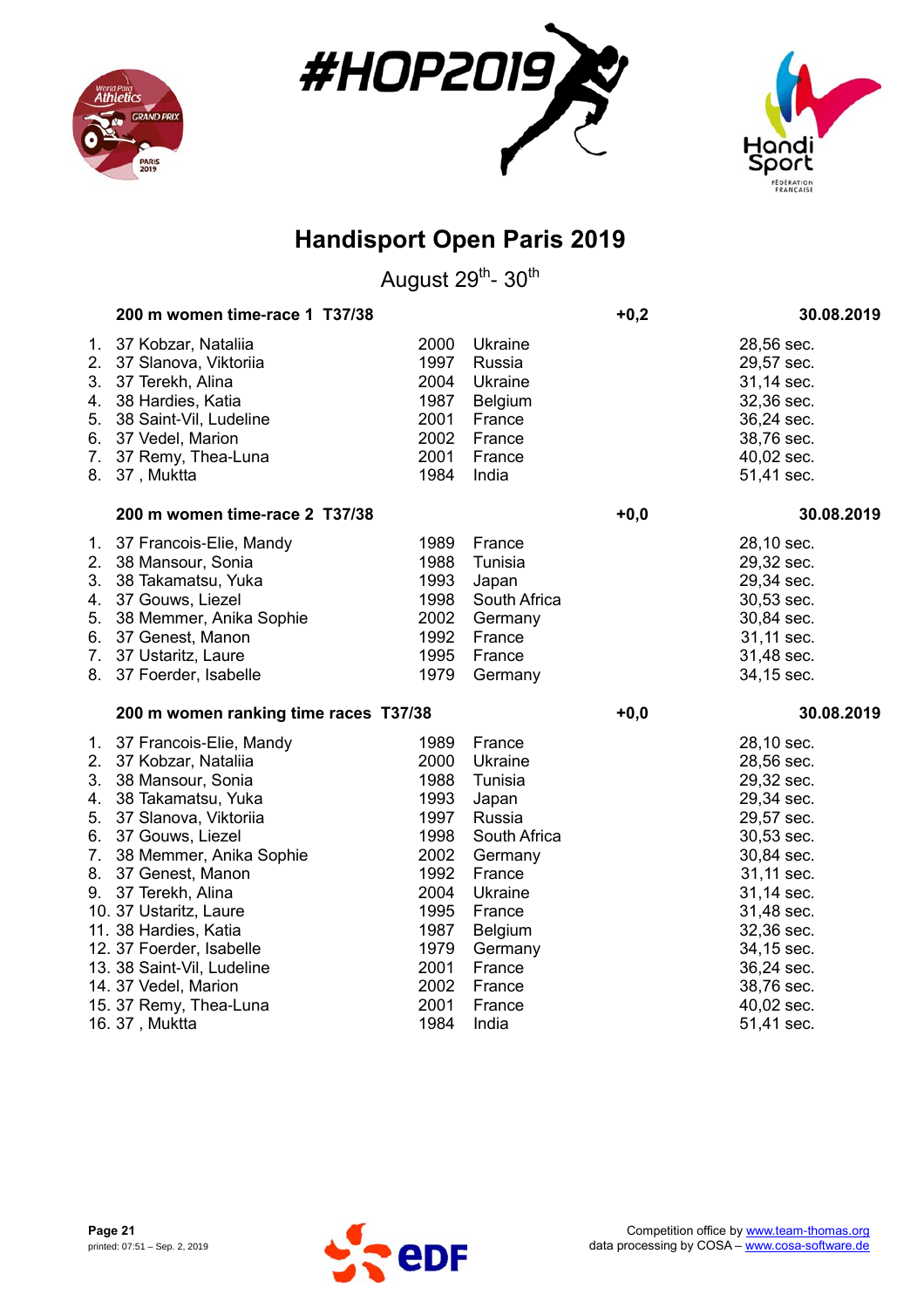# Handisport Open Paris 2019

August 29th- 30th

### 200 m women time-race 1 T37/38 — +0,2 — 30.08.2019

| Rank | Class | Name | Year | Country | Result |
|---|---|---|---|---|---|
| 1. | 37 | Kobzar, Nataliia | 2000 | Ukraine | 28,56 sec. |
| 2. | 37 | Slanova, Viktoriia | 1997 | Russia | 29,57 sec. |
| 3. | 37 | Terekh, Alina | 2004 | Ukraine | 31,14 sec. |
| 4. | 38 | Hardies, Katia | 1987 | Belgium | 32,36 sec. |
| 5. | 38 | Saint-Vil, Ludeline | 2001 | France | 36,24 sec. |
| 6. | 37 | Vedel, Marion | 2002 | France | 38,76 sec. |
| 7. | 37 | Remy, Thea-Luna | 2001 | France | 40,02 sec. |
| 8. | 37 | , Muktta | 1984 | India | 51,41 sec. |

### 200 m women time-race 2 T37/38 — +0,0 — 30.08.2019

| Rank | Class | Name | Year | Country | Result |
|---|---|---|---|---|---|
| 1. | 37 | Francois-Elie, Mandy | 1989 | France | 28,10 sec. |
| 2. | 38 | Mansour, Sonia | 1988 | Tunisia | 29,32 sec. |
| 3. | 38 | Takamatsu, Yuka | 1993 | Japan | 29,34 sec. |
| 4. | 37 | Gouws, Liezel | 1998 | South Africa | 30,53 sec. |
| 5. | 38 | Memmer, Anika Sophie | 2002 | Germany | 30,84 sec. |
| 6. | 37 | Genest, Manon | 1992 | France | 31,11 sec. |
| 7. | 37 | Ustaritz, Laure | 1995 | France | 31,48 sec. |
| 8. | 37 | Foerder, Isabelle | 1979 | Germany | 34,15 sec. |

### 200 m women ranking time races T37/38 — +0,0 — 30.08.2019

| Rank | Class | Name | Year | Country | Result |
|---|---|---|---|---|---|
| 1. | 37 | Francois-Elie, Mandy | 1989 | France | 28,10 sec. |
| 2. | 37 | Kobzar, Nataliia | 2000 | Ukraine | 28,56 sec. |
| 3. | 38 | Mansour, Sonia | 1988 | Tunisia | 29,32 sec. |
| 4. | 38 | Takamatsu, Yuka | 1993 | Japan | 29,34 sec. |
| 5. | 37 | Slanova, Viktoriia | 1997 | Russia | 29,57 sec. |
| 6. | 37 | Gouws, Liezel | 1998 | South Africa | 30,53 sec. |
| 7. | 38 | Memmer, Anika Sophie | 2002 | Germany | 30,84 sec. |
| 8. | 37 | Genest, Manon | 1992 | France | 31,11 sec. |
| 9. | 37 | Terekh, Alina | 2004 | Ukraine | 31,14 sec. |
| 10. | 37 | Ustaritz, Laure | 1995 | France | 31,48 sec. |
| 11. | 38 | Hardies, Katia | 1987 | Belgium | 32,36 sec. |
| 12. | 37 | Foerder, Isabelle | 1979 | Germany | 34,15 sec. |
| 13. | 38 | Saint-Vil, Ludeline | 2001 | France | 36,24 sec. |
| 14. | 37 | Vedel, Marion | 2002 | France | 38,76 sec. |
| 15. | 37 | Remy, Thea-Luna | 2001 | France | 40,02 sec. |
| 16. | 37 | , Muktta | 1984 | India | 51,41 sec. |

printed: 07:51 – Sep. 2, 2019

Competition office by www.team-thomas.org
data processing by COSA – www.cosa-software.de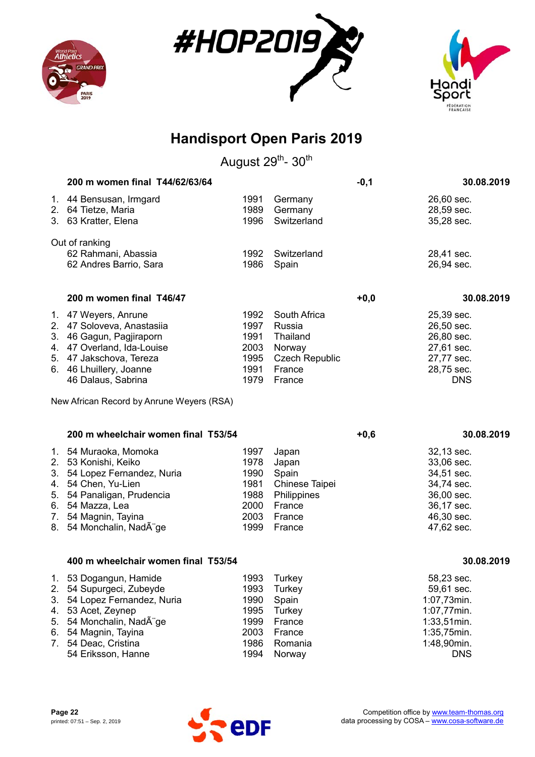# Handisport Open Paris 2019

August 29th- 30th

### 200 m women final T44/62/63/64

-0,1 — 30.08.2019

| | Name | Year | Country | Result |
|---|---|---|---|---|
| 1. | 44 Bensusan, Irmgard | 1991 | Germany | 26,60 sec. |
| 2. | 64 Tietze, Maria | 1989 | Germany | 28,59 sec. |
| 3. | 63 Kratter, Elena | 1996 | Switzerland | 35,28 sec. |

Out of ranking

| Name | Year | Country | Result |
|---|---|---|---|
| 62 Rahmani, Abassia | 1992 | Switzerland | 28,41 sec. |
| 62 Andres Barrio, Sara | 1986 | Spain | 26,94 sec. |

### 200 m women final T46/47

+0,0 — 30.08.2019

| | Name | Year | Country | Result |
|---|---|---|---|---|
| 1. | 47 Weyers, Anrune | 1992 | South Africa | 25,39 sec. |
| 2. | 47 Soloveva, Anastasiia | 1997 | Russia | 26,50 sec. |
| 3. | 46 Gagun, Pagjiraporn | 1991 | Thailand | 26,80 sec. |
| 4. | 47 Overland, Ida-Louise | 2003 | Norway | 27,61 sec. |
| 5. | 47 Jakschova, Tereza | 1995 | Czech Republic | 27,77 sec. |
| 6. | 46 Lhuillery, Joanne | 1991 | France | 28,75 sec. |
| | 46 Dalaus, Sabrina | 1979 | France | DNS |

New African Record by Anrune Weyers (RSA)

### 200 m wheelchair women final T53/54

+0,6 — 30.08.2019

| | Name | Year | Country | Result |
|---|---|---|---|---|
| 1. | 54 Muraoka, Momoka | 1997 | Japan | 32,13 sec. |
| 2. | 53 Konishi, Keiko | 1978 | Japan | 33,06 sec. |
| 3. | 54 Lopez Fernandez, Nuria | 1990 | Spain | 34,51 sec. |
| 4. | 54 Chen, Yu-Lien | 1981 | Chinese Taipei | 34,74 sec. |
| 5. | 54 Panaligan, Prudencia | 1988 | Philippines | 36,00 sec. |
| 6. | 54 Mazza, Lea | 2000 | France | 36,17 sec. |
| 7. | 54 Magnin, Tayina | 2003 | France | 46,30 sec. |
| 8. | 54 Monchalin, NadÃ¨ge | 1999 | France | 47,62 sec. |

### 400 m wheelchair women final T53/54

30.08.2019

| | Name | Year | Country | Result |
|---|---|---|---|---|
| 1. | 53 Dogangun, Hamide | 1993 | Turkey | 58,23 sec. |
| 2. | 54 Supurgeci, Zubeyde | 1993 | Turkey | 59,61 sec. |
| 3. | 54 Lopez Fernandez, Nuria | 1990 | Spain | 1:07,73min. |
| 4. | 53 Acet, Zeynep | 1995 | Turkey | 1:07,77min. |
| 5. | 54 Monchalin, NadÃ¨ge | 1999 | France | 1:33,51min. |
| 6. | 54 Magnin, Tayina | 2003 | France | 1:35,75min. |
| 7. | 54 Deac, Cristina | 1986 | Romania | 1:48,90min. |
| | 54 Eriksson, Hanne | 1994 | Norway | DNS |

Competition office by www.team-thomas.org
data processing by COSA – www.cosa-software.de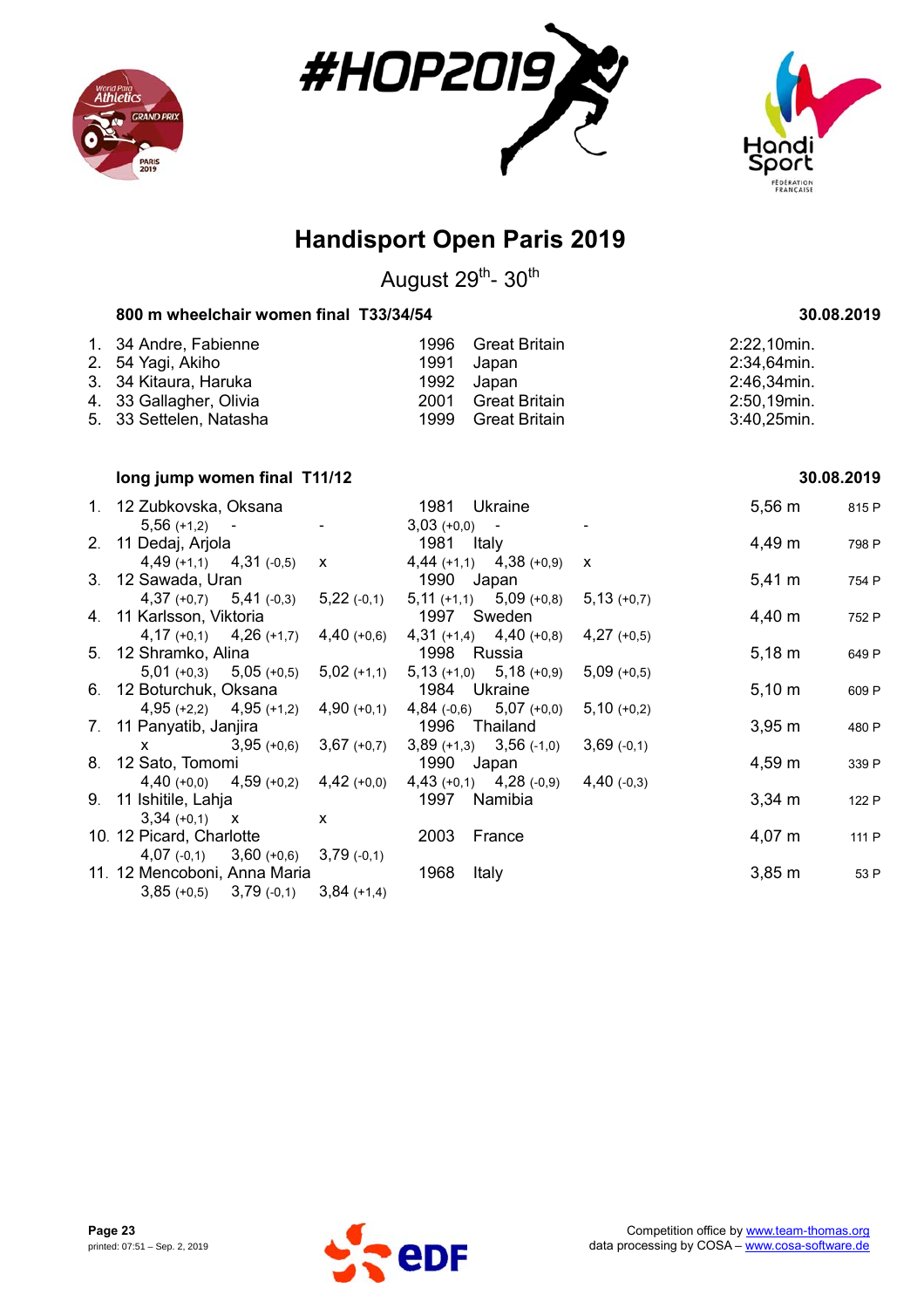# Handisport Open Paris 2019

August 29th- 30th

### 800 m wheelchair women final T33/34/54 — 30.08.2019

| Rank | Class | Name | Year | Country | Result |
|---|---|---|---|---|---|
| 1. | 34 | Andre, Fabienne | 1996 | Great Britain | 2:22,10min. |
| 2. | 54 | Yagi, Akiho | 1991 | Japan | 2:34,64min. |
| 3. | 34 | Kitaura, Haruka | 1992 | Japan | 2:46,34min. |
| 4. | 33 | Gallagher, Olivia | 2001 | Great Britain | 2:50,19min. |
| 5. | 33 | Settelen, Natasha | 1999 | Great Britain | 3:40,25min. |

### long jump women final T11/12 — 30.08.2019

| Rank | Class | Name | Year | Country | Result | Points |
|---|---|---|---|---|---|---|
| 1. | 12 | Zubkovska, Oksana | 1981 | Ukraine | 5,56 m | 815 P |
| | | 5,56 (+1,2) - - 3,03 (+0,0) - - | | | | |
| 2. | 11 | Dedaj, Arjola | 1981 | Italy | 4,49 m | 798 P |
| | | 4,49 (+1,1) 4,31 (-0,5) x 4,44 (+1,1) 4,38 (+0,9) x | | | | |
| 3. | 12 | Sawada, Uran | 1990 | Japan | 5,41 m | 754 P |
| | | 4,37 (+0,7) 5,41 (-0,3) 5,22 (-0,1) 5,11 (+1,1) 5,09 (+0,8) 5,13 (+0,7) | | | | |
| 4. | 11 | Karlsson, Viktoria | 1997 | Sweden | 4,40 m | 752 P |
| | | 4,17 (+0,1) 4,26 (+1,7) 4,40 (+0,6) 4,31 (+1,4) 4,40 (+0,8) 4,27 (+0,5) | | | | |
| 5. | 12 | Shramko, Alina | 1998 | Russia | 5,18 m | 649 P |
| | | 5,01 (+0,3) 5,05 (+0,5) 5,02 (+1,1) 5,13 (+1,0) 5,18 (+0,9) 5,09 (+0,5) | | | | |
| 6. | 12 | Boturchuk, Oksana | 1984 | Ukraine | 5,10 m | 609 P |
| | | 4,95 (+2,2) 4,95 (+1,2) 4,90 (+0,1) 4,84 (-0,6) 5,07 (+0,0) 5,10 (+0,2) | | | | |
| 7. | 11 | Panyatib, Janjira | 1996 | Thailand | 3,95 m | 480 P |
| | | x 3,95 (+0,6) 3,67 (+0,7) 3,89 (+1,3) 3,56 (-1,0) 3,69 (-0,1) | | | | |
| 8. | 12 | Sato, Tomomi | 1990 | Japan | 4,59 m | 339 P |
| | | 4,40 (+0,0) 4,59 (+0,2) 4,42 (+0,0) 4,43 (+0,1) 4,28 (-0,9) 4,40 (-0,3) | | | | |
| 9. | 11 | Ishitile, Lahja | 1997 | Namibia | 3,34 m | 122 P |
| | | 3,34 (+0,1) x x | | | | |
| 10. | 12 | Picard, Charlotte | 2003 | France | 4,07 m | 111 P |
| | | 4,07 (-0,1) 3,60 (+0,6) 3,79 (-0,1) | | | | |
| 11. | 12 | Mencoboni, Anna Maria | 1968 | Italy | 3,85 m | 53 P |
| | | 3,85 (+0,5) 3,79 (-0,1) 3,84 (+1,4) | | | | |

Competition office by www.team-thomas.org
data processing by COSA – www.cosa-software.de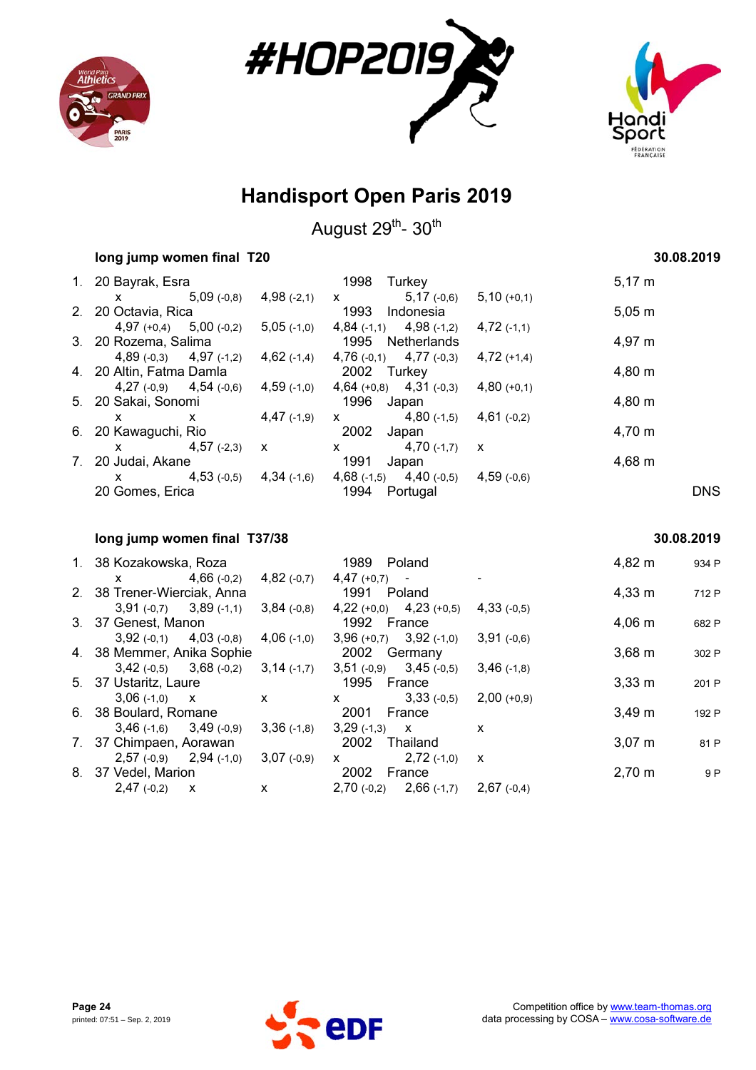# Handisport Open Paris 2019

August 29th- 30th

### long jump women final T20

30.08.2019

| Rank | Class | Name | Year | Country | Result |
|---|---|---|---|---|---|
| 1. | 20 | Bayrak, Esra | 1998 | Turkey | 5,17 m |
| | | x · 5,09 (-0,8) · 4,98 (-2,1) · x · 5,17 (-0,6) · 5,10 (+0,1) | | | |
| 2. | 20 | Octavia, Rica | 1993 | Indonesia | 5,05 m |
| | | 4,97 (+0,4) · 5,00 (-0,2) · 5,05 (-1,0) · 4,84 (-1,1) · 4,98 (-1,2) · 4,72 (-1,1) | | | |
| 3. | 20 | Rozema, Salima | 1995 | Netherlands | 4,97 m |
| | | 4,89 (-0,3) · 4,97 (-1,2) · 4,62 (-1,4) · 4,76 (-0,1) · 4,77 (-0,3) · 4,72 (+1,4) | | | |
| 4. | 20 | Altin, Fatma Damla | 2002 | Turkey | 4,80 m |
| | | 4,27 (-0,9) · 4,54 (-0,6) · 4,59 (-1,0) · 4,64 (+0,8) · 4,31 (-0,3) · 4,80 (+0,1) | | | |
| 5. | 20 | Sakai, Sonomi | 1996 | Japan | 4,80 m |
| | | x · x · 4,47 (-1,9) · x · 4,80 (-1,5) · 4,61 (-0,2) | | | |
| 6. | 20 | Kawaguchi, Rio | 2002 | Japan | 4,70 m |
| | | x · 4,57 (-2,3) · x · x · 4,70 (-1,7) · x | | | |
| 7. | 20 | Judai, Akane | 1991 | Japan | 4,68 m |
| | | x · 4,53 (-0,5) · 4,34 (-1,6) · 4,68 (-1,5) · 4,40 (-0,5) · 4,59 (-0,6) | | | |
| | 20 | Gomes, Erica | 1994 | Portugal | DNS |

### long jump women final T37/38

30.08.2019

| Rank | Class | Name | Year | Country | Result | Points |
|---|---|---|---|---|---|---|
| 1. | 38 | Kozakowska, Roza | 1989 | Poland | 4,82 m | 934 P |
| | | x · 4,66 (-0,2) · 4,82 (-0,7) · 4,47 (+0,7) · - · - | | | | |
| 2. | 38 | Trener-Wierciak, Anna | 1991 | Poland | 4,33 m | 712 P |
| | | 3,91 (-0,7) · 3,89 (-1,1) · 3,84 (-0,8) · 4,22 (+0,0) · 4,23 (+0,5) · 4,33 (-0,5) | | | | |
| 3. | 37 | Genest, Manon | 1992 | France | 4,06 m | 682 P |
| | | 3,92 (-0,1) · 4,03 (-0,8) · 4,06 (-1,0) · 3,96 (+0,7) · 3,92 (-1,0) · 3,91 (-0,6) | | | | |
| 4. | 38 | Memmer, Anika Sophie | 2002 | Germany | 3,68 m | 302 P |
| | | 3,42 (-0,5) · 3,68 (-0,2) · 3,14 (-1,7) · 3,51 (-0,9) · 3,45 (-0,5) · 3,46 (-1,8) | | | | |
| 5. | 37 | Ustaritz, Laure | 1995 | France | 3,33 m | 201 P |
| | | 3,06 (-1,0) · x · x · x · 3,33 (-0,5) · 2,00 (+0,9) | | | | |
| 6. | 38 | Boulard, Romane | 2001 | France | 3,49 m | 192 P |
| | | 3,46 (-1,6) · 3,49 (-0,9) · 3,36 (-1,8) · 3,29 (-1,3) · x · x | | | | |
| 7. | 37 | Chimpaen, Aorawan | 2002 | Thailand | 3,07 m | 81 P |
| | | 2,57 (-0,9) · 2,94 (-1,0) · 3,07 (-0,9) · x · 2,72 (-1,0) · x | | | | |
| 8. | 37 | Vedel, Marion | 2002 | France | 2,70 m | 9 P |
| | | 2,47 (-0,2) · x · x · 2,70 (-0,2) · 2,66 (-1,7) · 2,67 (-0,4) | | | | |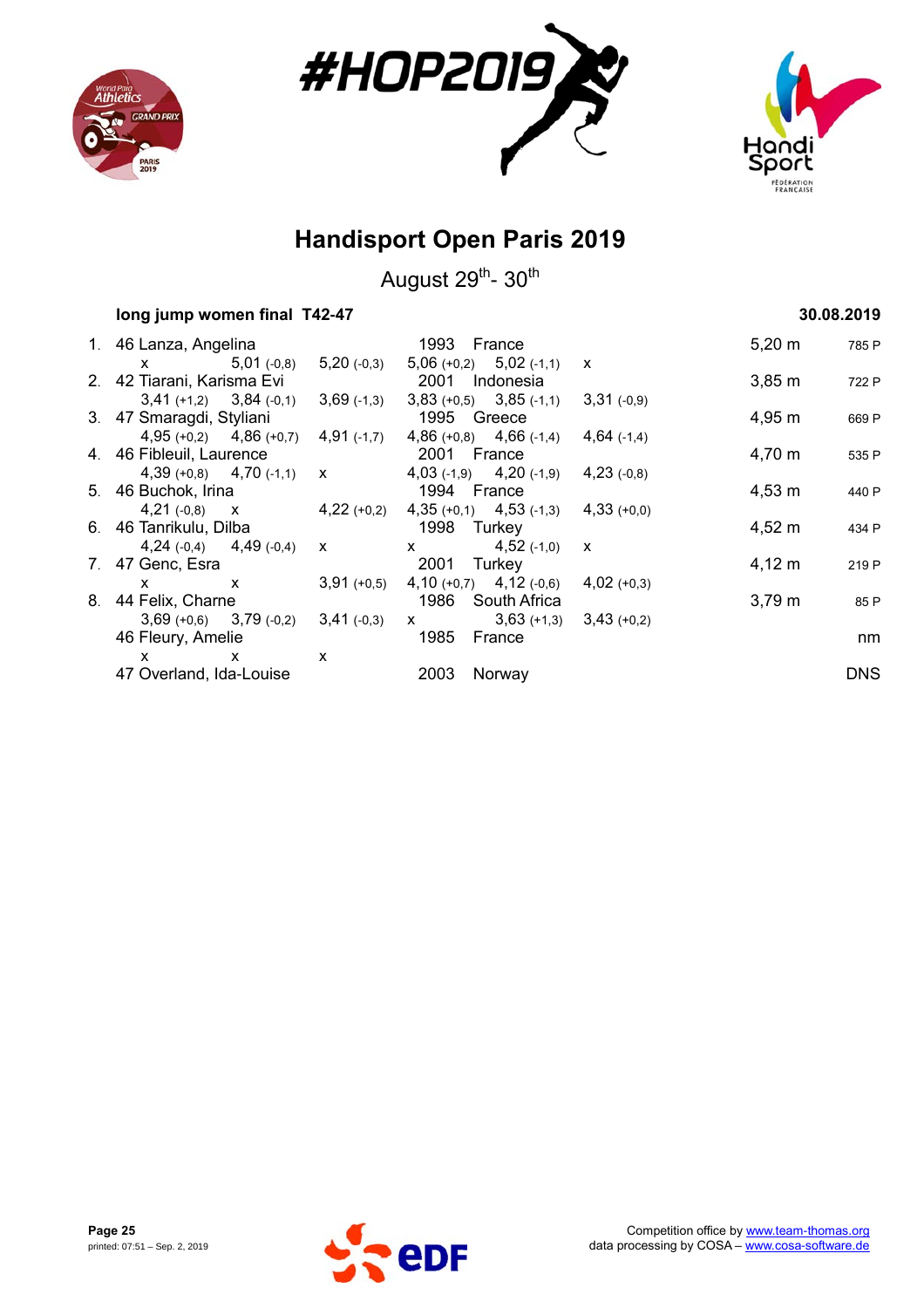# Handisport Open Paris 2019

August 29[th]- 30[th]

### long jump women final T42-47 — 30.08.2019

| Rank | Class | Name | Year | Country | Attempt 1 | Attempt 2 | Attempt 3 | Attempt 4 | Attempt 5 | Attempt 6 | Result | Points |
|---|---|---|---|---|---|---|---|---|---|---|---|---|
| 1. | 46 | Lanza, Angelina | 1993 | France | x | 5,01 (-0,8) | 5,20 (-0,3) | 5,06 (+0,2) | 5,02 (-1,1) | x | 5,20 m | 785 P |
| 2. | 42 | Tiarani, Karisma Evi | 2001 | Indonesia | 3,41 (+1,2) | 3,84 (-0,1) | 3,69 (-1,3) | 3,83 (+0,5) | 3,85 (-1,1) | 3,31 (-0,9) | 3,85 m | 722 P |
| 3. | 47 | Smaragdi, Styliani | 1995 | Greece | 4,95 (+0,2) | 4,86 (+0,7) | 4,91 (-1,7) | 4,86 (+0,8) | 4,66 (-1,4) | 4,64 (-1,4) | 4,95 m | 669 P |
| 4. | 46 | Fibleuil, Laurence | 2001 | France | 4,39 (+0,8) | 4,70 (-1,1) | x | 4,03 (-1,9) | 4,20 (-1,9) | 4,23 (-0,8) | 4,70 m | 535 P |
| 5. | 46 | Buchok, Irina | 1994 | France | 4,21 (-0,8) | x | 4,22 (+0,2) | 4,35 (+0,1) | 4,53 (-1,3) | 4,33 (+0,0) | 4,53 m | 440 P |
| 6. | 46 | Tanrikulu, Dilba | 1998 | Turkey | 4,24 (-0,4) | 4,49 (-0,4) | x | x | 4,52 (-1,0) | x | 4,52 m | 434 P |
| 7. | 47 | Genc, Esra | 2001 | Turkey | x | x | 3,91 (+0,5) | 4,10 (+0,7) | 4,12 (-0,6) | 4,02 (+0,3) | 4,12 m | 219 P |
| 8. | 44 | Felix, Charne | 1986 | South Africa | 3,69 (+0,6) | 3,79 (-0,2) | 3,41 (-0,3) | x | 3,63 (+1,3) | 3,43 (+0,2) | 3,79 m | 85 P |
| | 46 | Fleury, Amelie | 1985 | France | x | x | x | | | | nm | |
| | 47 | Overland, Ida-Louise | 2003 | Norway | | | | | | | DNS | |

printed: 07:51 – Sep. 2, 2019

Competition office by www.team-thomas.org
data processing by COSA – www.cosa-software.de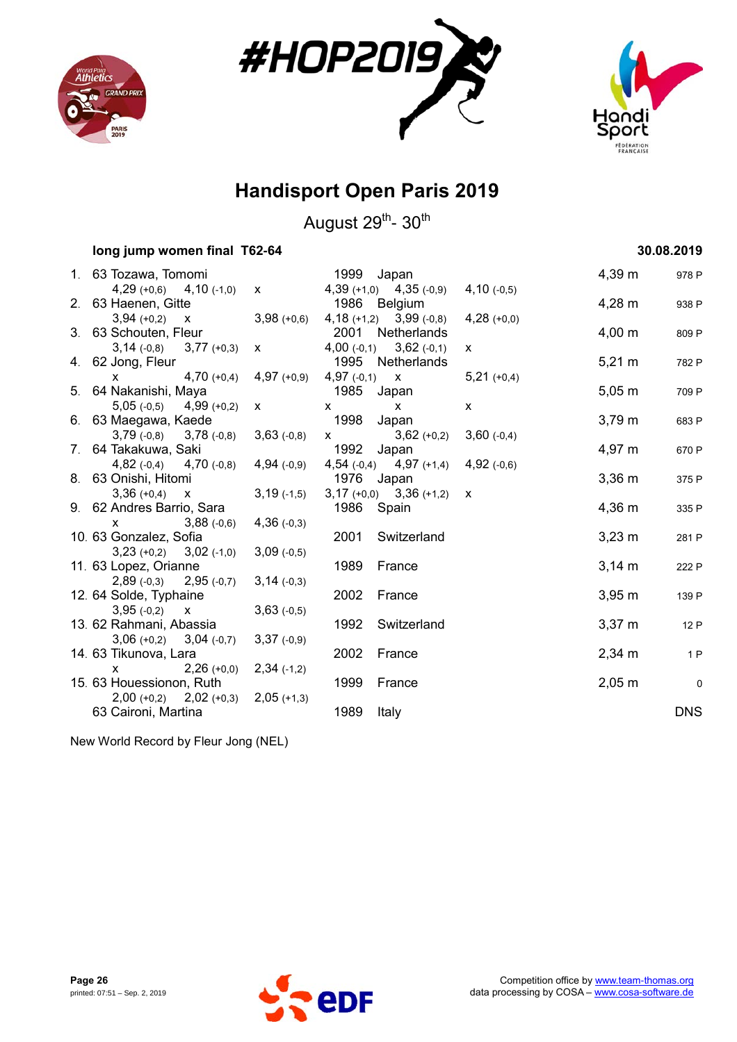# Handisport Open Paris 2019

August 29th- 30th

### long jump women final T62-64 — 30.08.2019

| Rank | Class | Name | Year | Country | Result | Points |
|---|---|---|---|---|---|---|
| 1. | 63 | Tozawa, Tomomi | 1999 | Japan | 4,39 m | 978 P |
| | | 4,29 (+0,6) 4,10 (-1,0) x 4,39 (+1,0) 4,35 (-0,9) 4,10 (-0,5) | | | | |
| 2. | 63 | Haenen, Gitte | 1986 | Belgium | 4,28 m | 938 P |
| | | 3,94 (+0,2) x 3,98 (+0,6) 4,18 (+1,2) 3,99 (-0,8) 4,28 (+0,0) | | | | |
| 3. | 63 | Schouten, Fleur | 2001 | Netherlands | 4,00 m | 809 P |
| | | 3,14 (-0,8) 3,77 (+0,3) x 4,00 (-0,1) 3,62 (-0,1) x | | | | |
| 4. | 62 | Jong, Fleur | 1995 | Netherlands | 5,21 m | 782 P |
| | | x 4,70 (+0,4) 4,97 (+0,9) 4,97 (-0,1) x 5,21 (+0,4) | | | | |
| 5. | 64 | Nakanishi, Maya | 1985 | Japan | 5,05 m | 709 P |
| | | 5,05 (-0,5) 4,99 (+0,2) x x x x | | | | |
| 6. | 63 | Maegawa, Kaede | 1998 | Japan | 3,79 m | 683 P |
| | | 3,79 (-0,8) 3,78 (-0,8) 3,63 (-0,8) x 3,62 (+0,2) 3,60 (-0,4) | | | | |
| 7. | 64 | Takakuwa, Saki | 1992 | Japan | 4,97 m | 670 P |
| | | 4,82 (-0,4) 4,70 (-0,8) 4,94 (-0,9) 4,54 (-0,4) 4,97 (+1,4) 4,92 (-0,6) | | | | |
| 8. | 63 | Onishi, Hitomi | 1976 | Japan | 3,36 m | 375 P |
| | | 3,36 (+0,4) x 3,19 (-1,5) 3,17 (+0,0) 3,36 (+1,2) x | | | | |
| 9. | 62 | Andres Barrio, Sara | 1986 | Spain | 4,36 m | 335 P |
| | | x 3,88 (-0,6) 4,36 (-0,3) | | | | |
| 10. | 63 | Gonzalez, Sofia | 2001 | Switzerland | 3,23 m | 281 P |
| | | 3,23 (+0,2) 3,02 (-1,0) 3,09 (-0,5) | | | | |
| 11. | 63 | Lopez, Orianne | 1989 | France | 3,14 m | 222 P |
| | | 2,89 (-0,3) 2,95 (-0,7) 3,14 (-0,3) | | | | |
| 12. | 64 | Solde, Typhaine | 2002 | France | 3,95 m | 139 P |
| | | 3,95 (-0,2) x 3,63 (-0,5) | | | | |
| 13. | 62 | Rahmani, Abassia | 1992 | Switzerland | 3,37 m | 12 P |
| | | 3,06 (+0,2) 3,04 (-0,7) 3,37 (-0,9) | | | | |
| 14. | 63 | Tikunova, Lara | 2002 | France | 2,34 m | 1 P |
| | | x 2,26 (+0,0) 2,34 (-1,2) | | | | |
| 15. | 63 | Houessionon, Ruth | 1999 | France | 2,05 m | 0 |
| | | 2,00 (+0,2) 2,02 (+0,3) 2,05 (+1,3) | | | | |
| | 63 | Caironi, Martina | 1989 | Italy | DNS | |

New World Record by Fleur Jong (NEL)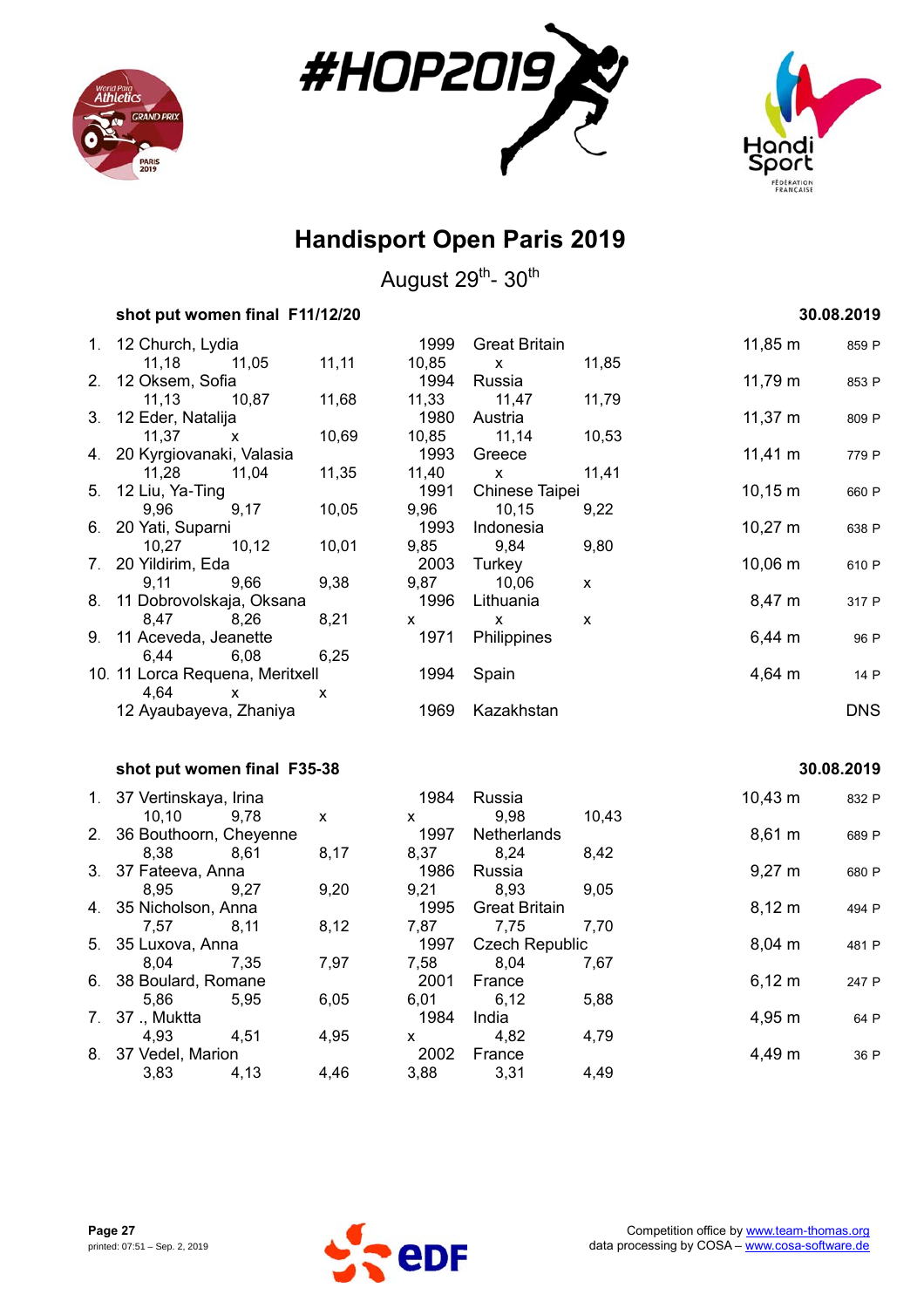# Handisport Open Paris 2019

August 29th- 30th

### shot put women final F11/12/20 — 30.08.2019

| Rank | Class | Name | Year | Country | Result | Points |
|---|---|---|---|---|---|---|
| 1. | 12 | Church, Lydia | 1999 | Great Britain | 11,85 m | 859 P |
| | | 11,18 · 11,05 · 11,11 · 10,85 · x · 11,85 | | | | |
| 2. | 12 | Oksem, Sofia | 1994 | Russia | 11,79 m | 853 P |
| | | 11,13 · 10,87 · 11,68 · 11,33 · 11,47 · 11,79 | | | | |
| 3. | 12 | Eder, Natalija | 1980 | Austria | 11,37 m | 809 P |
| | | 11,37 · x · 10,69 · 10,85 · 11,14 · 10,53 | | | | |
| 4. | 20 | Kyrgiovanaki, Valasia | 1993 | Greece | 11,41 m | 779 P |
| | | 11,28 · 11,04 · 11,35 · 11,40 · x · 11,41 | | | | |
| 5. | 12 | Liu, Ya-Ting | 1991 | Chinese Taipei | 10,15 m | 660 P |
| | | 9,96 · 9,17 · 10,05 · 9,96 · 10,15 · 9,22 | | | | |
| 6. | 20 | Yati, Suparni | 1993 | Indonesia | 10,27 m | 638 P |
| | | 10,27 · 10,12 · 10,01 · 9,85 · 9,84 · 9,80 | | | | |
| 7. | 20 | Yildirim, Eda | 2003 | Turkey | 10,06 m | 610 P |
| | | 9,11 · 9,66 · 9,38 · 9,87 · 10,06 · x | | | | |
| 8. | 11 | Dobrovolskaja, Oksana | 1996 | Lithuania | 8,47 m | 317 P |
| | | 8,47 · 8,26 · 8,21 · x · x · x | | | | |
| 9. | 11 | Aceveda, Jeanette | 1971 | Philippines | 6,44 m | 96 P |
| | | 6,44 · 6,08 · 6,25 | | | | |
| 10. | 11 | Lorca Requena, Meritxell | 1994 | Spain | 4,64 m | 14 P |
| | | 4,64 · x · x | | | | |
| | 12 | Ayaubayeva, Zhaniya | 1969 | Kazakhstan | DNS | |

### shot put women final F35-38 — 30.08.2019

| Rank | Class | Name | Year | Country | Result | Points |
|---|---|---|---|---|---|---|
| 1. | 37 | Vertinskaya, Irina | 1984 | Russia | 10,43 m | 832 P |
| | | 10,10 · 9,78 · x · x · 9,98 · 10,43 | | | | |
| 2. | 36 | Bouthoorn, Cheyenne | 1997 | Netherlands | 8,61 m | 689 P |
| | | 8,38 · 8,61 · 8,17 · 8,37 · 8,24 · 8,42 | | | | |
| 3. | 37 | Fateeva, Anna | 1986 | Russia | 9,27 m | 680 P |
| | | 8,95 · 9,27 · 9,20 · 9,21 · 8,93 · 9,05 | | | | |
| 4. | 35 | Nicholson, Anna | 1995 | Great Britain | 8,12 m | 494 P |
| | | 7,57 · 8,11 · 8,12 · 7,87 · 7,75 · 7,70 | | | | |
| 5. | 35 | Luxova, Anna | 1997 | Czech Republic | 8,04 m | 481 P |
| | | 8,04 · 7,35 · 7,97 · 7,58 · 8,04 · 7,67 | | | | |
| 6. | 38 | Boulard, Romane | 2001 | France | 6,12 m | 247 P |
| | | 5,86 · 5,95 · 6,05 · 6,01 · 6,12 · 5,88 | | | | |
| 7. | 37 | ., Muktta | 1984 | India | 4,95 m | 64 P |
| | | 4,93 · 4,51 · 4,95 · x · 4,82 · 4,79 | | | | |
| 8. | 37 | Vedel, Marion | 2002 | France | 4,49 m | 36 P |
| | | 3,83 · 4,13 · 4,46 · 3,88 · 3,31 · 4,49 | | | | |

Competition office by www.team-thomas.org
data processing by COSA – www.cosa-software.de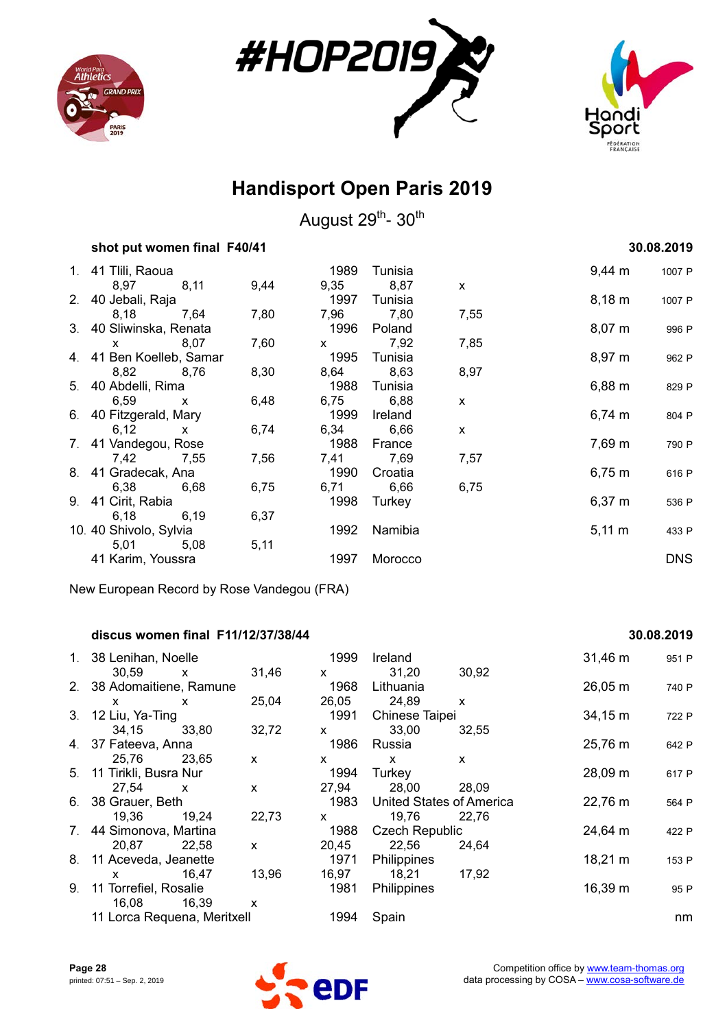# Handisport Open Paris 2019

August 29th- 30th

### shot put women final F40/41 — 30.08.2019

| Rank | Class | Name | | | | Year | Country | | Result | Points |
|---|---|---|---|---|---|---|---|---|---|---|
| 1. | 41 | Tlili, Raoua | | | | 1989 | Tunisia | | 9,44 m | 1007 P |
| | | 8,97 | 8,11 | 9,44 | 9,35 | | 8,87 | x | | |
| 2. | 40 | Jebali, Raja | | | | 1997 | Tunisia | | 8,18 m | 1007 P |
| | | 8,18 | 7,64 | 7,80 | 7,96 | | 7,80 | 7,55 | | |
| 3. | 40 | Sliwinska, Renata | | | | 1996 | Poland | | 8,07 m | 996 P |
| | | x | 8,07 | 7,60 | x | | 7,92 | 7,85 | | |
| 4. | 41 | Ben Koelleb, Samar | | | | 1995 | Tunisia | | 8,97 m | 962 P |
| | | 8,82 | 8,76 | 8,30 | 8,64 | | 8,63 | 8,97 | | |
| 5. | 40 | Abdelli, Rima | | | | 1988 | Tunisia | | 6,88 m | 829 P |
| | | 6,59 | x | 6,48 | 6,75 | | 6,88 | x | | |
| 6. | 40 | Fitzgerald, Mary | | | | 1999 | Ireland | | 6,74 m | 804 P |
| | | 6,12 | x | 6,74 | 6,34 | | 6,66 | x | | |
| 7. | 41 | Vandegou, Rose | | | | 1988 | France | | 7,69 m | 790 P |
| | | 7,42 | 7,55 | 7,56 | 7,41 | | 7,69 | 7,57 | | |
| 8. | 41 | Gradecak, Ana | | | | 1990 | Croatia | | 6,75 m | 616 P |
| | | 6,38 | 6,68 | 6,75 | 6,71 | | 6,66 | 6,75 | | |
| 9. | 41 | Cirit, Rabia | | | | 1998 | Turkey | | 6,37 m | 536 P |
| | | 6,18 | 6,19 | 6,37 | | | | | | |
| 10. | 40 | Shivolo, Sylvia | | | | 1992 | Namibia | | 5,11 m | 433 P |
| | | 5,01 | 5,08 | 5,11 | | | | | | |
| | 41 | Karim, Youssra | | | | 1997 | Morocco | | | DNS |

New European Record by Rose Vandegou (FRA)

### discus women final F11/12/37/38/44 — 30.08.2019

| Rank | Class | Name | | | | Year | Country | | Result | Points |
|---|---|---|---|---|---|---|---|---|---|---|
| 1. | 38 | Lenihan, Noelle | | | | 1999 | Ireland | | 31,46 m | 951 P |
| | | 30,59 | x | 31,46 | x | | 31,20 | 30,92 | | |
| 2. | 38 | Adomaitiene, Ramune | | | | 1968 | Lithuania | | 26,05 m | 740 P |
| | | x | x | 25,04 | 26,05 | | 24,89 | x | | |
| 3. | 12 | Liu, Ya-Ting | | | | 1991 | Chinese Taipei | | 34,15 m | 722 P |
| | | 34,15 | 33,80 | 32,72 | x | | 33,00 | 32,55 | | |
| 4. | 37 | Fateeva, Anna | | | | 1986 | Russia | | 25,76 m | 642 P |
| | | 25,76 | 23,65 | x | x | | x | x | | |
| 5. | 11 | Tirikli, Busra Nur | | | | 1994 | Turkey | | 28,09 m | 617 P |
| | | 27,54 | x | x | 27,94 | | 28,00 | 28,09 | | |
| 6. | 38 | Grauer, Beth | | | | 1983 | United States of America | | 22,76 m | 564 P |
| | | 19,36 | 19,24 | 22,73 | x | | 19,76 | 22,76 | | |
| 7. | 44 | Simonova, Martina | | | | 1988 | Czech Republic | | 24,64 m | 422 P |
| | | 20,87 | 22,58 | x | 20,45 | | 22,56 | 24,64 | | |
| 8. | 11 | Aceveda, Jeanette | | | | 1971 | Philippines | | 18,21 m | 153 P |
| | | x | 16,47 | 13,96 | 16,97 | | 18,21 | 17,92 | | |
| 9. | 11 | Torrefiel, Rosalie | | | | 1981 | Philippines | | 16,39 m | 95 P |
| | | 16,08 | 16,39 | x | | | | | | |
| | 11 | Lorca Requena, Meritxell | | | | 1994 | Spain | | | nm |

Competition office by www.team-thomas.org
data processing by COSA – www.cosa-software.de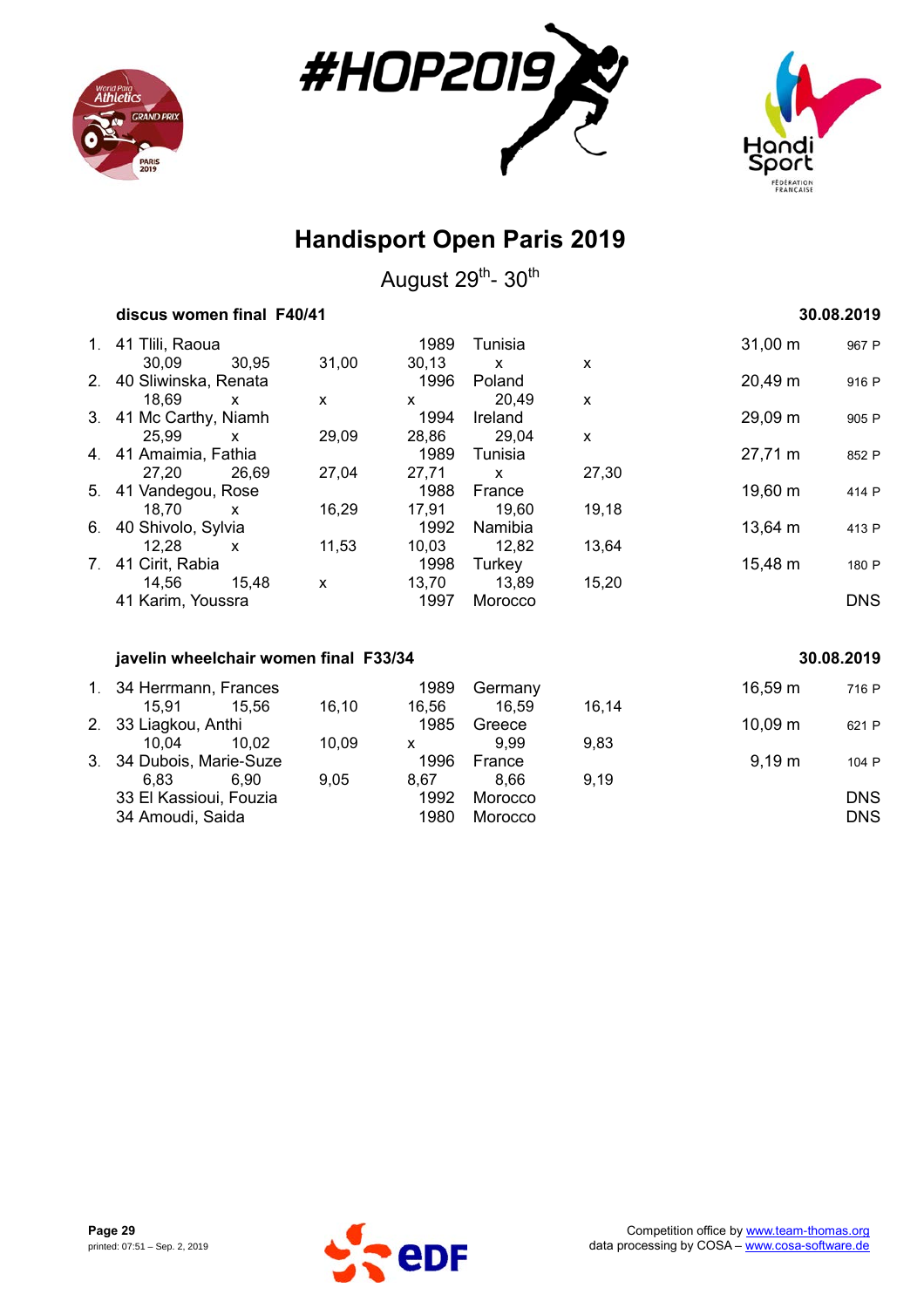# Handisport Open Paris 2019

August 29th- 30th

### discus women final F40/41 — 30.08.2019

| Rank | Class | Name | | | | Year | Country | | Result | Points |
|---|---|---|---|---|---|---|---|---|---|---|
| 1. | 41 | Tlili, Raoua | | | | 1989 | Tunisia | | 31,00 m | 967 P |
| | | 30,09 | 30,95 | 31,00 | 30,13 | x | x | | | |
| 2. | 40 | Sliwinska, Renata | | | | 1996 | Poland | | 20,49 m | 916 P |
| | | 18,69 | x | x | x | 20,49 | x | | | |
| 3. | 41 | Mc Carthy, Niamh | | | | 1994 | Ireland | | 29,09 m | 905 P |
| | | 25,99 | x | 29,09 | 28,86 | 29,04 | x | | | |
| 4. | 41 | Amaimia, Fathia | | | | 1989 | Tunisia | | 27,71 m | 852 P |
| | | 27,20 | 26,69 | 27,04 | 27,71 | x | 27,30 | | | |
| 5. | 41 | Vandegou, Rose | | | | 1988 | France | | 19,60 m | 414 P |
| | | 18,70 | x | 16,29 | 17,91 | 19,60 | 19,18 | | | |
| 6. | 40 | Shivolo, Sylvia | | | | 1992 | Namibia | | 13,64 m | 413 P |
| | | 12,28 | x | 11,53 | 10,03 | 12,82 | 13,64 | | | |
| 7. | 41 | Cirit, Rabia | | | | 1998 | Turkey | | 15,48 m | 180 P |
| | | 14,56 | 15,48 | x | 13,70 | 13,89 | 15,20 | | | |
| | 41 | Karim, Youssra | | | | 1997 | Morocco | | DNS | |

### javelin wheelchair women final F33/34 — 30.08.2019

| Rank | Class | Name | | | | Year | Country | | Result | Points |
|---|---|---|---|---|---|---|---|---|---|---|
| 1. | 34 | Herrmann, Frances | | | | 1989 | Germany | | 16,59 m | 716 P |
| | | 15,91 | 15,56 | 16,10 | 16,56 | 16,59 | 16,14 | | | |
| 2. | 33 | Liagkou, Anthi | | | | 1985 | Greece | | 10,09 m | 621 P |
| | | 10,04 | 10,02 | 10,09 | x | 9,99 | 9,83 | | | |
| 3. | 34 | Dubois, Marie-Suze | | | | 1996 | France | | 9,19 m | 104 P |
| | | 6,83 | 6,90 | 9,05 | 8,67 | 8,66 | 9,19 | | | |
| | 33 | El Kassioui, Fouzia | | | | 1992 | Morocco | | DNS | |
| | 34 | Amoudi, Saida | | | | 1980 | Morocco | | DNS | |

printed: 07:51 – Sep. 2, 2019

Competition office by www.team-thomas.org
data processing by COSA – www.cosa-software.de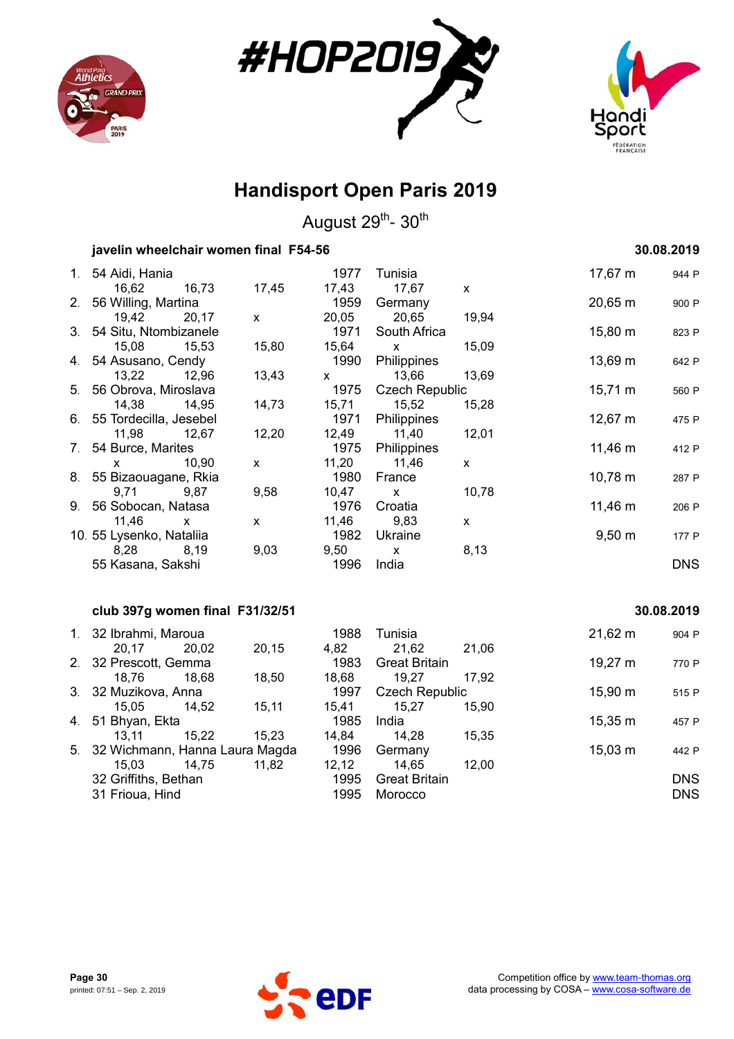# Handisport Open Paris 2019

August 29th- 30th

## javelin wheelchair women final F54-56

30.08.2019

| | | | | | | | | |
|---|---|---|---|---|---|---|---|---|
| 1. | 54 Aidi, Hania | | | 1977 | Tunisia | | 17,67 m | 944 P |
| | 16,62 | 16,73 | 17,45 | 17,43 | 17,67 | x | | |
| 2. | 56 Willing, Martina | | | 1959 | Germany | | 20,65 m | 900 P |
| | 19,42 | 20,17 | x | 20,05 | 20,65 | 19,94 | | |
| 3. | 54 Situ, Ntombizanele | | | 1971 | South Africa | | 15,80 m | 823 P |
| | 15,08 | 15,53 | 15,80 | 15,64 | x | 15,09 | | |
| 4. | 54 Asusano, Cendy | | | 1990 | Philippines | | 13,69 m | 642 P |
| | 13,22 | 12,96 | 13,43 | x | 13,66 | 13,69 | | |
| 5. | 56 Obrova, Miroslava | | | 1975 | Czech Republic | | 15,71 m | 560 P |
| | 14,38 | 14,95 | 14,73 | 15,71 | 15,52 | 15,28 | | |
| 6. | 55 Tordecilla, Jesebel | | | 1971 | Philippines | | 12,67 m | 475 P |
| | 11,98 | 12,67 | 12,20 | 12,49 | 11,40 | 12,01 | | |
| 7. | 54 Burce, Marites | | | 1975 | Philippines | | 11,46 m | 412 P |
| | x | 10,90 | x | 11,20 | 11,46 | x | | |
| 8. | 55 Bizaouagane, Rkia | | | 1980 | France | | 10,78 m | 287 P |
| | 9,71 | 9,87 | 9,58 | 10,47 | x | 10,78 | | |
| 9. | 56 Sobocan, Natasa | | | 1976 | Croatia | | 11,46 m | 206 P |
| | 11,46 | x | x | 11,46 | 9,83 | x | | |
| 10. | 55 Lysenko, Nataliia | | | 1982 | Ukraine | | 9,50 m | 177 P |
| | 8,28 | 8,19 | 9,03 | 9,50 | x | 8,13 | | |
| | 55 Kasana, Sakshi | | | 1996 | India | | | DNS |

## club 397g women final F31/32/51

30.08.2019

| | | | | | | | | |
|---|---|---|---|---|---|---|---|---|
| 1. | 32 Ibrahmi, Maroua | | | 1988 | Tunisia | | 21,62 m | 904 P |
| | 20,17 | 20,02 | 20,15 | 4,82 | 21,62 | 21,06 | | |
| 2. | 32 Prescott, Gemma | | | 1983 | Great Britain | | 19,27 m | 770 P |
| | 18,76 | 18,68 | 18,50 | 18,68 | 19,27 | 17,92 | | |
| 3. | 32 Muzikova, Anna | | | 1997 | Czech Republic | | 15,90 m | 515 P |
| | 15,05 | 14,52 | 15,11 | 15,41 | 15,27 | 15,90 | | |
| 4. | 51 Bhyan, Ekta | | | 1985 | India | | 15,35 m | 457 P |
| | 13,11 | 15,22 | 15,23 | 14,84 | 14,28 | 15,35 | | |
| 5. | 32 Wichmann, Hanna Laura Magda | | | 1996 | Germany | | 15,03 m | 442 P |
| | 15,03 | 14,75 | 11,82 | 12,12 | 14,65 | 12,00 | | |
| | 32 Griffiths, Bethan | | | 1995 | Great Britain | | | DNS |
| | 31 Frioua, Hind | | | 1995 | Morocco | | | DNS |

printed: 07:51 – Sep. 2, 2019

Competition office by www.team-thomas.org
data processing by COSA – www.cosa-software.de